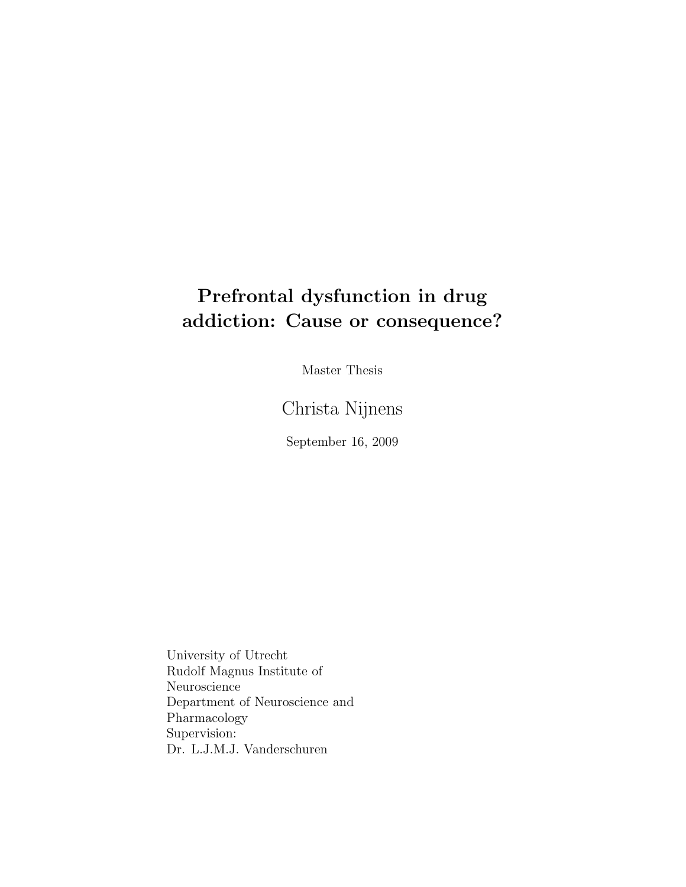# Prefrontal dysfunction in drug addiction: Cause or consequence?

Master Thesis

Christa Nijnens

September 16, 2009

University of Utrecht
Rudolf Magnus Institute of
Neuroscience
Department of Neuroscience and
Pharmacology
Supervision:
Dr. L.J.M.J. Vanderschuren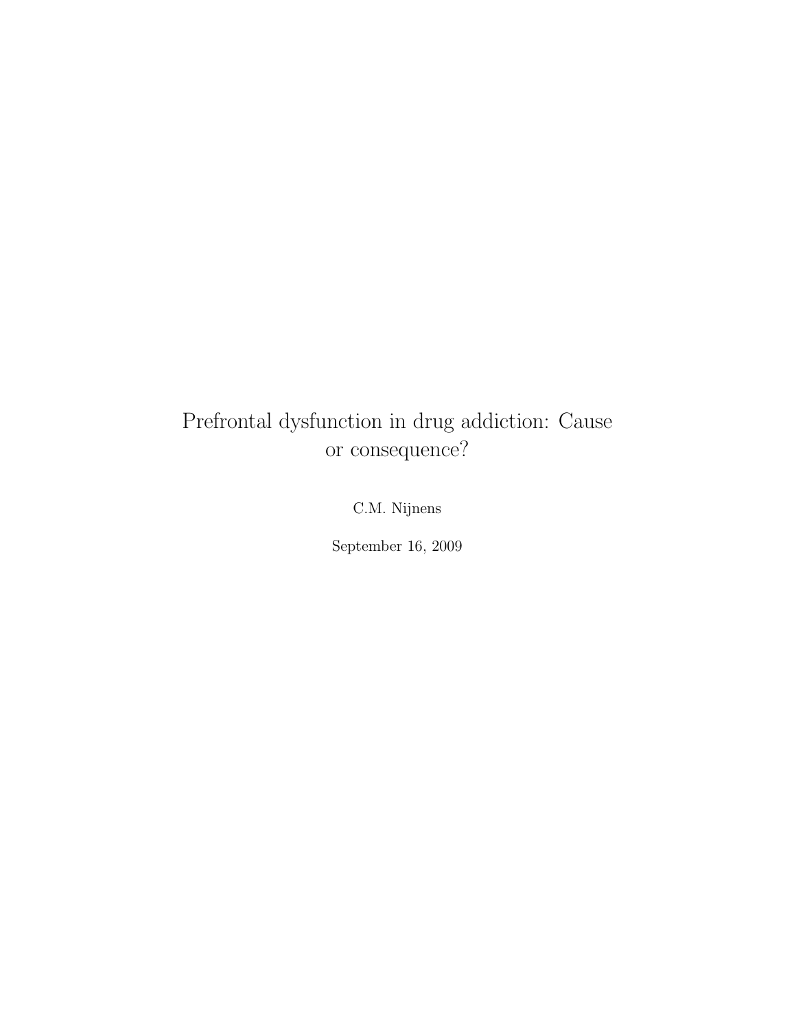# Prefrontal dysfunction in drug addiction: Cause or consequence?

C.M. Nijnens

September 16, 2009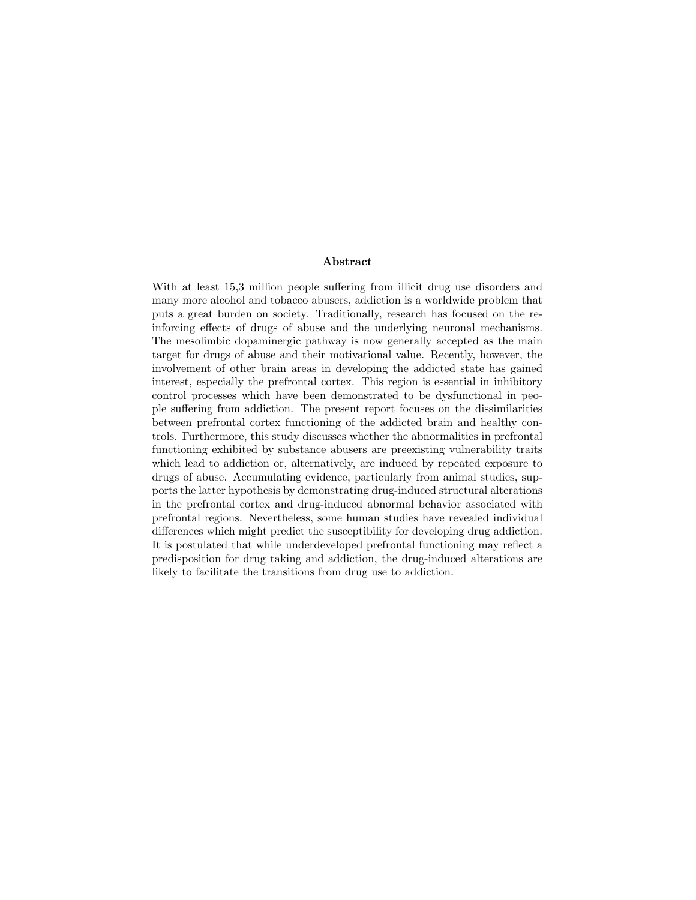## Abstract

With at least 15,3 million people suffering from illicit drug use disorders and many more alcohol and tobacco abusers, addiction is a worldwide problem that puts a great burden on society. Traditionally, research has focused on the reinforcing effects of drugs of abuse and the underlying neuronal mechanisms. The mesolimbic dopaminergic pathway is now generally accepted as the main target for drugs of abuse and their motivational value. Recently, however, the involvement of other brain areas in developing the addicted state has gained interest, especially the prefrontal cortex. This region is essential in inhibitory control processes which have been demonstrated to be dysfunctional in people suffering from addiction. The present report focuses on the dissimilarities between prefrontal cortex functioning of the addicted brain and healthy controls. Furthermore, this study discusses whether the abnormalities in prefrontal functioning exhibited by substance abusers are preexisting vulnerability traits which lead to addiction or, alternatively, are induced by repeated exposure to drugs of abuse. Accumulating evidence, particularly from animal studies, supports the latter hypothesis by demonstrating drug-induced structural alterations in the prefrontal cortex and drug-induced abnormal behavior associated with prefrontal regions. Nevertheless, some human studies have revealed individual differences which might predict the susceptibility for developing drug addiction. It is postulated that while underdeveloped prefrontal functioning may reflect a predisposition for drug taking and addiction, the drug-induced alterations are likely to facilitate the transitions from drug use to addiction.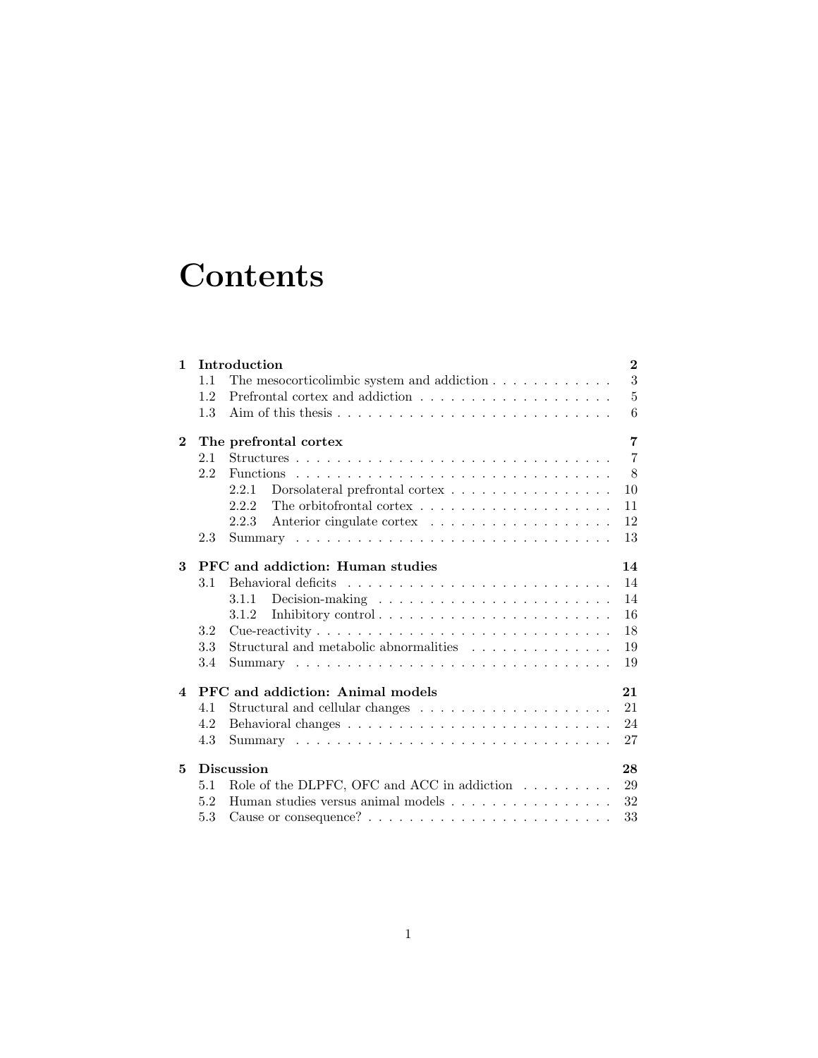# Contents

**1 Introduction** **2**
- 1.1 The mesocorticolimbic system and addiction . . . . . . . . . . . . 3
- 1.2 Prefrontal cortex and addiction . . . . . . . . . . . . . . . . . . . 5
- 1.3 Aim of this thesis . . . . . . . . . . . . . . . . . . . . . . . . . . 6

**2 The prefrontal cortex** **7**
- 2.1 Structures . . . . . . . . . . . . . . . . . . . . . . . . . . . . . . 7
- 2.2 Functions . . . . . . . . . . . . . . . . . . . . . . . . . . . . . . 8
  - 2.2.1 Dorsolateral prefrontal cortex . . . . . . . . . . . . . . . . 10
  - 2.2.2 The orbitofrontal cortex . . . . . . . . . . . . . . . . . . . 11
  - 2.2.3 Anterior cingulate cortex . . . . . . . . . . . . . . . . . . 12
- 2.3 Summary . . . . . . . . . . . . . . . . . . . . . . . . . . . . . . 13

**3 PFC and addiction: Human studies** **14**
- 3.1 Behavioral deficits . . . . . . . . . . . . . . . . . . . . . . . . . 14
  - 3.1.1 Decision-making . . . . . . . . . . . . . . . . . . . . . . . 14
  - 3.1.2 Inhibitory control . . . . . . . . . . . . . . . . . . . . . . . 16
- 3.2 Cue-reactivity . . . . . . . . . . . . . . . . . . . . . . . . . . . . 18
- 3.3 Structural and metabolic abnormalities . . . . . . . . . . . . . . 19
- 3.4 Summary . . . . . . . . . . . . . . . . . . . . . . . . . . . . . . 19

**4 PFC and addiction: Animal models** **21**
- 4.1 Structural and cellular changes . . . . . . . . . . . . . . . . . . . 21
- 4.2 Behavioral changes . . . . . . . . . . . . . . . . . . . . . . . . . 24
- 4.3 Summary . . . . . . . . . . . . . . . . . . . . . . . . . . . . . . 27

**5 Discussion** **28**
- 5.1 Role of the DLPFC, OFC and ACC in addiction . . . . . . . . . 29
- 5.2 Human studies versus animal models . . . . . . . . . . . . . . . . 32
- 5.3 Cause or consequence? . . . . . . . . . . . . . . . . . . . . . . . . 33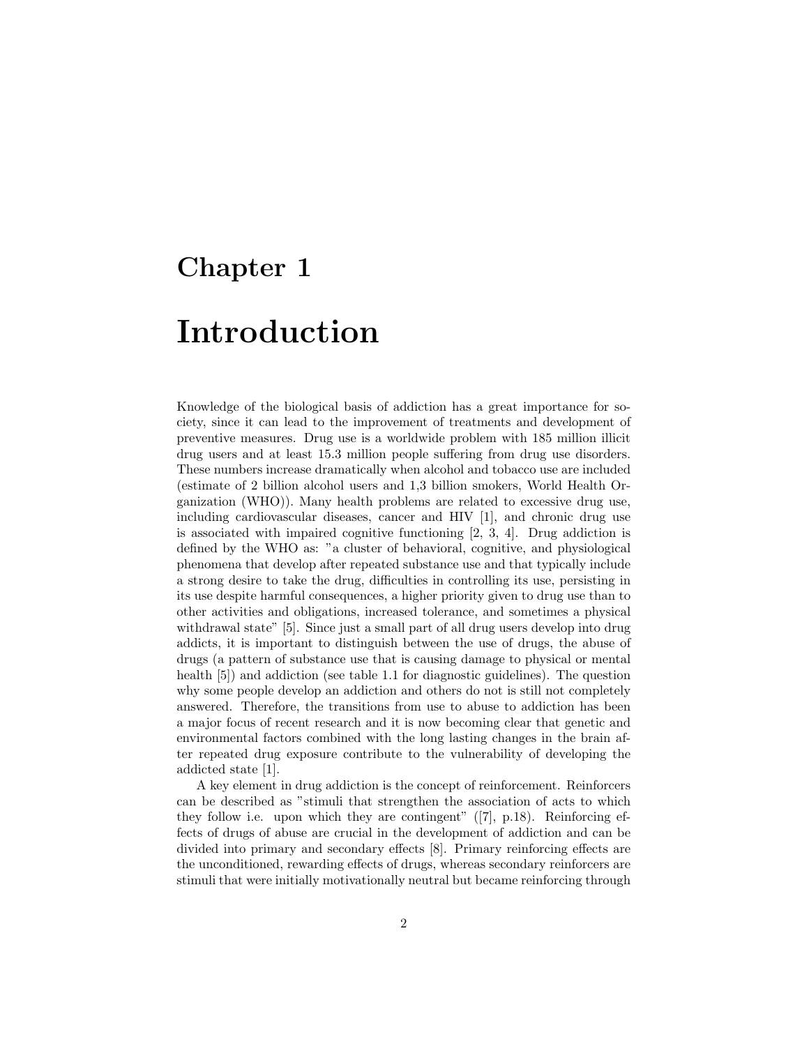# Chapter 1

# Introduction

Knowledge of the biological basis of addiction has a great importance for society, since it can lead to the improvement of treatments and development of preventive measures. Drug use is a worldwide problem with 185 million illicit drug users and at least 15.3 million people suffering from drug use disorders. These numbers increase dramatically when alcohol and tobacco use are included (estimate of 2 billion alcohol users and 1,3 billion smokers, World Health Organization (WHO)). Many health problems are related to excessive drug use, including cardiovascular diseases, cancer and HIV [1], and chronic drug use is associated with impaired cognitive functioning [2, 3, 4]. Drug addiction is defined by the WHO as: "a cluster of behavioral, cognitive, and physiological phenomena that develop after repeated substance use and that typically include a strong desire to take the drug, difficulties in controlling its use, persisting in its use despite harmful consequences, a higher priority given to drug use than to other activities and obligations, increased tolerance, and sometimes a physical withdrawal state" [5]. Since just a small part of all drug users develop into drug addicts, it is important to distinguish between the use of drugs, the abuse of drugs (a pattern of substance use that is causing damage to physical or mental health [5]) and addiction (see table 1.1 for diagnostic guidelines). The question why some people develop an addiction and others do not is still not completely answered. Therefore, the transitions from use to abuse to addiction has been a major focus of recent research and it is now becoming clear that genetic and environmental factors combined with the long lasting changes in the brain after repeated drug exposure contribute to the vulnerability of developing the addicted state [1].

A key element in drug addiction is the concept of reinforcement. Reinforcers can be described as "stimuli that strengthen the association of acts to which they follow i.e. upon which they are contingent" ([7], p.18). Reinforcing effects of drugs of abuse are crucial in the development of addiction and can be divided into primary and secondary effects [8]. Primary reinforcing effects are the unconditioned, rewarding effects of drugs, whereas secondary reinforcers are stimuli that were initially motivationally neutral but became reinforcing through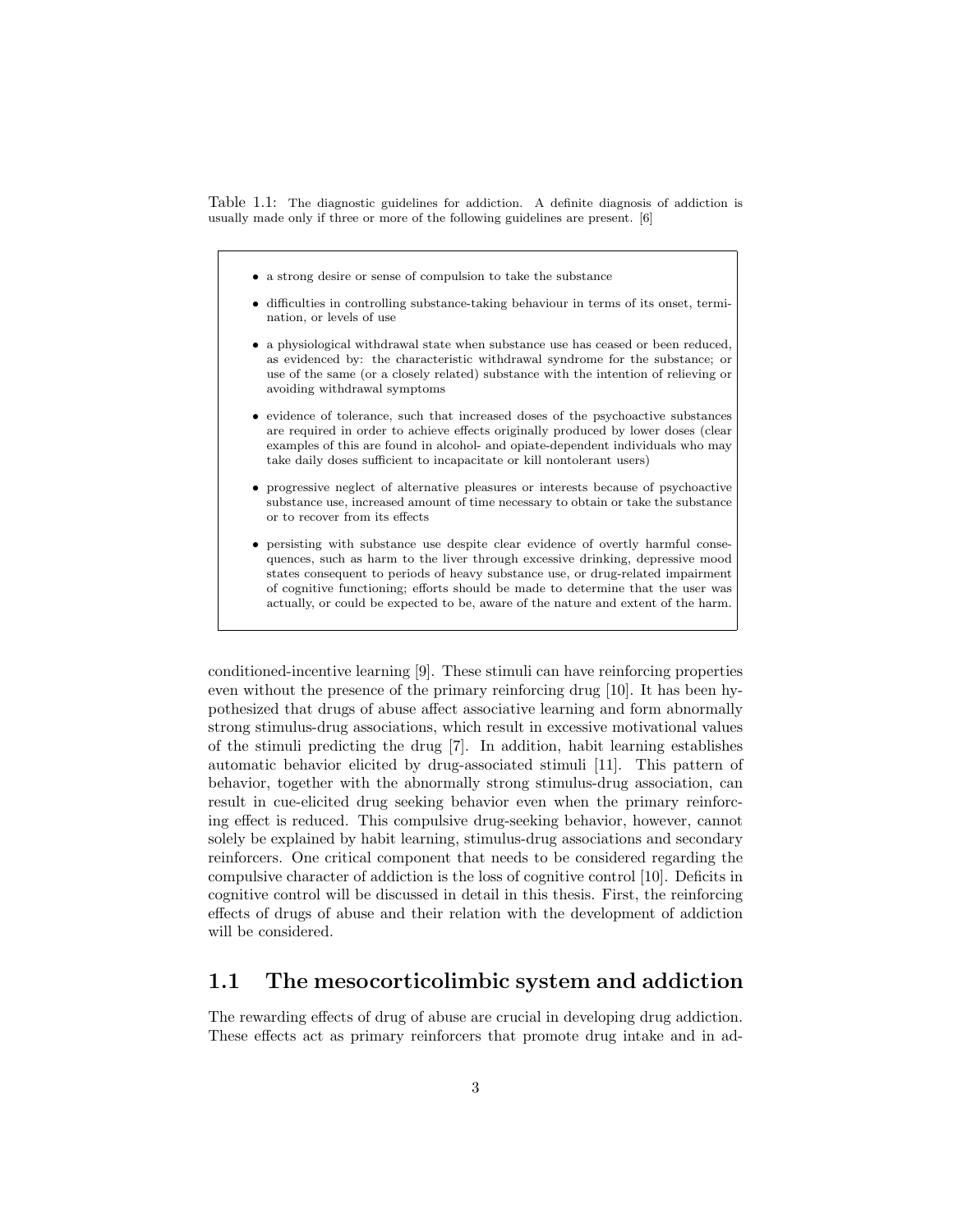Table 1.1: The diagnostic guidelines for addiction. A definite diagnosis of addiction is usually made only if three or more of the following guidelines are present. [6]

- a strong desire or sense of compulsion to take the substance
- difficulties in controlling substance-taking behaviour in terms of its onset, termination, or levels of use
- a physiological withdrawal state when substance use has ceased or been reduced, as evidenced by: the characteristic withdrawal syndrome for the substance; or use of the same (or a closely related) substance with the intention of relieving or avoiding withdrawal symptoms
- evidence of tolerance, such that increased doses of the psychoactive substances are required in order to achieve effects originally produced by lower doses (clear examples of this are found in alcohol- and opiate-dependent individuals who may take daily doses sufficient to incapacitate or kill nontolerant users)
- progressive neglect of alternative pleasures or interests because of psychoactive substance use, increased amount of time necessary to obtain or take the substance or to recover from its effects
- persisting with substance use despite clear evidence of overtly harmful consequences, such as harm to the liver through excessive drinking, depressive mood states consequent to periods of heavy substance use, or drug-related impairment of cognitive functioning; efforts should be made to determine that the user was actually, or could be expected to be, aware of the nature and extent of the harm.

conditioned-incentive learning [9]. These stimuli can have reinforcing properties even without the presence of the primary reinforcing drug [10]. It has been hypothesized that drugs of abuse affect associative learning and form abnormally strong stimulus-drug associations, which result in excessive motivational values of the stimuli predicting the drug [7]. In addition, habit learning establishes automatic behavior elicited by drug-associated stimuli [11]. This pattern of behavior, together with the abnormally strong stimulus-drug association, can result in cue-elicited drug seeking behavior even when the primary reinforcing effect is reduced. This compulsive drug-seeking behavior, however, cannot solely be explained by habit learning, stimulus-drug associations and secondary reinforcers. One critical component that needs to be considered regarding the compulsive character of addiction is the loss of cognitive control [10]. Deficits in cognitive control will be discussed in detail in this thesis. First, the reinforcing effects of drugs of abuse and their relation with the development of addiction will be considered.

## 1.1 The mesocorticolimbic system and addiction

The rewarding effects of drug of abuse are crucial in developing drug addiction. These effects act as primary reinforcers that promote drug intake and in ad-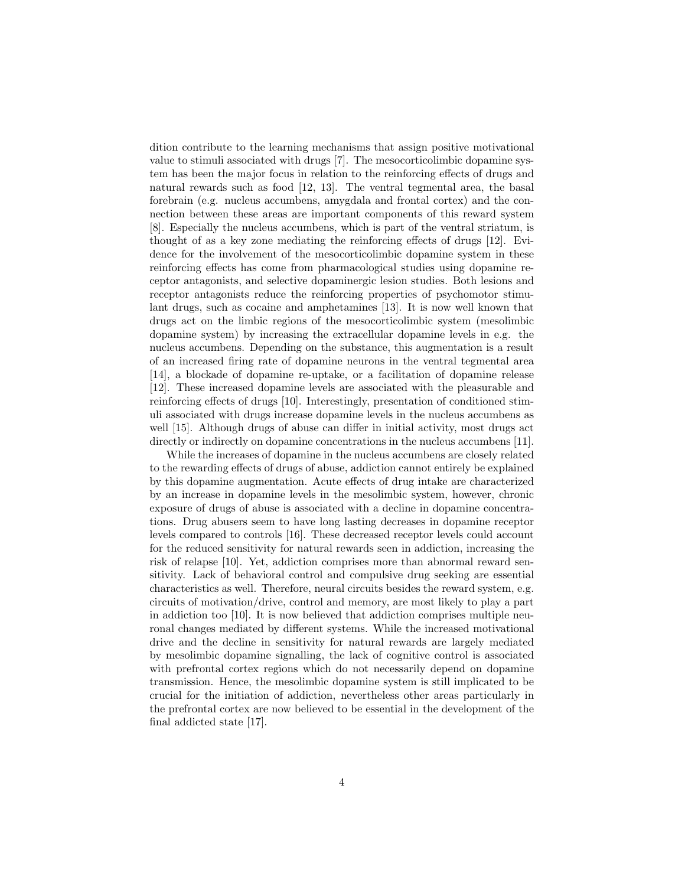dition contribute to the learning mechanisms that assign positive motivational value to stimuli associated with drugs [7]. The mesocorticolimbic dopamine system has been the major focus in relation to the reinforcing effects of drugs and natural rewards such as food [12, 13]. The ventral tegmental area, the basal forebrain (e.g. nucleus accumbens, amygdala and frontal cortex) and the connection between these areas are important components of this reward system [8]. Especially the nucleus accumbens, which is part of the ventral striatum, is thought of as a key zone mediating the reinforcing effects of drugs [12]. Evidence for the involvement of the mesocorticolimbic dopamine system in these reinforcing effects has come from pharmacological studies using dopamine receptor antagonists, and selective dopaminergic lesion studies. Both lesions and receptor antagonists reduce the reinforcing properties of psychomotor stimulant drugs, such as cocaine and amphetamines [13]. It is now well known that drugs act on the limbic regions of the mesocorticolimbic system (mesolimbic dopamine system) by increasing the extracellular dopamine levels in e.g. the nucleus accumbens. Depending on the substance, this augmentation is a result of an increased firing rate of dopamine neurons in the ventral tegmental area [14], a blockade of dopamine re-uptake, or a facilitation of dopamine release [12]. These increased dopamine levels are associated with the pleasurable and reinforcing effects of drugs [10]. Interestingly, presentation of conditioned stimuli associated with drugs increase dopamine levels in the nucleus accumbens as well [15]. Although drugs of abuse can differ in initial activity, most drugs act directly or indirectly on dopamine concentrations in the nucleus accumbens [11].

While the increases of dopamine in the nucleus accumbens are closely related to the rewarding effects of drugs of abuse, addiction cannot entirely be explained by this dopamine augmentation. Acute effects of drug intake are characterized by an increase in dopamine levels in the mesolimbic system, however, chronic exposure of drugs of abuse is associated with a decline in dopamine concentrations. Drug abusers seem to have long lasting decreases in dopamine receptor levels compared to controls [16]. These decreased receptor levels could account for the reduced sensitivity for natural rewards seen in addiction, increasing the risk of relapse [10]. Yet, addiction comprises more than abnormal reward sensitivity. Lack of behavioral control and compulsive drug seeking are essential characteristics as well. Therefore, neural circuits besides the reward system, e.g. circuits of motivation/drive, control and memory, are most likely to play a part in addiction too [10]. It is now believed that addiction comprises multiple neuronal changes mediated by different systems. While the increased motivational drive and the decline in sensitivity for natural rewards are largely mediated by mesolimbic dopamine signalling, the lack of cognitive control is associated with prefrontal cortex regions which do not necessarily depend on dopamine transmission. Hence, the mesolimbic dopamine system is still implicated to be crucial for the initiation of addiction, nevertheless other areas particularly in the prefrontal cortex are now believed to be essential in the development of the final addicted state [17].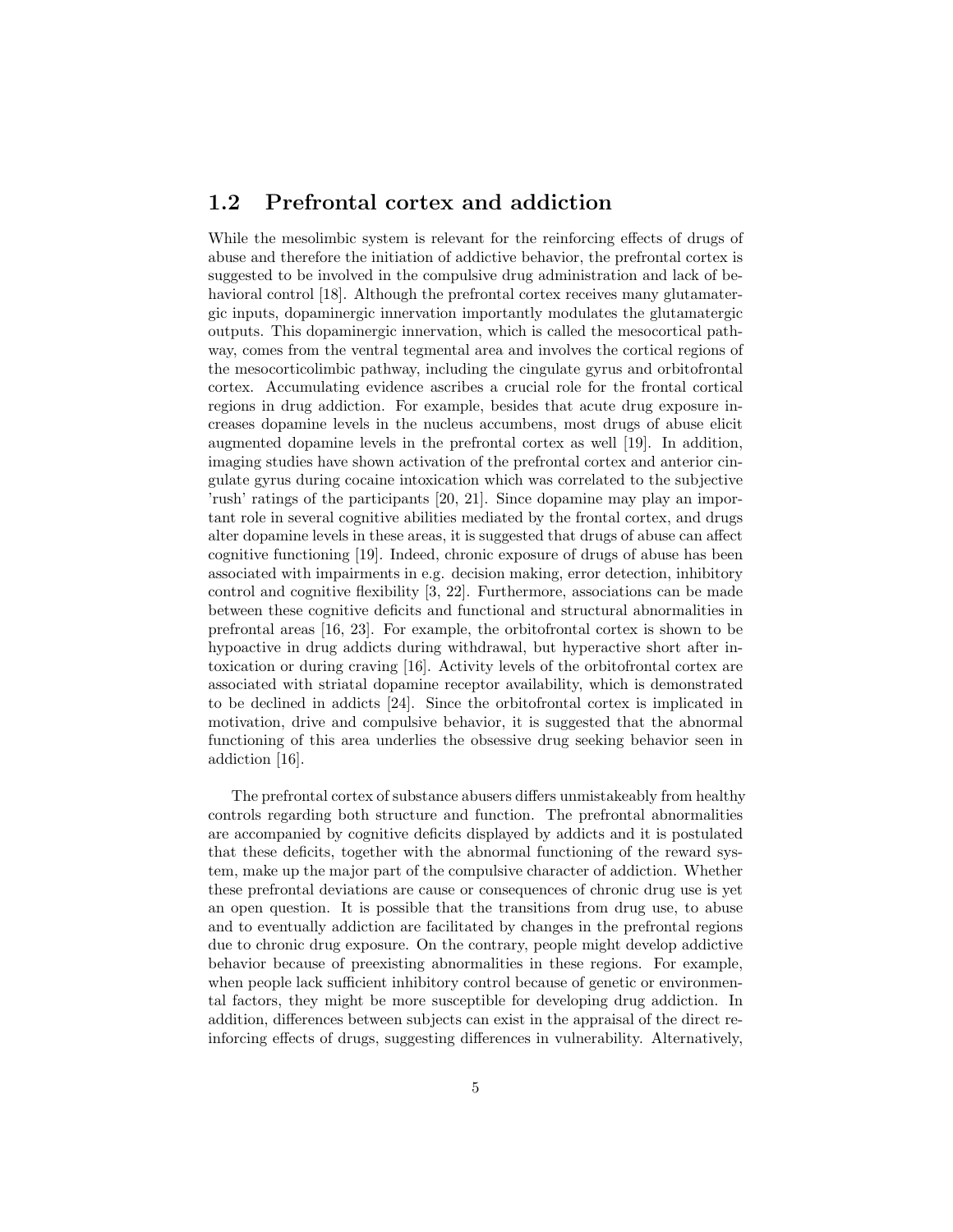## 1.2 Prefrontal cortex and addiction

While the mesolimbic system is relevant for the reinforcing effects of drugs of abuse and therefore the initiation of addictive behavior, the prefrontal cortex is suggested to be involved in the compulsive drug administration and lack of behavioral control [18]. Although the prefrontal cortex receives many glutamatergic inputs, dopaminergic innervation importantly modulates the glutamatergic outputs. This dopaminergic innervation, which is called the mesocortical pathway, comes from the ventral tegmental area and involves the cortical regions of the mesocorticolimbic pathway, including the cingulate gyrus and orbitofrontal cortex. Accumulating evidence ascribes a crucial role for the frontal cortical regions in drug addiction. For example, besides that acute drug exposure increases dopamine levels in the nucleus accumbens, most drugs of abuse elicit augmented dopamine levels in the prefrontal cortex as well [19]. In addition, imaging studies have shown activation of the prefrontal cortex and anterior cingulate gyrus during cocaine intoxication which was correlated to the subjective 'rush' ratings of the participants [20, 21]. Since dopamine may play an important role in several cognitive abilities mediated by the frontal cortex, and drugs alter dopamine levels in these areas, it is suggested that drugs of abuse can affect cognitive functioning [19]. Indeed, chronic exposure of drugs of abuse has been associated with impairments in e.g. decision making, error detection, inhibitory control and cognitive flexibility [3, 22]. Furthermore, associations can be made between these cognitive deficits and functional and structural abnormalities in prefrontal areas [16, 23]. For example, the orbitofrontal cortex is shown to be hypoactive in drug addicts during withdrawal, but hyperactive short after intoxication or during craving [16]. Activity levels of the orbitofrontal cortex are associated with striatal dopamine receptor availability, which is demonstrated to be declined in addicts [24]. Since the orbitofrontal cortex is implicated in motivation, drive and compulsive behavior, it is suggested that the abnormal functioning of this area underlies the obsessive drug seeking behavior seen in addiction [16].

The prefrontal cortex of substance abusers differs unmistakeably from healthy controls regarding both structure and function. The prefrontal abnormalities are accompanied by cognitive deficits displayed by addicts and it is postulated that these deficits, together with the abnormal functioning of the reward system, make up the major part of the compulsive character of addiction. Whether these prefrontal deviations are cause or consequences of chronic drug use is yet an open question. It is possible that the transitions from drug use, to abuse and to eventually addiction are facilitated by changes in the prefrontal regions due to chronic drug exposure. On the contrary, people might develop addictive behavior because of preexisting abnormalities in these regions. For example, when people lack sufficient inhibitory control because of genetic or environmental factors, they might be more susceptible for developing drug addiction. In addition, differences between subjects can exist in the appraisal of the direct reinforcing effects of drugs, suggesting differences in vulnerability. Alternatively,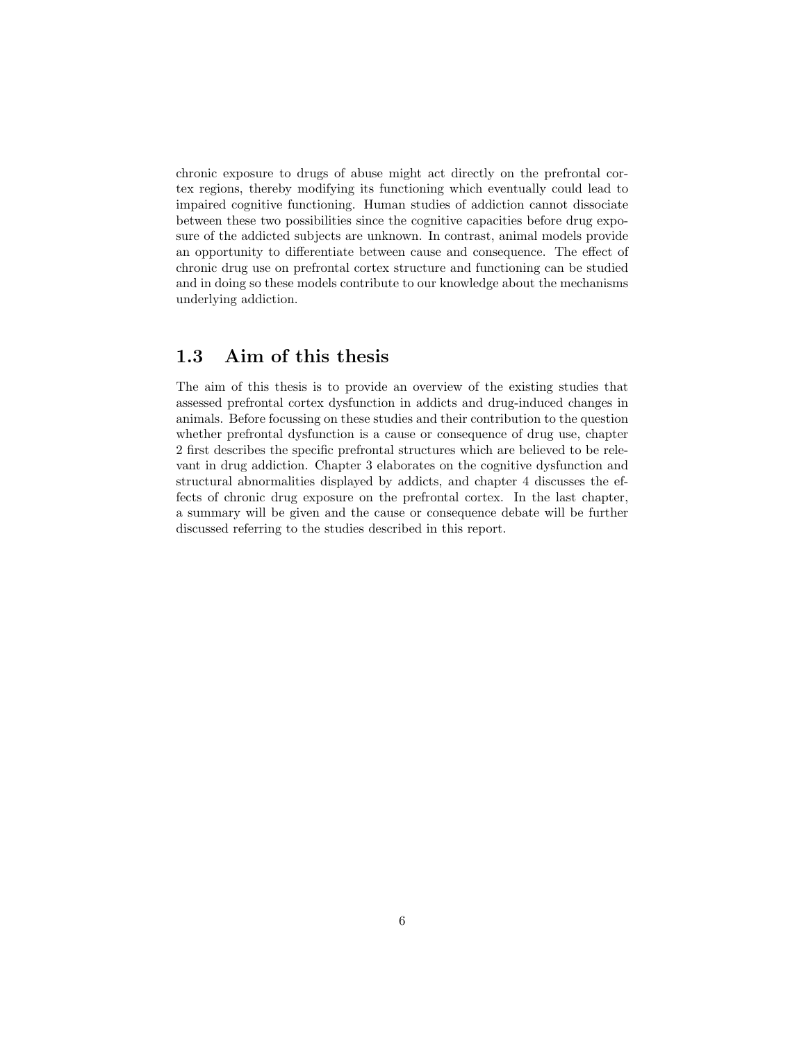chronic exposure to drugs of abuse might act directly on the prefrontal cortex regions, thereby modifying its functioning which eventually could lead to impaired cognitive functioning. Human studies of addiction cannot dissociate between these two possibilities since the cognitive capacities before drug exposure of the addicted subjects are unknown. In contrast, animal models provide an opportunity to differentiate between cause and consequence. The effect of chronic drug use on prefrontal cortex structure and functioning can be studied and in doing so these models contribute to our knowledge about the mechanisms underlying addiction.

## 1.3 Aim of this thesis

The aim of this thesis is to provide an overview of the existing studies that assessed prefrontal cortex dysfunction in addicts and drug-induced changes in animals. Before focussing on these studies and their contribution to the question whether prefrontal dysfunction is a cause or consequence of drug use, chapter 2 first describes the specific prefrontal structures which are believed to be relevant in drug addiction. Chapter 3 elaborates on the cognitive dysfunction and structural abnormalities displayed by addicts, and chapter 4 discusses the effects of chronic drug exposure on the prefrontal cortex. In the last chapter, a summary will be given and the cause or consequence debate will be further discussed referring to the studies described in this report.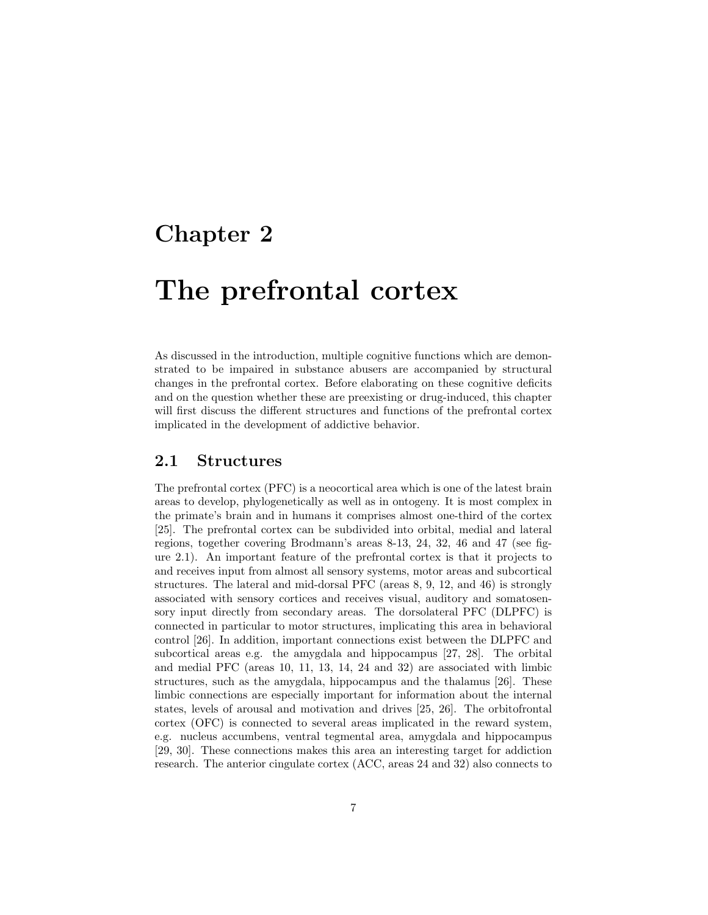# Chapter 2

# The prefrontal cortex

As discussed in the introduction, multiple cognitive functions which are demonstrated to be impaired in substance abusers are accompanied by structural changes in the prefrontal cortex. Before elaborating on these cognitive deficits and on the question whether these are preexisting or drug-induced, this chapter will first discuss the different structures and functions of the prefrontal cortex implicated in the development of addictive behavior.

## 2.1 Structures

The prefrontal cortex (PFC) is a neocortical area which is one of the latest brain areas to develop, phylogenetically as well as in ontogeny. It is most complex in the primate's brain and in humans it comprises almost one-third of the cortex [25]. The prefrontal cortex can be subdivided into orbital, medial and lateral regions, together covering Brodmann's areas 8-13, 24, 32, 46 and 47 (see figure 2.1). An important feature of the prefrontal cortex is that it projects to and receives input from almost all sensory systems, motor areas and subcortical structures. The lateral and mid-dorsal PFC (areas 8, 9, 12, and 46) is strongly associated with sensory cortices and receives visual, auditory and somatosensory input directly from secondary areas. The dorsolateral PFC (DLPFC) is connected in particular to motor structures, implicating this area in behavioral control [26]. In addition, important connections exist between the DLPFC and subcortical areas e.g. the amygdala and hippocampus [27, 28]. The orbital and medial PFC (areas 10, 11, 13, 14, 24 and 32) are associated with limbic structures, such as the amygdala, hippocampus and the thalamus [26]. These limbic connections are especially important for information about the internal states, levels of arousal and motivation and drives [25, 26]. The orbitofrontal cortex (OFC) is connected to several areas implicated in the reward system, e.g. nucleus accumbens, ventral tegmental area, amygdala and hippocampus [29, 30]. These connections makes this area an interesting target for addiction research. The anterior cingulate cortex (ACC, areas 24 and 32) also connects to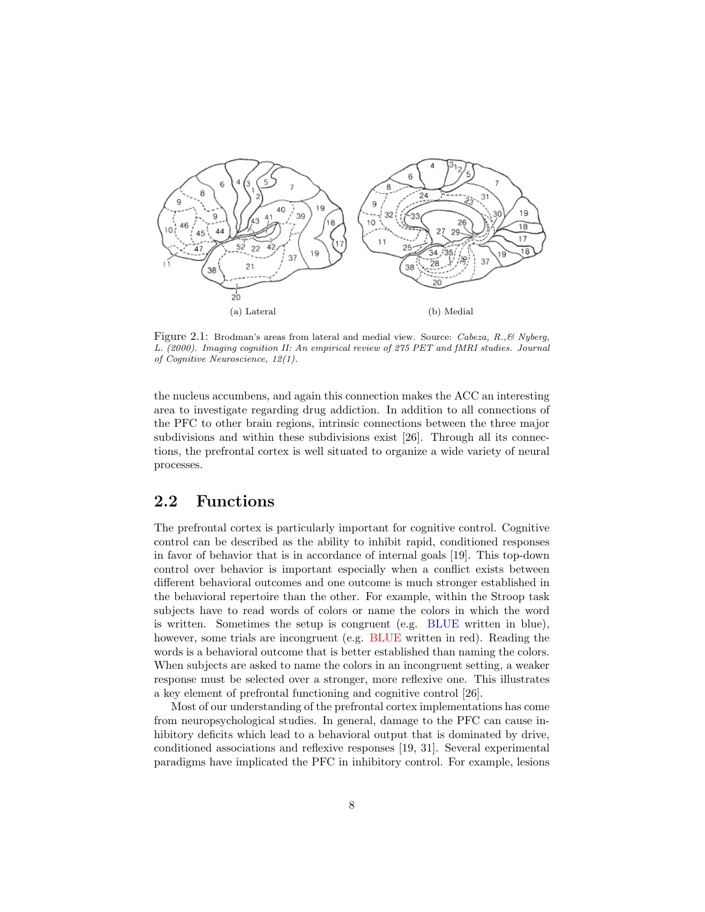(a) Lateral

(b) Medial

Figure 2.1: Brodman's areas from lateral and medial view. Source: *Cabeza, R.,& Nyberg, L. (2000). Imaging cognition II: An empirical review of 275 PET and fMRI studies. Journal of Cognitive Neuroscience, 12(1).*

the nucleus accumbens, and again this connection makes the ACC an interesting area to investigate regarding drug addiction. In addition to all connections of the PFC to other brain regions, intrinsic connections between the three major subdivisions and within these subdivisions exist [26]. Through all its connections, the prefrontal cortex is well situated to organize a wide variety of neural processes.

## 2.2 Functions

The prefrontal cortex is particularly important for cognitive control. Cognitive control can be described as the ability to inhibit rapid, conditioned responses in favor of behavior that is in accordance of internal goals [19]. This top-down control over behavior is important especially when a conflict exists between different behavioral outcomes and one outcome is much stronger established in the behavioral repertoire than the other. For example, within the Stroop task subjects have to read words of colors or name the colors in which the word is written. Sometimes the setup is congruent (e.g. BLUE written in blue), however, some trials are incongruent (e.g. BLUE written in red). Reading the words is a behavioral outcome that is better established than naming the colors. When subjects are asked to name the colors in an incongruent setting, a weaker response must be selected over a stronger, more reflexive one. This illustrates a key element of prefrontal functioning and cognitive control [26].

Most of our understanding of the prefrontal cortex implementations has come from neuropsychological studies. In general, damage to the PFC can cause inhibitory deficits which lead to a behavioral output that is dominated by drive, conditioned associations and reflexive responses [19, 31]. Several experimental paradigms have implicated the PFC in inhibitory control. For example, lesions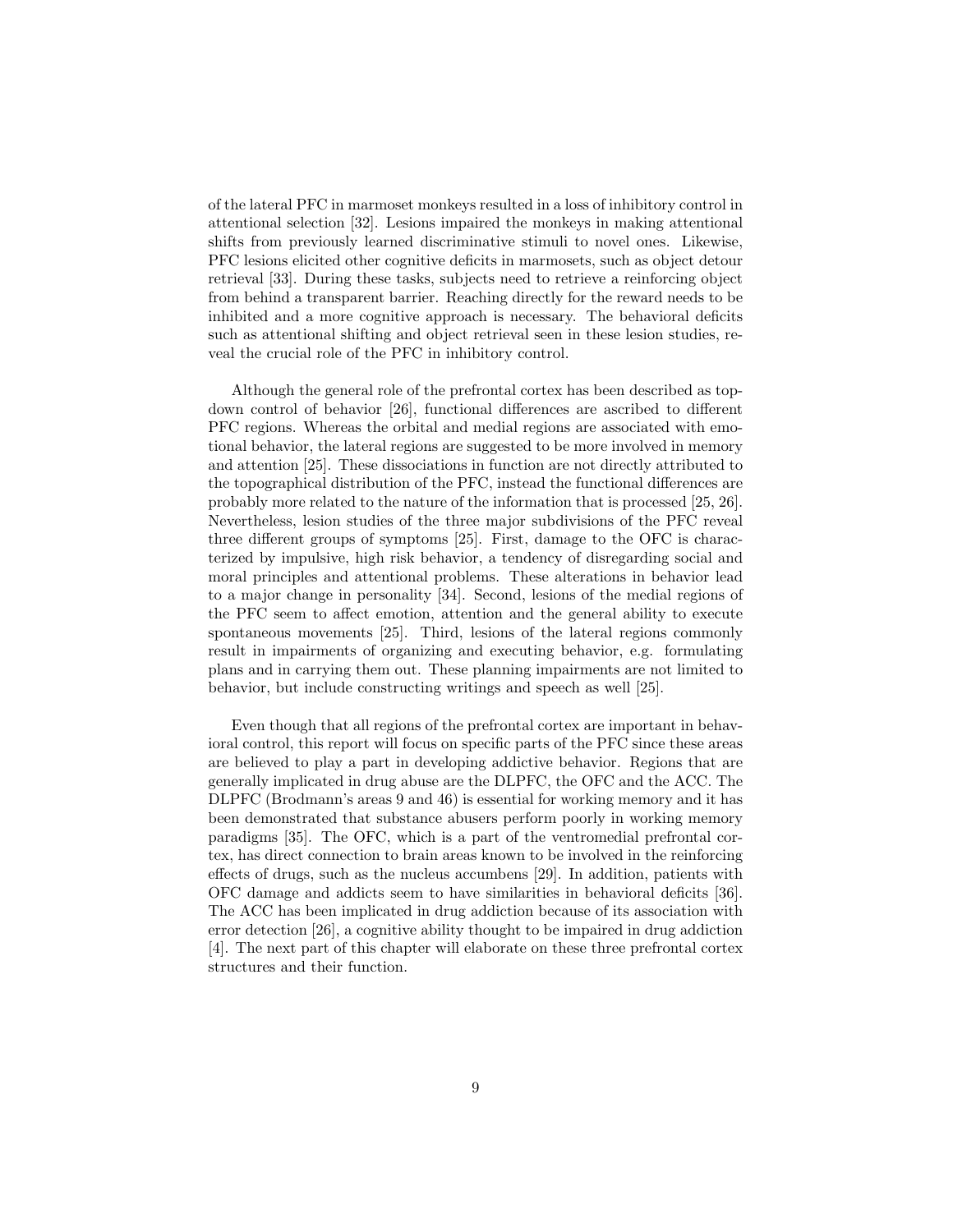of the lateral PFC in marmoset monkeys resulted in a loss of inhibitory control in attentional selection [32]. Lesions impaired the monkeys in making attentional shifts from previously learned discriminative stimuli to novel ones. Likewise, PFC lesions elicited other cognitive deficits in marmosets, such as object detour retrieval [33]. During these tasks, subjects need to retrieve a reinforcing object from behind a transparent barrier. Reaching directly for the reward needs to be inhibited and a more cognitive approach is necessary. The behavioral deficits such as attentional shifting and object retrieval seen in these lesion studies, reveal the crucial role of the PFC in inhibitory control.

Although the general role of the prefrontal cortex has been described as top-down control of behavior [26], functional differences are ascribed to different PFC regions. Whereas the orbital and medial regions are associated with emotional behavior, the lateral regions are suggested to be more involved in memory and attention [25]. These dissociations in function are not directly attributed to the topographical distribution of the PFC, instead the functional differences are probably more related to the nature of the information that is processed [25, 26]. Nevertheless, lesion studies of the three major subdivisions of the PFC reveal three different groups of symptoms [25]. First, damage to the OFC is characterized by impulsive, high risk behavior, a tendency of disregarding social and moral principles and attentional problems. These alterations in behavior lead to a major change in personality [34]. Second, lesions of the medial regions of the PFC seem to affect emotion, attention and the general ability to execute spontaneous movements [25]. Third, lesions of the lateral regions commonly result in impairments of organizing and executing behavior, e.g. formulating plans and in carrying them out. These planning impairments are not limited to behavior, but include constructing writings and speech as well [25].

Even though that all regions of the prefrontal cortex are important in behavioral control, this report will focus on specific parts of the PFC since these areas are believed to play a part in developing addictive behavior. Regions that are generally implicated in drug abuse are the DLPFC, the OFC and the ACC. The DLPFC (Brodmann's areas 9 and 46) is essential for working memory and it has been demonstrated that substance abusers perform poorly in working memory paradigms [35]. The OFC, which is a part of the ventromedial prefrontal cortex, has direct connection to brain areas known to be involved in the reinforcing effects of drugs, such as the nucleus accumbens [29]. In addition, patients with OFC damage and addicts seem to have similarities in behavioral deficits [36]. The ACC has been implicated in drug addiction because of its association with error detection [26], a cognitive ability thought to be impaired in drug addiction [4]. The next part of this chapter will elaborate on these three prefrontal cortex structures and their function.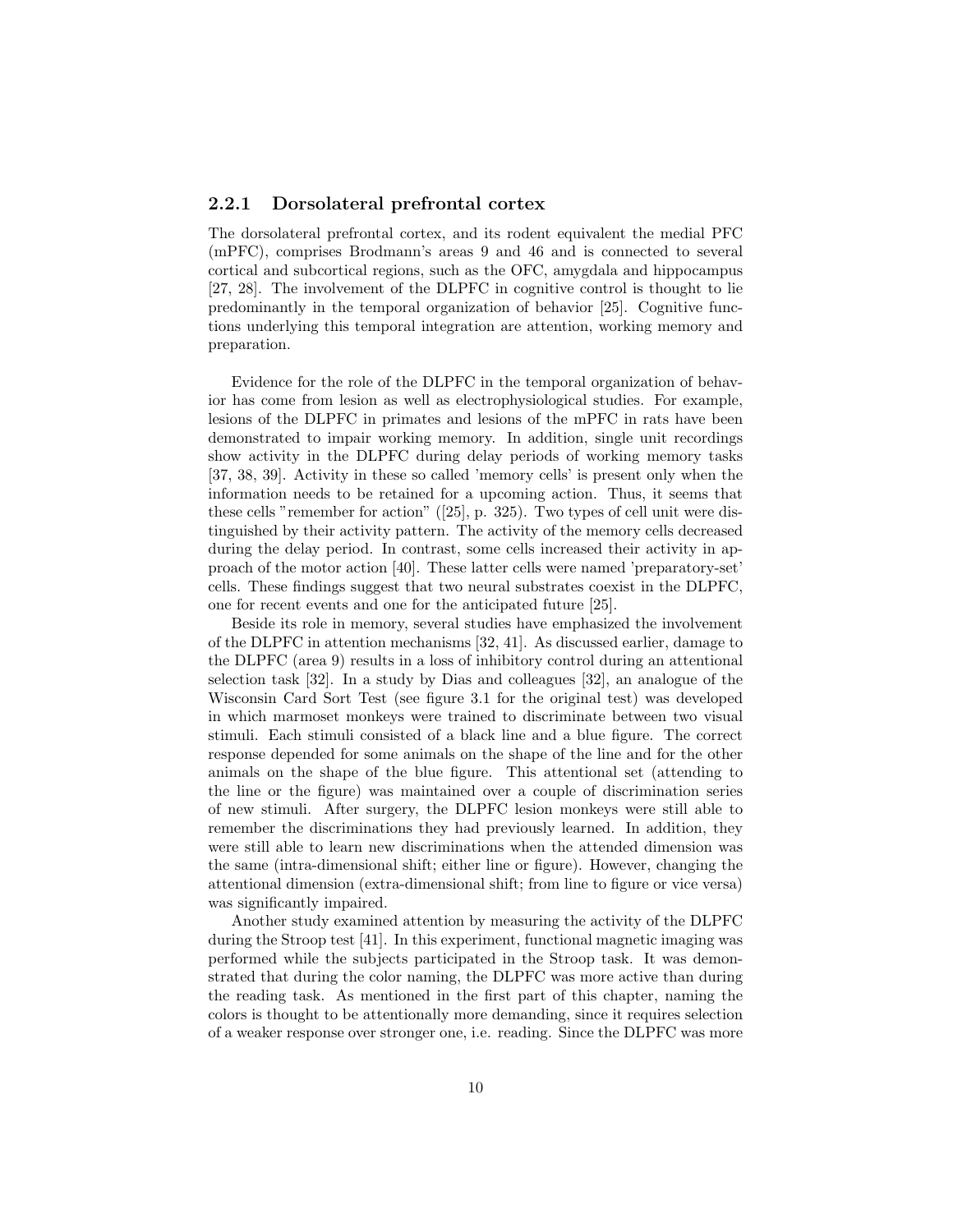### 2.2.1 Dorsolateral prefrontal cortex

The dorsolateral prefrontal cortex, and its rodent equivalent the medial PFC (mPFC), comprises Brodmann's areas 9 and 46 and is connected to several cortical and subcortical regions, such as the OFC, amygdala and hippocampus [27, 28]. The involvement of the DLPFC in cognitive control is thought to lie predominantly in the temporal organization of behavior [25]. Cognitive functions underlying this temporal integration are attention, working memory and preparation.

Evidence for the role of the DLPFC in the temporal organization of behavior has come from lesion as well as electrophysiological studies. For example, lesions of the DLPFC in primates and lesions of the mPFC in rats have been demonstrated to impair working memory. In addition, single unit recordings show activity in the DLPFC during delay periods of working memory tasks [37, 38, 39]. Activity in these so called 'memory cells' is present only when the information needs to be retained for a upcoming action. Thus, it seems that these cells "remember for action" ([25], p. 325). Two types of cell unit were distinguished by their activity pattern. The activity of the memory cells decreased during the delay period. In contrast, some cells increased their activity in approach of the motor action [40]. These latter cells were named 'preparatory-set' cells. These findings suggest that two neural substrates coexist in the DLPFC, one for recent events and one for the anticipated future [25].

Beside its role in memory, several studies have emphasized the involvement of the DLPFC in attention mechanisms [32, 41]. As discussed earlier, damage to the DLPFC (area 9) results in a loss of inhibitory control during an attentional selection task [32]. In a study by Dias and colleagues [32], an analogue of the Wisconsin Card Sort Test (see figure 3.1 for the original test) was developed in which marmoset monkeys were trained to discriminate between two visual stimuli. Each stimuli consisted of a black line and a blue figure. The correct response depended for some animals on the shape of the line and for the other animals on the shape of the blue figure. This attentional set (attending to the line or the figure) was maintained over a couple of discrimination series of new stimuli. After surgery, the DLPFC lesion monkeys were still able to remember the discriminations they had previously learned. In addition, they were still able to learn new discriminations when the attended dimension was the same (intra-dimensional shift; either line or figure). However, changing the attentional dimension (extra-dimensional shift; from line to figure or vice versa) was significantly impaired.

Another study examined attention by measuring the activity of the DLPFC during the Stroop test [41]. In this experiment, functional magnetic imaging was performed while the subjects participated in the Stroop task. It was demonstrated that during the color naming, the DLPFC was more active than during the reading task. As mentioned in the first part of this chapter, naming the colors is thought to be attentionally more demanding, since it requires selection of a weaker response over stronger one, i.e. reading. Since the DLPFC was more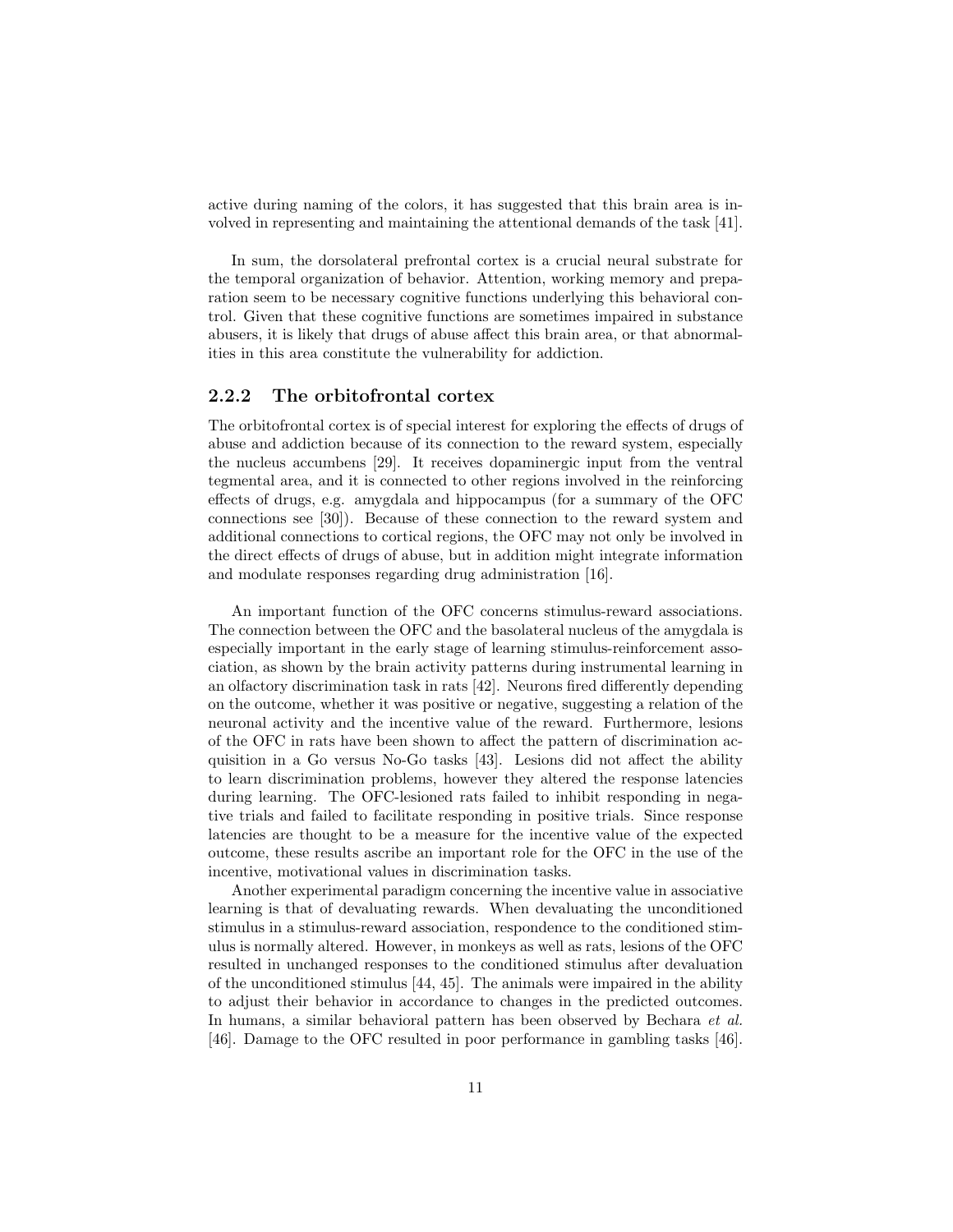active during naming of the colors, it has suggested that this brain area is involved in representing and maintaining the attentional demands of the task [41].

In sum, the dorsolateral prefrontal cortex is a crucial neural substrate for the temporal organization of behavior. Attention, working memory and preparation seem to be necessary cognitive functions underlying this behavioral control. Given that these cognitive functions are sometimes impaired in substance abusers, it is likely that drugs of abuse affect this brain area, or that abnormalities in this area constitute the vulnerability for addiction.

### 2.2.2 The orbitofrontal cortex

The orbitofrontal cortex is of special interest for exploring the effects of drugs of abuse and addiction because of its connection to the reward system, especially the nucleus accumbens [29]. It receives dopaminergic input from the ventral tegmental area, and it is connected to other regions involved in the reinforcing effects of drugs, e.g. amygdala and hippocampus (for a summary of the OFC connections see [30]). Because of these connection to the reward system and additional connections to cortical regions, the OFC may not only be involved in the direct effects of drugs of abuse, but in addition might integrate information and modulate responses regarding drug administration [16].

An important function of the OFC concerns stimulus-reward associations. The connection between the OFC and the basolateral nucleus of the amygdala is especially important in the early stage of learning stimulus-reinforcement association, as shown by the brain activity patterns during instrumental learning in an olfactory discrimination task in rats [42]. Neurons fired differently depending on the outcome, whether it was positive or negative, suggesting a relation of the neuronal activity and the incentive value of the reward. Furthermore, lesions of the OFC in rats have been shown to affect the pattern of discrimination acquisition in a Go versus No-Go tasks [43]. Lesions did not affect the ability to learn discrimination problems, however they altered the response latencies during learning. The OFC-lesioned rats failed to inhibit responding in negative trials and failed to facilitate responding in positive trials. Since response latencies are thought to be a measure for the incentive value of the expected outcome, these results ascribe an important role for the OFC in the use of the incentive, motivational values in discrimination tasks.

Another experimental paradigm concerning the incentive value in associative learning is that of devaluating rewards. When devaluating the unconditioned stimulus in a stimulus-reward association, respondence to the conditioned stimulus is normally altered. However, in monkeys as well as rats, lesions of the OFC resulted in unchanged responses to the conditioned stimulus after devaluation of the unconditioned stimulus [44, 45]. The animals were impaired in the ability to adjust their behavior in accordance to changes in the predicted outcomes. In humans, a similar behavioral pattern has been observed by Bechara *et al.* [46]. Damage to the OFC resulted in poor performance in gambling tasks [46].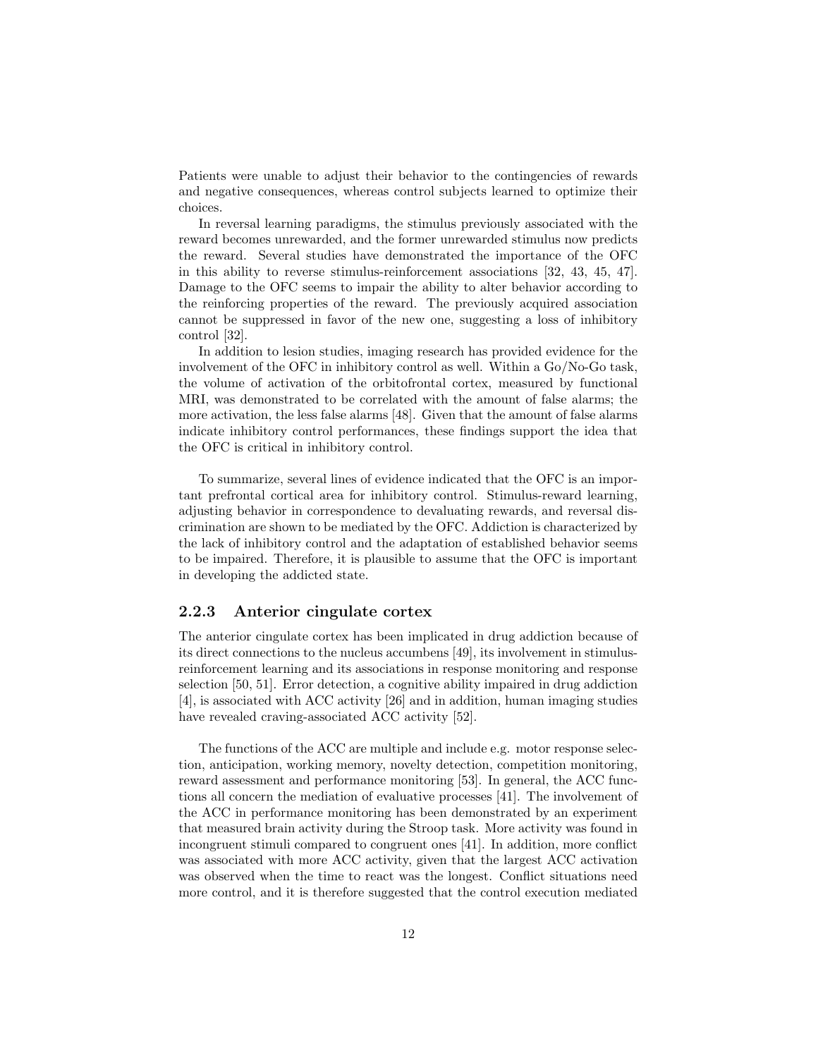Patients were unable to adjust their behavior to the contingencies of rewards and negative consequences, whereas control subjects learned to optimize their choices.

In reversal learning paradigms, the stimulus previously associated with the reward becomes unrewarded, and the former unrewarded stimulus now predicts the reward. Several studies have demonstrated the importance of the OFC in this ability to reverse stimulus-reinforcement associations [32, 43, 45, 47]. Damage to the OFC seems to impair the ability to alter behavior according to the reinforcing properties of the reward. The previously acquired association cannot be suppressed in favor of the new one, suggesting a loss of inhibitory control [32].

In addition to lesion studies, imaging research has provided evidence for the involvement of the OFC in inhibitory control as well. Within a Go/No-Go task, the volume of activation of the orbitofrontal cortex, measured by functional MRI, was demonstrated to be correlated with the amount of false alarms; the more activation, the less false alarms [48]. Given that the amount of false alarms indicate inhibitory control performances, these findings support the idea that the OFC is critical in inhibitory control.

To summarize, several lines of evidence indicated that the OFC is an important prefrontal cortical area for inhibitory control. Stimulus-reward learning, adjusting behavior in correspondence to devaluating rewards, and reversal discrimination are shown to be mediated by the OFC. Addiction is characterized by the lack of inhibitory control and the adaptation of established behavior seems to be impaired. Therefore, it is plausible to assume that the OFC is important in developing the addicted state.

### 2.2.3 Anterior cingulate cortex

The anterior cingulate cortex has been implicated in drug addiction because of its direct connections to the nucleus accumbens [49], its involvement in stimulus-reinforcement learning and its associations in response monitoring and response selection [50, 51]. Error detection, a cognitive ability impaired in drug addiction [4], is associated with ACC activity [26] and in addition, human imaging studies have revealed craving-associated ACC activity [52].

The functions of the ACC are multiple and include e.g. motor response selection, anticipation, working memory, novelty detection, competition monitoring, reward assessment and performance monitoring [53]. In general, the ACC functions all concern the mediation of evaluative processes [41]. The involvement of the ACC in performance monitoring has been demonstrated by an experiment that measured brain activity during the Stroop task. More activity was found in incongruent stimuli compared to congruent ones [41]. In addition, more conflict was associated with more ACC activity, given that the largest ACC activation was observed when the time to react was the longest. Conflict situations need more control, and it is therefore suggested that the control execution mediated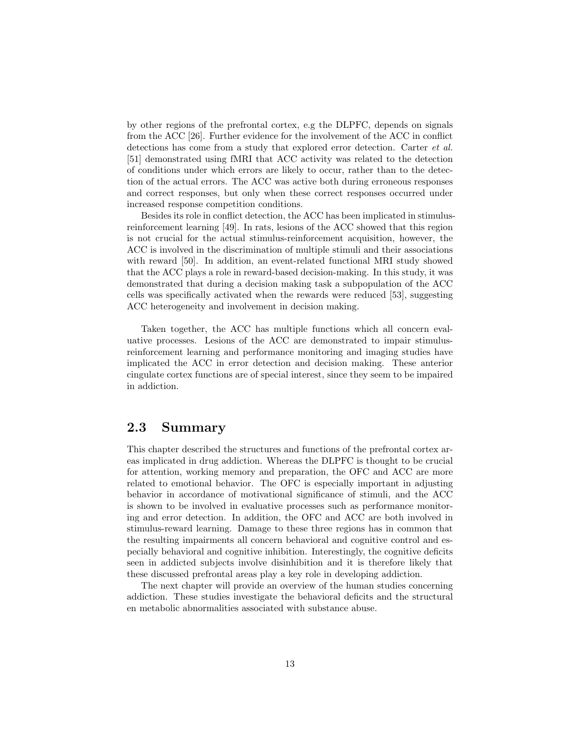by other regions of the prefrontal cortex, e.g the DLPFC, depends on signals from the ACC [26]. Further evidence for the involvement of the ACC in conflict detections has come from a study that explored error detection. Carter *et al.* [51] demonstrated using fMRI that ACC activity was related to the detection of conditions under which errors are likely to occur, rather than to the detection of the actual errors. The ACC was active both during erroneous responses and correct responses, but only when these correct responses occurred under increased response competition conditions.

Besides its role in conflict detection, the ACC has been implicated in stimulus-reinforcement learning [49]. In rats, lesions of the ACC showed that this region is not crucial for the actual stimulus-reinforcement acquisition, however, the ACC is involved in the discrimination of multiple stimuli and their associations with reward [50]. In addition, an event-related functional MRI study showed that the ACC plays a role in reward-based decision-making. In this study, it was demonstrated that during a decision making task a subpopulation of the ACC cells was specifically activated when the rewards were reduced [53], suggesting ACC heterogeneity and involvement in decision making.

Taken together, the ACC has multiple functions which all concern evaluative processes. Lesions of the ACC are demonstrated to impair stimulus-reinforcement learning and performance monitoring and imaging studies have implicated the ACC in error detection and decision making. These anterior cingulate cortex functions are of special interest, since they seem to be impaired in addiction.

## 2.3 Summary

This chapter described the structures and functions of the prefrontal cortex areas implicated in drug addiction. Whereas the DLPFC is thought to be crucial for attention, working memory and preparation, the OFC and ACC are more related to emotional behavior. The OFC is especially important in adjusting behavior in accordance of motivational significance of stimuli, and the ACC is shown to be involved in evaluative processes such as performance monitoring and error detection. In addition, the OFC and ACC are both involved in stimulus-reward learning. Damage to these three regions has in common that the resulting impairments all concern behavioral and cognitive control and especially behavioral and cognitive inhibition. Interestingly, the cognitive deficits seen in addicted subjects involve disinhibition and it is therefore likely that these discussed prefrontal areas play a key role in developing addiction.

The next chapter will provide an overview of the human studies concerning addiction. These studies investigate the behavioral deficits and the structural en metabolic abnormalities associated with substance abuse.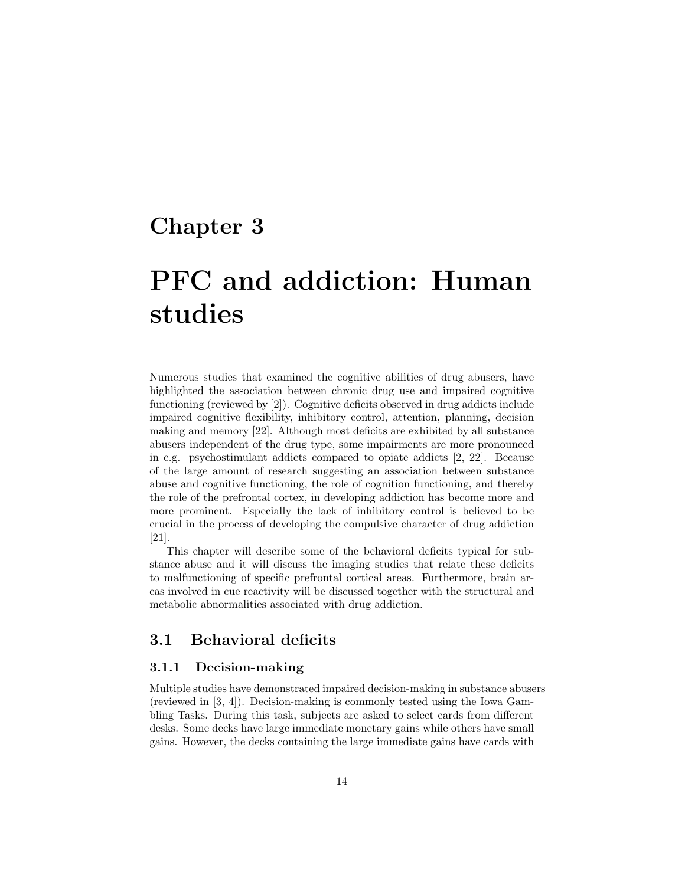# Chapter 3

# PFC and addiction: Human studies

Numerous studies that examined the cognitive abilities of drug abusers, have highlighted the association between chronic drug use and impaired cognitive functioning (reviewed by [2]). Cognitive deficits observed in drug addicts include impaired cognitive flexibility, inhibitory control, attention, planning, decision making and memory [22]. Although most deficits are exhibited by all substance abusers independent of the drug type, some impairments are more pronounced in e.g. psychostimulant addicts compared to opiate addicts [2, 22]. Because of the large amount of research suggesting an association between substance abuse and cognitive functioning, the role of cognition functioning, and thereby the role of the prefrontal cortex, in developing addiction has become more and more prominent. Especially the lack of inhibitory control is believed to be crucial in the process of developing the compulsive character of drug addiction [21].

This chapter will describe some of the behavioral deficits typical for substance abuse and it will discuss the imaging studies that relate these deficits to malfunctioning of specific prefrontal cortical areas. Furthermore, brain areas involved in cue reactivity will be discussed together with the structural and metabolic abnormalities associated with drug addiction.

## 3.1 Behavioral deficits

### 3.1.1 Decision-making

Multiple studies have demonstrated impaired decision-making in substance abusers (reviewed in [3, 4]). Decision-making is commonly tested using the Iowa Gambling Tasks. During this task, subjects are asked to select cards from different desks. Some decks have large immediate monetary gains while others have small gains. However, the decks containing the large immediate gains have cards with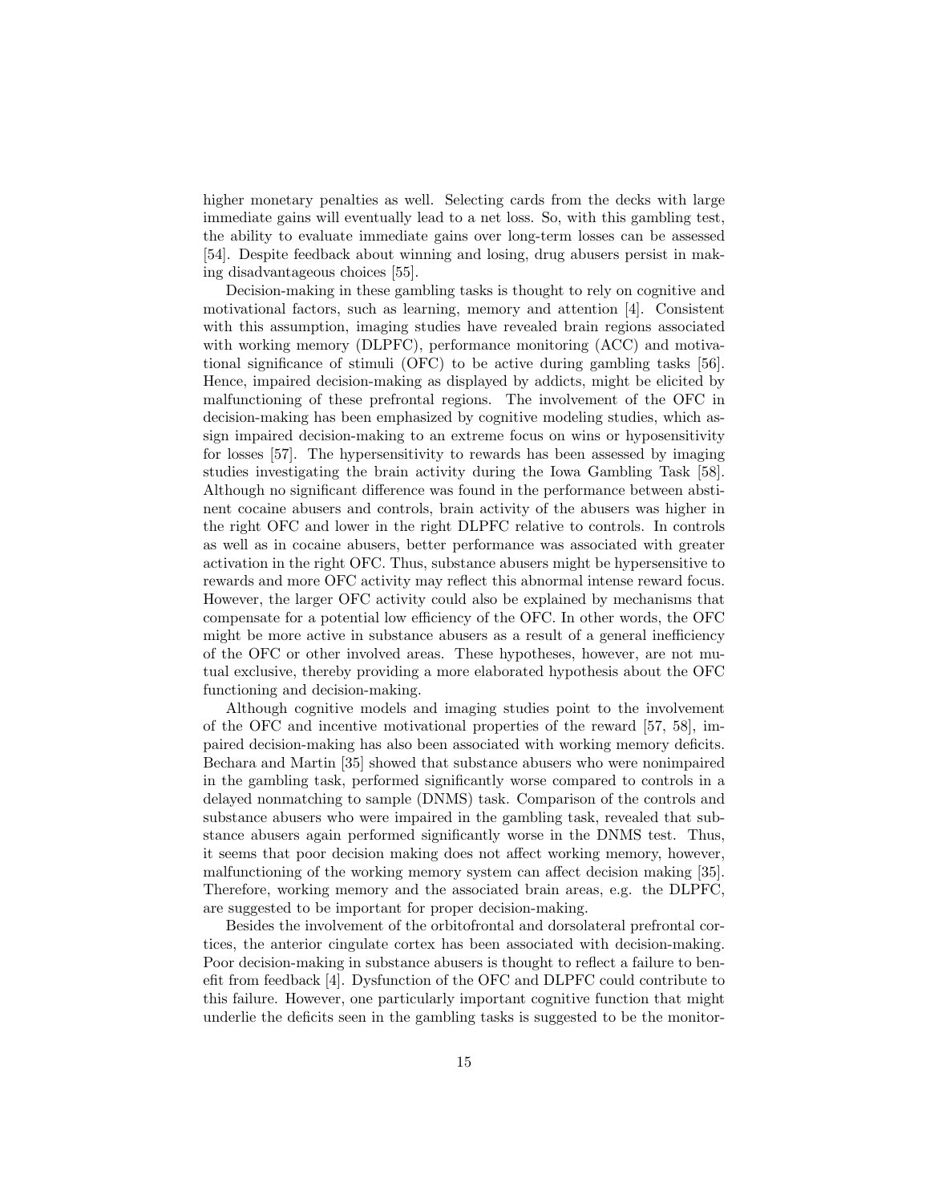higher monetary penalties as well. Selecting cards from the decks with large immediate gains will eventually lead to a net loss. So, with this gambling test, the ability to evaluate immediate gains over long-term losses can be assessed [54]. Despite feedback about winning and losing, drug abusers persist in making disadvantageous choices [55].

Decision-making in these gambling tasks is thought to rely on cognitive and motivational factors, such as learning, memory and attention [4]. Consistent with this assumption, imaging studies have revealed brain regions associated with working memory (DLPFC), performance monitoring (ACC) and motivational significance of stimuli (OFC) to be active during gambling tasks [56]. Hence, impaired decision-making as displayed by addicts, might be elicited by malfunctioning of these prefrontal regions. The involvement of the OFC in decision-making has been emphasized by cognitive modeling studies, which assign impaired decision-making to an extreme focus on wins or hyposensitivity for losses [57]. The hypersensitivity to rewards has been assessed by imaging studies investigating the brain activity during the Iowa Gambling Task [58]. Although no significant difference was found in the performance between abstinent cocaine abusers and controls, brain activity of the abusers was higher in the right OFC and lower in the right DLPFC relative to controls. In controls as well as in cocaine abusers, better performance was associated with greater activation in the right OFC. Thus, substance abusers might be hypersensitive to rewards and more OFC activity may reflect this abnormal intense reward focus. However, the larger OFC activity could also be explained by mechanisms that compensate for a potential low efficiency of the OFC. In other words, the OFC might be more active in substance abusers as a result of a general inefficiency of the OFC or other involved areas. These hypotheses, however, are not mutual exclusive, thereby providing a more elaborated hypothesis about the OFC functioning and decision-making.

Although cognitive models and imaging studies point to the involvement of the OFC and incentive motivational properties of the reward [57, 58], impaired decision-making has also been associated with working memory deficits. Bechara and Martin [35] showed that substance abusers who were nonimpaired in the gambling task, performed significantly worse compared to controls in a delayed nonmatching to sample (DNMS) task. Comparison of the controls and substance abusers who were impaired in the gambling task, revealed that substance abusers again performed significantly worse in the DNMS test. Thus, it seems that poor decision making does not affect working memory, however, malfunctioning of the working memory system can affect decision making [35]. Therefore, working memory and the associated brain areas, e.g. the DLPFC, are suggested to be important for proper decision-making.

Besides the involvement of the orbitofrontal and dorsolateral prefrontal cortices, the anterior cingulate cortex has been associated with decision-making. Poor decision-making in substance abusers is thought to reflect a failure to benefit from feedback [4]. Dysfunction of the OFC and DLPFC could contribute to this failure. However, one particularly important cognitive function that might underlie the deficits seen in the gambling tasks is suggested to be the monitor-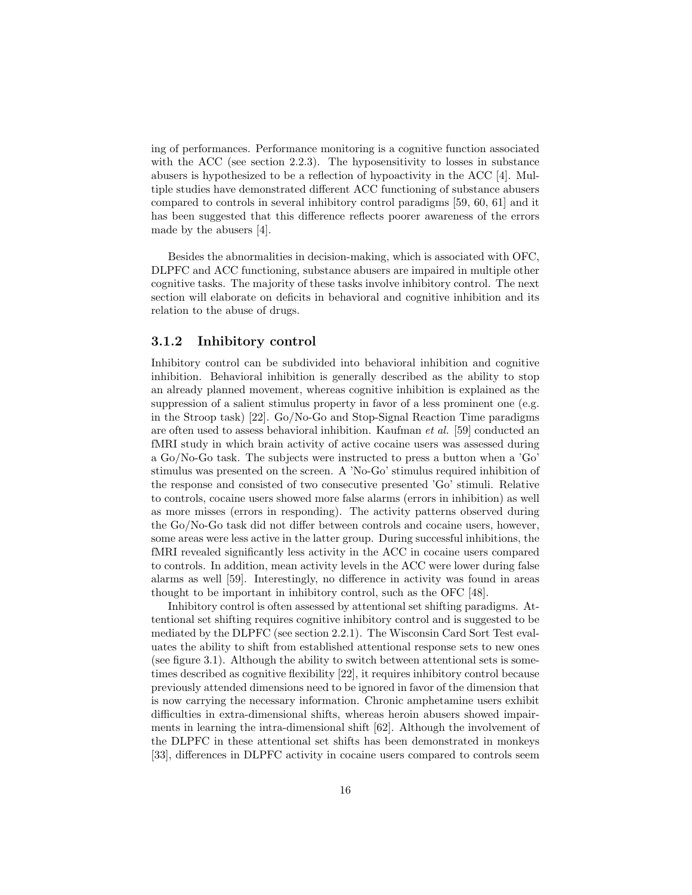ing of performances. Performance monitoring is a cognitive function associated with the ACC (see section 2.2.3). The hyposensitivity to losses in substance abusers is hypothesized to be a reflection of hypoactivity in the ACC [4]. Multiple studies have demonstrated different ACC functioning of substance abusers compared to controls in several inhibitory control paradigms [59, 60, 61] and it has been suggested that this difference reflects poorer awareness of the errors made by the abusers [4].

Besides the abnormalities in decision-making, which is associated with OFC, DLPFC and ACC functioning, substance abusers are impaired in multiple other cognitive tasks. The majority of these tasks involve inhibitory control. The next section will elaborate on deficits in behavioral and cognitive inhibition and its relation to the abuse of drugs.

### 3.1.2 Inhibitory control

Inhibitory control can be subdivided into behavioral inhibition and cognitive inhibition. Behavioral inhibition is generally described as the ability to stop an already planned movement, whereas cognitive inhibition is explained as the suppression of a salient stimulus property in favor of a less prominent one (e.g. in the Stroop task) [22]. Go/No-Go and Stop-Signal Reaction Time paradigms are often used to assess behavioral inhibition. Kaufman *et al.* [59] conducted an fMRI study in which brain activity of active cocaine users was assessed during a Go/No-Go task. The subjects were instructed to press a button when a 'Go' stimulus was presented on the screen. A 'No-Go' stimulus required inhibition of the response and consisted of two consecutive presented 'Go' stimuli. Relative to controls, cocaine users showed more false alarms (errors in inhibition) as well as more misses (errors in responding). The activity patterns observed during the Go/No-Go task did not differ between controls and cocaine users, however, some areas were less active in the latter group. During successful inhibitions, the fMRI revealed significantly less activity in the ACC in cocaine users compared to controls. In addition, mean activity levels in the ACC were lower during false alarms as well [59]. Interestingly, no difference in activity was found in areas thought to be important in inhibitory control, such as the OFC [48].

Inhibitory control is often assessed by attentional set shifting paradigms. Attentional set shifting requires cognitive inhibitory control and is suggested to be mediated by the DLPFC (see section 2.2.1). The Wisconsin Card Sort Test evaluates the ability to shift from established attentional response sets to new ones (see figure 3.1). Although the ability to switch between attentional sets is sometimes described as cognitive flexibility [22], it requires inhibitory control because previously attended dimensions need to be ignored in favor of the dimension that is now carrying the necessary information. Chronic amphetamine users exhibit difficulties in extra-dimensional shifts, whereas heroin abusers showed impairments in learning the intra-dimensional shift [62]. Although the involvement of the DLPFC in these attentional set shifts has been demonstrated in monkeys [33], differences in DLPFC activity in cocaine users compared to controls seem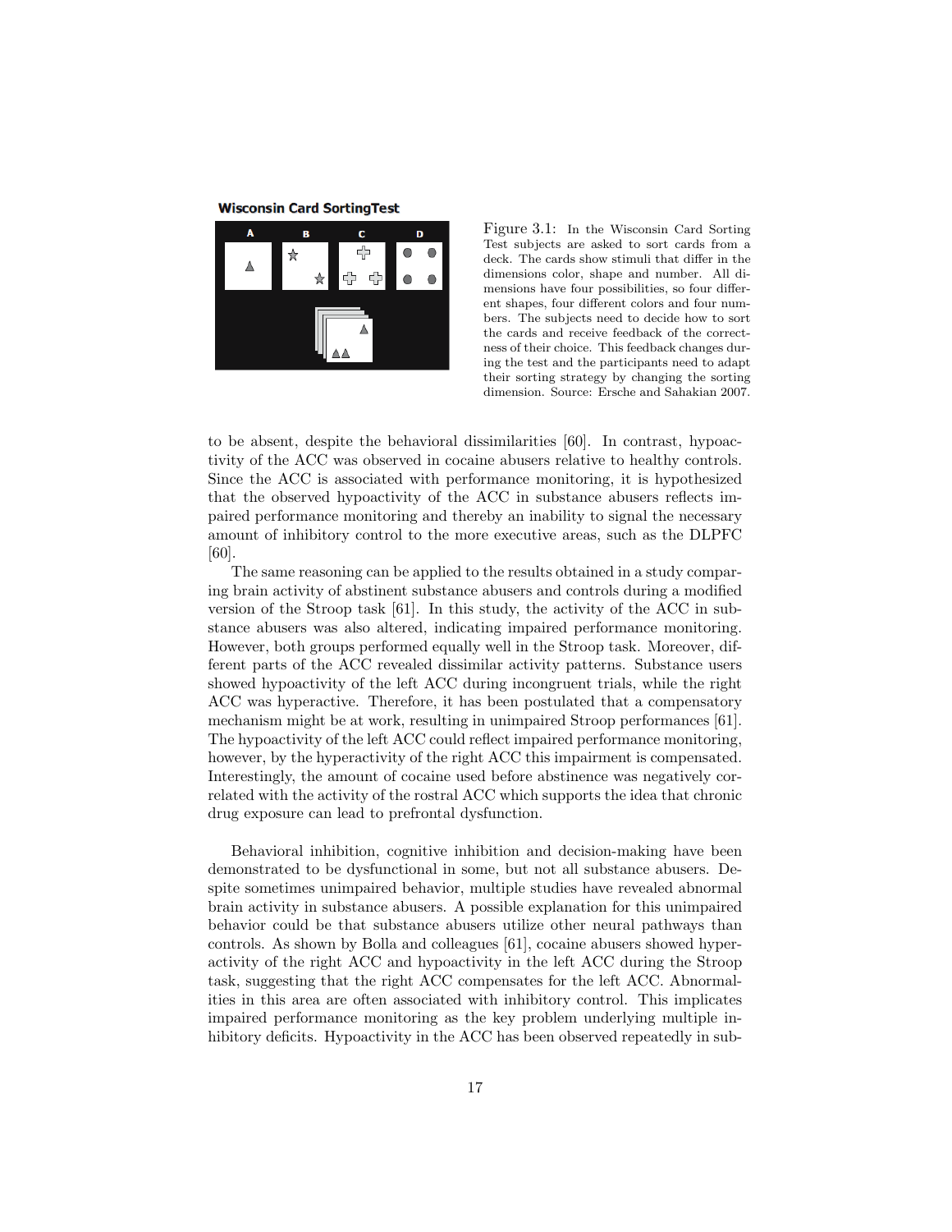Figure 3.1: In the Wisconsin Card Sorting Test subjects are asked to sort cards from a deck. The cards show stimuli that differ in the dimensions color, shape and number. All dimensions have four possibilities, so four different shapes, four different colors and four numbers. The subjects need to decide how to sort the cards and receive feedback of the correctness of their choice. This feedback changes during the test and the participants need to adapt their sorting strategy by changing the sorting dimension. Source: Ersche and Sahakian 2007.

to be absent, despite the behavioral dissimilarities [60]. In contrast, hypoactivity of the ACC was observed in cocaine abusers relative to healthy controls. Since the ACC is associated with performance monitoring, it is hypothesized that the observed hypoactivity of the ACC in substance abusers reflects impaired performance monitoring and thereby an inability to signal the necessary amount of inhibitory control to the more executive areas, such as the DLPFC [60].

The same reasoning can be applied to the results obtained in a study comparing brain activity of abstinent substance abusers and controls during a modified version of the Stroop task [61]. In this study, the activity of the ACC in substance abusers was also altered, indicating impaired performance monitoring. However, both groups performed equally well in the Stroop task. Moreover, different parts of the ACC revealed dissimilar activity patterns. Substance users showed hypoactivity of the left ACC during incongruent trials, while the right ACC was hyperactive. Therefore, it has been postulated that a compensatory mechanism might be at work, resulting in unimpaired Stroop performances [61]. The hypoactivity of the left ACC could reflect impaired performance monitoring, however, by the hyperactivity of the right ACC this impairment is compensated. Interestingly, the amount of cocaine used before abstinence was negatively correlated with the activity of the rostral ACC which supports the idea that chronic drug exposure can lead to prefrontal dysfunction.

Behavioral inhibition, cognitive inhibition and decision-making have been demonstrated to be dysfunctional in some, but not all substance abusers. Despite sometimes unimpaired behavior, multiple studies have revealed abnormal brain activity in substance abusers. A possible explanation for this unimpaired behavior could be that substance abusers utilize other neural pathways than controls. As shown by Bolla and colleagues [61], cocaine abusers showed hyperactivity of the right ACC and hypoactivity in the left ACC during the Stroop task, suggesting that the right ACC compensates for the left ACC. Abnormalities in this area are often associated with inhibitory control. This implicates impaired performance monitoring as the key problem underlying multiple inhibitory deficits. Hypoactivity in the ACC has been observed repeatedly in sub-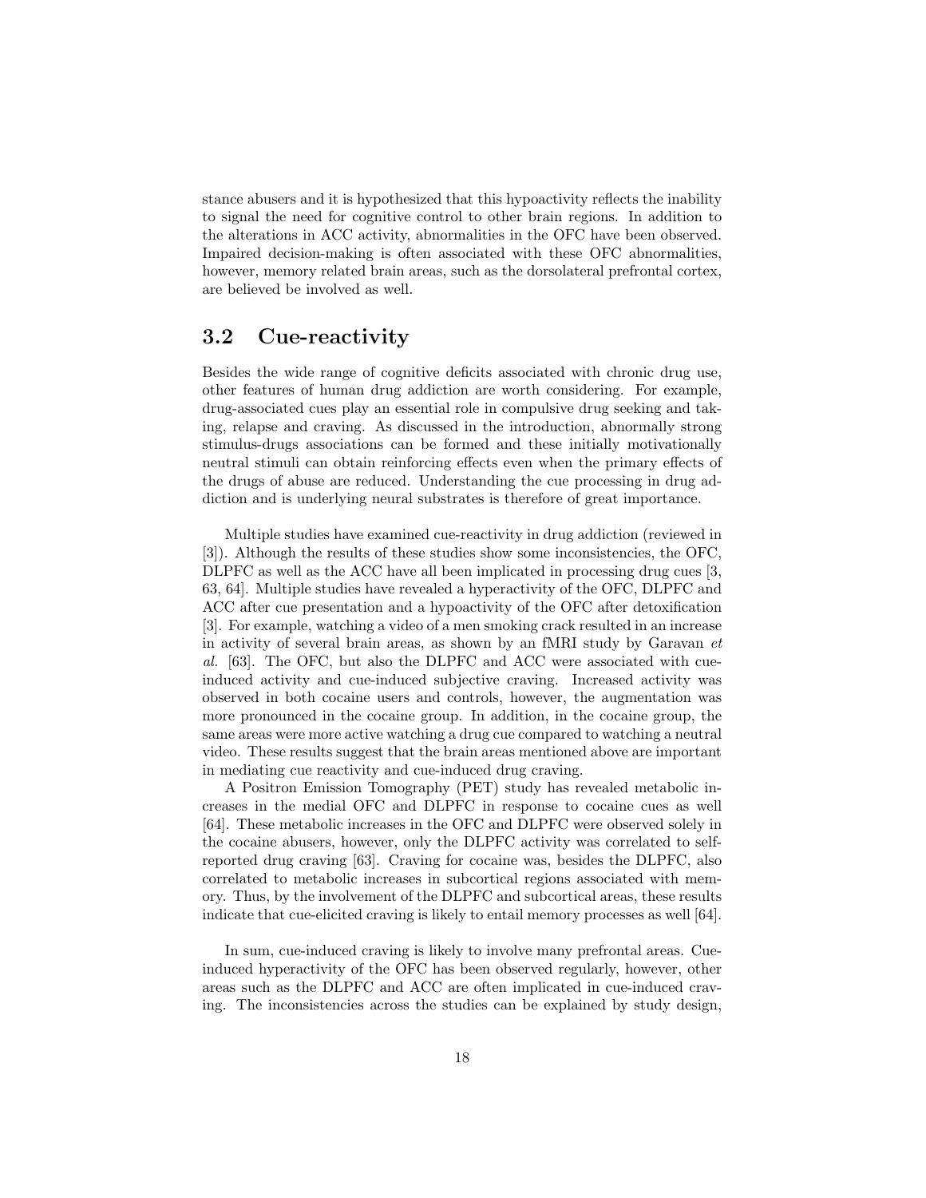stance abusers and it is hypothesized that this hypoactivity reflects the inability to signal the need for cognitive control to other brain regions. In addition to the alterations in ACC activity, abnormalities in the OFC have been observed. Impaired decision-making is often associated with these OFC abnormalities, however, memory related brain areas, such as the dorsolateral prefrontal cortex, are believed be involved as well.

## 3.2 Cue-reactivity

Besides the wide range of cognitive deficits associated with chronic drug use, other features of human drug addiction are worth considering. For example, drug-associated cues play an essential role in compulsive drug seeking and taking, relapse and craving. As discussed in the introduction, abnormally strong stimulus-drugs associations can be formed and these initially motivationally neutral stimuli can obtain reinforcing effects even when the primary effects of the drugs of abuse are reduced. Understanding the cue processing in drug addiction and is underlying neural substrates is therefore of great importance.

Multiple studies have examined cue-reactivity in drug addiction (reviewed in [3]). Although the results of these studies show some inconsistencies, the OFC, DLPFC as well as the ACC have all been implicated in processing drug cues [3, 63, 64]. Multiple studies have revealed a hyperactivity of the OFC, DLPFC and ACC after cue presentation and a hypoactivity of the OFC after detoxification [3]. For example, watching a video of a men smoking crack resulted in an increase in activity of several brain areas, as shown by an fMRI study by Garavan *et al.* [63]. The OFC, but also the DLPFC and ACC were associated with cue-induced activity and cue-induced subjective craving. Increased activity was observed in both cocaine users and controls, however, the augmentation was more pronounced in the cocaine group. In addition, in the cocaine group, the same areas were more active watching a drug cue compared to watching a neutral video. These results suggest that the brain areas mentioned above are important in mediating cue reactivity and cue-induced drug craving.

A Positron Emission Tomography (PET) study has revealed metabolic increases in the medial OFC and DLPFC in response to cocaine cues as well [64]. These metabolic increases in the OFC and DLPFC were observed solely in the cocaine abusers, however, only the DLPFC activity was correlated to self-reported drug craving [63]. Craving for cocaine was, besides the DLPFC, also correlated to metabolic increases in subcortical regions associated with memory. Thus, by the involvement of the DLPFC and subcortical areas, these results indicate that cue-elicited craving is likely to entail memory processes as well [64].

In sum, cue-induced craving is likely to involve many prefrontal areas. Cue-induced hyperactivity of the OFC has been observed regularly, however, other areas such as the DLPFC and ACC are often implicated in cue-induced craving. The inconsistencies across the studies can be explained by study design,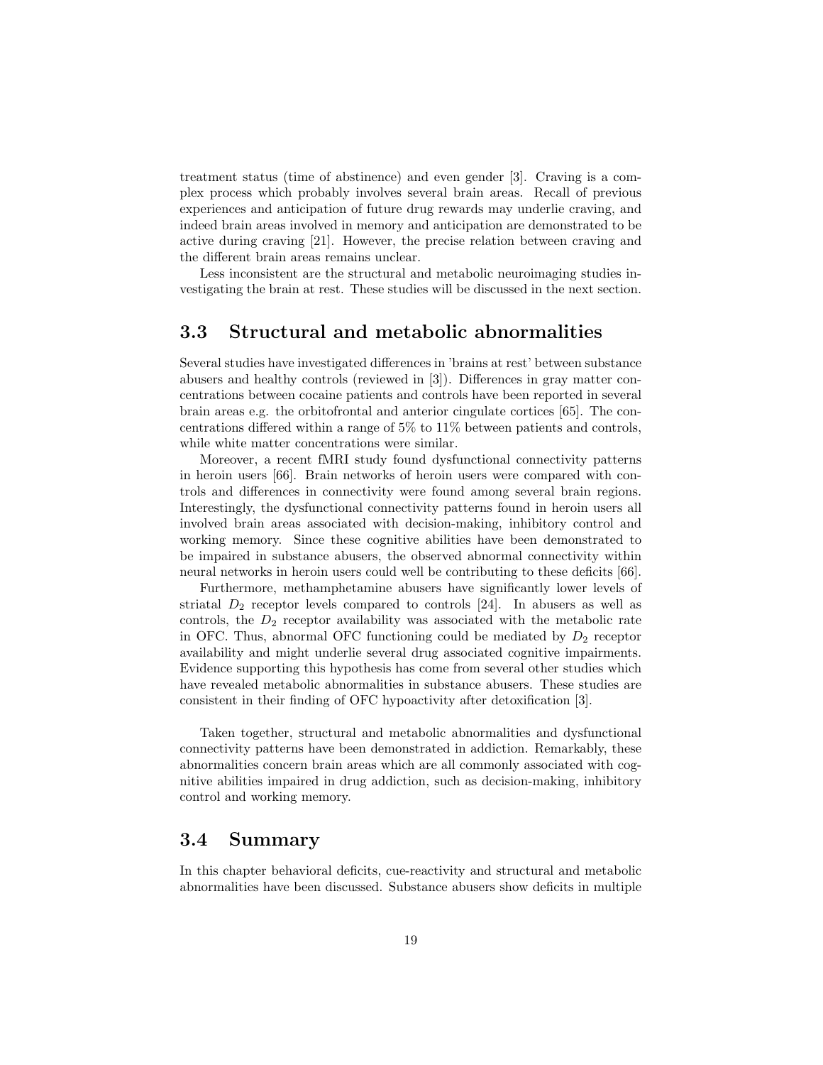treatment status (time of abstinence) and even gender [3]. Craving is a complex process which probably involves several brain areas. Recall of previous experiences and anticipation of future drug rewards may underlie craving, and indeed brain areas involved in memory and anticipation are demonstrated to be active during craving [21]. However, the precise relation between craving and the different brain areas remains unclear.

Less inconsistent are the structural and metabolic neuroimaging studies investigating the brain at rest. These studies will be discussed in the next section.

## 3.3 Structural and metabolic abnormalities

Several studies have investigated differences in 'brains at rest' between substance abusers and healthy controls (reviewed in [3]). Differences in gray matter concentrations between cocaine patients and controls have been reported in several brain areas e.g. the orbitofrontal and anterior cingulate cortices [65]. The concentrations differed within a range of 5% to 11% between patients and controls, while white matter concentrations were similar.

Moreover, a recent fMRI study found dysfunctional connectivity patterns in heroin users [66]. Brain networks of heroin users were compared with controls and differences in connectivity were found among several brain regions. Interestingly, the dysfunctional connectivity patterns found in heroin users all involved brain areas associated with decision-making, inhibitory control and working memory. Since these cognitive abilities have been demonstrated to be impaired in substance abusers, the observed abnormal connectivity within neural networks in heroin users could well be contributing to these deficits [66].

Furthermore, methamphetamine abusers have significantly lower levels of striatal $D_2$ receptor levels compared to controls [24]. In abusers as well as controls, the $D_2$ receptor availability was associated with the metabolic rate in OFC. Thus, abnormal OFC functioning could be mediated by $D_2$ receptor availability and might underlie several drug associated cognitive impairments. Evidence supporting this hypothesis has come from several other studies which have revealed metabolic abnormalities in substance abusers. These studies are consistent in their finding of OFC hypoactivity after detoxification [3].

Taken together, structural and metabolic abnormalities and dysfunctional connectivity patterns have been demonstrated in addiction. Remarkably, these abnormalities concern brain areas which are all commonly associated with cognitive abilities impaired in drug addiction, such as decision-making, inhibitory control and working memory.

## 3.4 Summary

In this chapter behavioral deficits, cue-reactivity and structural and metabolic abnormalities have been discussed. Substance abusers show deficits in multiple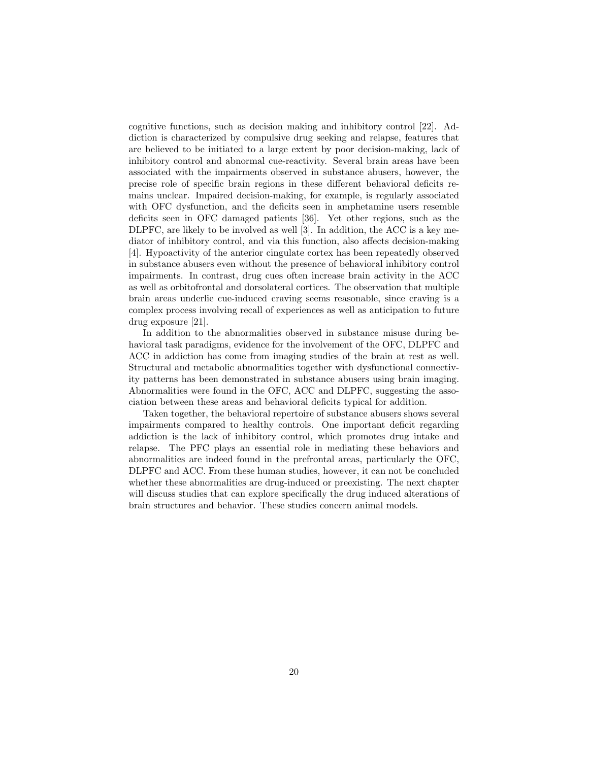cognitive functions, such as decision making and inhibitory control [22]. Addiction is characterized by compulsive drug seeking and relapse, features that are believed to be initiated to a large extent by poor decision-making, lack of inhibitory control and abnormal cue-reactivity. Several brain areas have been associated with the impairments observed in substance abusers, however, the precise role of specific brain regions in these different behavioral deficits remains unclear. Impaired decision-making, for example, is regularly associated with OFC dysfunction, and the deficits seen in amphetamine users resemble deficits seen in OFC damaged patients [36]. Yet other regions, such as the DLPFC, are likely to be involved as well [3]. In addition, the ACC is a key mediator of inhibitory control, and via this function, also affects decision-making [4]. Hypoactivity of the anterior cingulate cortex has been repeatedly observed in substance abusers even without the presence of behavioral inhibitory control impairments. In contrast, drug cues often increase brain activity in the ACC as well as orbitofrontal and dorsolateral cortices. The observation that multiple brain areas underlie cue-induced craving seems reasonable, since craving is a complex process involving recall of experiences as well as anticipation to future drug exposure [21].

In addition to the abnormalities observed in substance misuse during behavioral task paradigms, evidence for the involvement of the OFC, DLPFC and ACC in addiction has come from imaging studies of the brain at rest as well. Structural and metabolic abnormalities together with dysfunctional connectivity patterns has been demonstrated in substance abusers using brain imaging. Abnormalities were found in the OFC, ACC and DLPFC, suggesting the association between these areas and behavioral deficits typical for addition.

Taken together, the behavioral repertoire of substance abusers shows several impairments compared to healthy controls. One important deficit regarding addiction is the lack of inhibitory control, which promotes drug intake and relapse. The PFC plays an essential role in mediating these behaviors and abnormalities are indeed found in the prefrontal areas, particularly the OFC, DLPFC and ACC. From these human studies, however, it can not be concluded whether these abnormalities are drug-induced or preexisting. The next chapter will discuss studies that can explore specifically the drug induced alterations of brain structures and behavior. These studies concern animal models.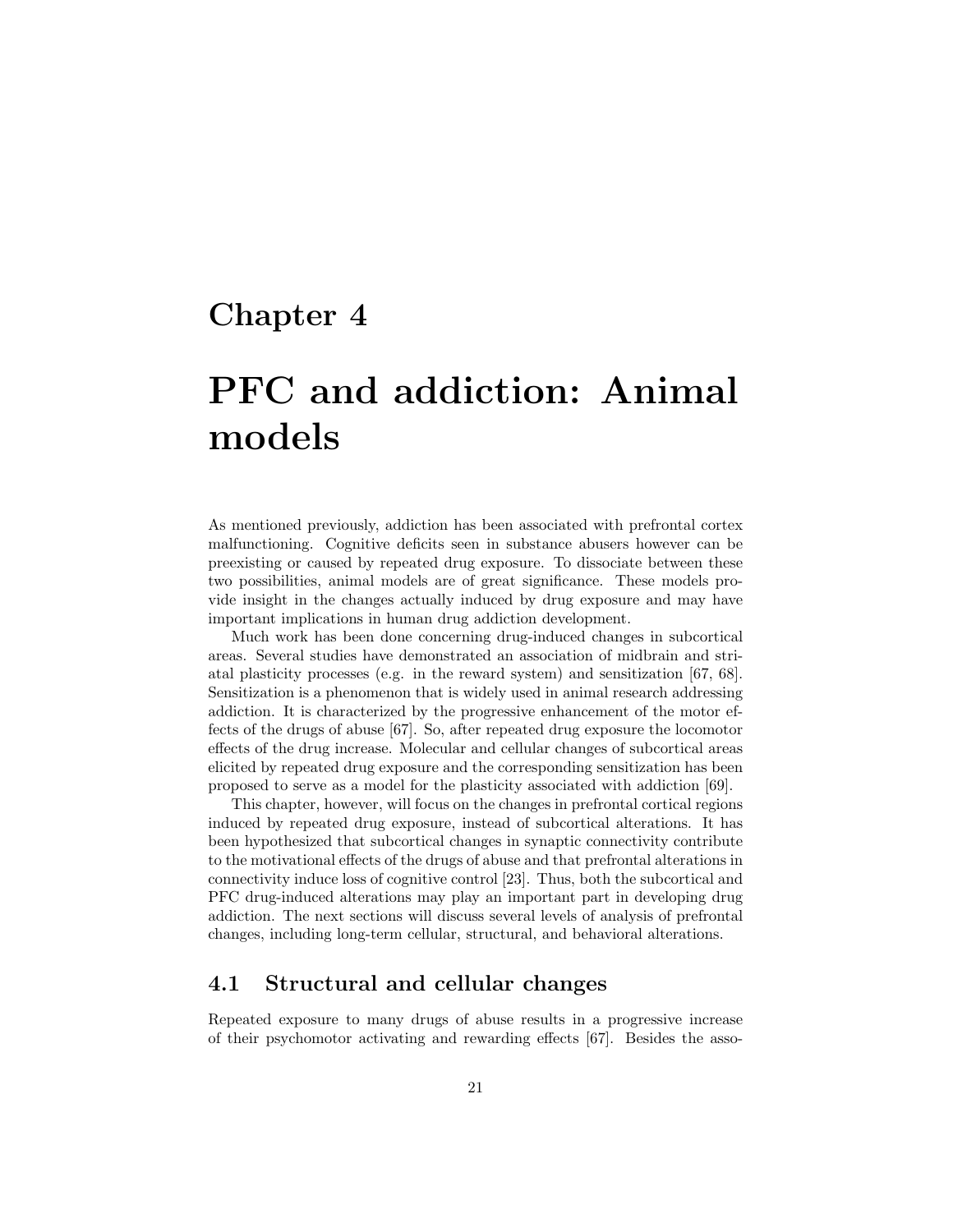# Chapter 4

# PFC and addiction: Animal models

As mentioned previously, addiction has been associated with prefrontal cortex malfunctioning. Cognitive deficits seen in substance abusers however can be preexisting or caused by repeated drug exposure. To dissociate between these two possibilities, animal models are of great significance. These models provide insight in the changes actually induced by drug exposure and may have important implications in human drug addiction development.

Much work has been done concerning drug-induced changes in subcortical areas. Several studies have demonstrated an association of midbrain and striatal plasticity processes (e.g. in the reward system) and sensitization [67, 68]. Sensitization is a phenomenon that is widely used in animal research addressing addiction. It is characterized by the progressive enhancement of the motor effects of the drugs of abuse [67]. So, after repeated drug exposure the locomotor effects of the drug increase. Molecular and cellular changes of subcortical areas elicited by repeated drug exposure and the corresponding sensitization has been proposed to serve as a model for the plasticity associated with addiction [69].

This chapter, however, will focus on the changes in prefrontal cortical regions induced by repeated drug exposure, instead of subcortical alterations. It has been hypothesized that subcortical changes in synaptic connectivity contribute to the motivational effects of the drugs of abuse and that prefrontal alterations in connectivity induce loss of cognitive control [23]. Thus, both the subcortical and PFC drug-induced alterations may play an important part in developing drug addiction. The next sections will discuss several levels of analysis of prefrontal changes, including long-term cellular, structural, and behavioral alterations.

## 4.1 Structural and cellular changes

Repeated exposure to many drugs of abuse results in a progressive increase of their psychomotor activating and rewarding effects [67]. Besides the asso-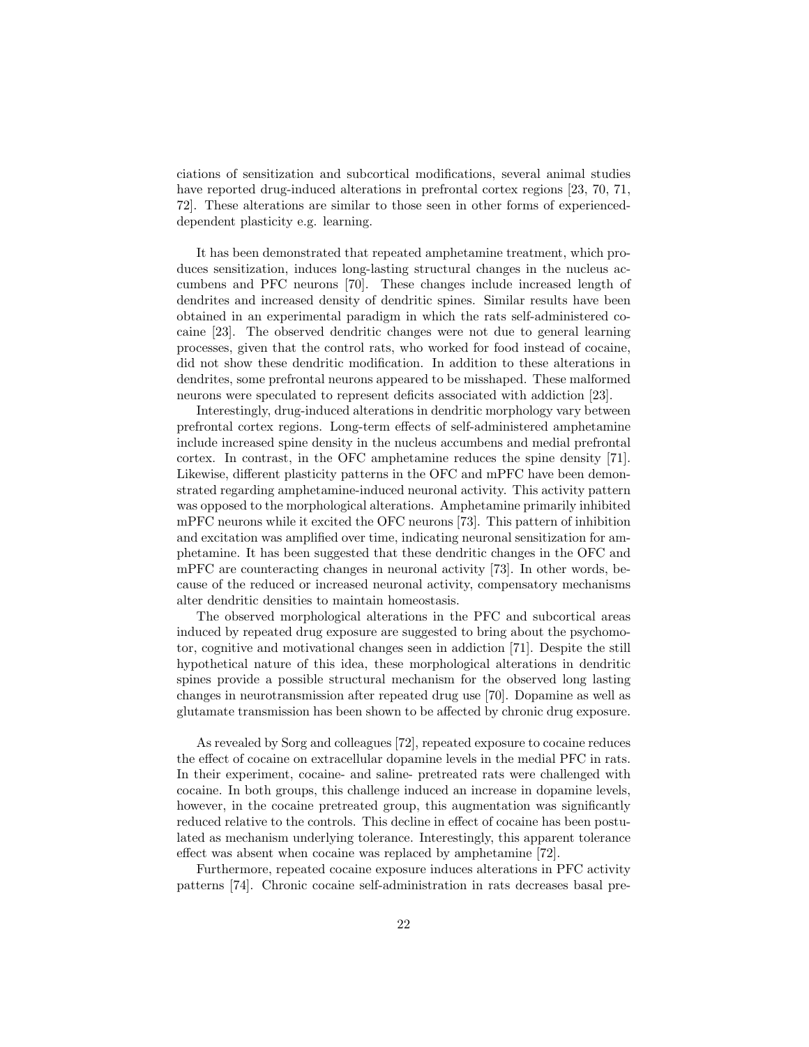ciations of sensitization and subcortical modifications, several animal studies have reported drug-induced alterations in prefrontal cortex regions [23, 70, 71, 72]. These alterations are similar to those seen in other forms of experienced-dependent plasticity e.g. learning.

It has been demonstrated that repeated amphetamine treatment, which produces sensitization, induces long-lasting structural changes in the nucleus accumbens and PFC neurons [70]. These changes include increased length of dendrites and increased density of dendritic spines. Similar results have been obtained in an experimental paradigm in which the rats self-administered cocaine [23]. The observed dendritic changes were not due to general learning processes, given that the control rats, who worked for food instead of cocaine, did not show these dendritic modification. In addition to these alterations in dendrites, some prefrontal neurons appeared to be misshaped. These malformed neurons were speculated to represent deficits associated with addiction [23].

Interestingly, drug-induced alterations in dendritic morphology vary between prefrontal cortex regions. Long-term effects of self-administered amphetamine include increased spine density in the nucleus accumbens and medial prefrontal cortex. In contrast, in the OFC amphetamine reduces the spine density [71]. Likewise, different plasticity patterns in the OFC and mPFC have been demonstrated regarding amphetamine-induced neuronal activity. This activity pattern was opposed to the morphological alterations. Amphetamine primarily inhibited mPFC neurons while it excited the OFC neurons [73]. This pattern of inhibition and excitation was amplified over time, indicating neuronal sensitization for amphetamine. It has been suggested that these dendritic changes in the OFC and mPFC are counteracting changes in neuronal activity [73]. In other words, because of the reduced or increased neuronal activity, compensatory mechanisms alter dendritic densities to maintain homeostasis.

The observed morphological alterations in the PFC and subcortical areas induced by repeated drug exposure are suggested to bring about the psychomotor, cognitive and motivational changes seen in addiction [71]. Despite the still hypothetical nature of this idea, these morphological alterations in dendritic spines provide a possible structural mechanism for the observed long lasting changes in neurotransmission after repeated drug use [70]. Dopamine as well as glutamate transmission has been shown to be affected by chronic drug exposure.

As revealed by Sorg and colleagues [72], repeated exposure to cocaine reduces the effect of cocaine on extracellular dopamine levels in the medial PFC in rats. In their experiment, cocaine- and saline- pretreated rats were challenged with cocaine. In both groups, this challenge induced an increase in dopamine levels, however, in the cocaine pretreated group, this augmentation was significantly reduced relative to the controls. This decline in effect of cocaine has been postulated as mechanism underlying tolerance. Interestingly, this apparent tolerance effect was absent when cocaine was replaced by amphetamine [72].

Furthermore, repeated cocaine exposure induces alterations in PFC activity patterns [74]. Chronic cocaine self-administration in rats decreases basal pre-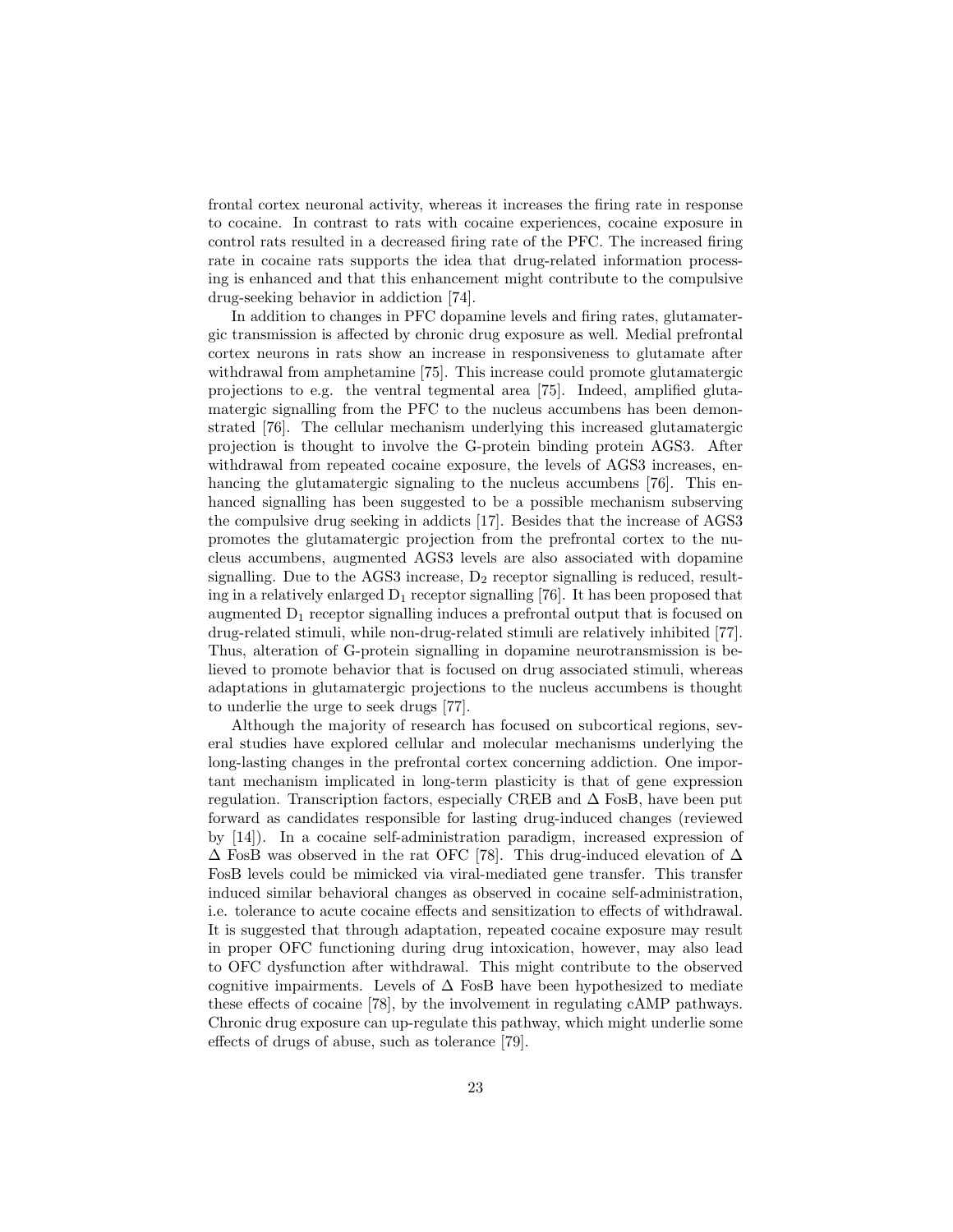frontal cortex neuronal activity, whereas it increases the firing rate in response to cocaine. In contrast to rats with cocaine experiences, cocaine exposure in control rats resulted in a decreased firing rate of the PFC. The increased firing rate in cocaine rats supports the idea that drug-related information processing is enhanced and that this enhancement might contribute to the compulsive drug-seeking behavior in addiction [74].

In addition to changes in PFC dopamine levels and firing rates, glutamatergic transmission is affected by chronic drug exposure as well. Medial prefrontal cortex neurons in rats show an increase in responsiveness to glutamate after withdrawal from amphetamine [75]. This increase could promote glutamatergic projections to e.g. the ventral tegmental area [75]. Indeed, amplified glutamatergic signalling from the PFC to the nucleus accumbens has been demonstrated [76]. The cellular mechanism underlying this increased glutamatergic projection is thought to involve the G-protein binding protein AGS3. After withdrawal from repeated cocaine exposure, the levels of AGS3 increases, enhancing the glutamatergic signaling to the nucleus accumbens [76]. This enhanced signalling has been suggested to be a possible mechanism subserving the compulsive drug seeking in addicts [17]. Besides that the increase of AGS3 promotes the glutamatergic projection from the prefrontal cortex to the nucleus accumbens, augmented AGS3 levels are also associated with dopamine signalling. Due to the AGS3 increase, $D_2$ receptor signalling is reduced, resulting in a relatively enlarged $D_1$ receptor signalling [76]. It has been proposed that augmented $D_1$ receptor signalling induces a prefrontal output that is focused on drug-related stimuli, while non-drug-related stimuli are relatively inhibited [77]. Thus, alteration of G-protein signalling in dopamine neurotransmission is believed to promote behavior that is focused on drug associated stimuli, whereas adaptations in glutamatergic projections to the nucleus accumbens is thought to underlie the urge to seek drugs [77].

Although the majority of research has focused on subcortical regions, several studies have explored cellular and molecular mechanisms underlying the long-lasting changes in the prefrontal cortex concerning addiction. One important mechanism implicated in long-term plasticity is that of gene expression regulation. Transcription factors, especially CREB and $\Delta$ FosB, have been put forward as candidates responsible for lasting drug-induced changes (reviewed by [14]). In a cocaine self-administration paradigm, increased expression of $\Delta$ FosB was observed in the rat OFC [78]. This drug-induced elevation of $\Delta$ FosB levels could be mimicked via viral-mediated gene transfer. This transfer induced similar behavioral changes as observed in cocaine self-administration, i.e. tolerance to acute cocaine effects and sensitization to effects of withdrawal. It is suggested that through adaptation, repeated cocaine exposure may result in proper OFC functioning during drug intoxication, however, may also lead to OFC dysfunction after withdrawal. This might contribute to the observed cognitive impairments. Levels of $\Delta$ FosB have been hypothesized to mediate these effects of cocaine [78], by the involvement in regulating cAMP pathways. Chronic drug exposure can up-regulate this pathway, which might underlie some effects of drugs of abuse, such as tolerance [79].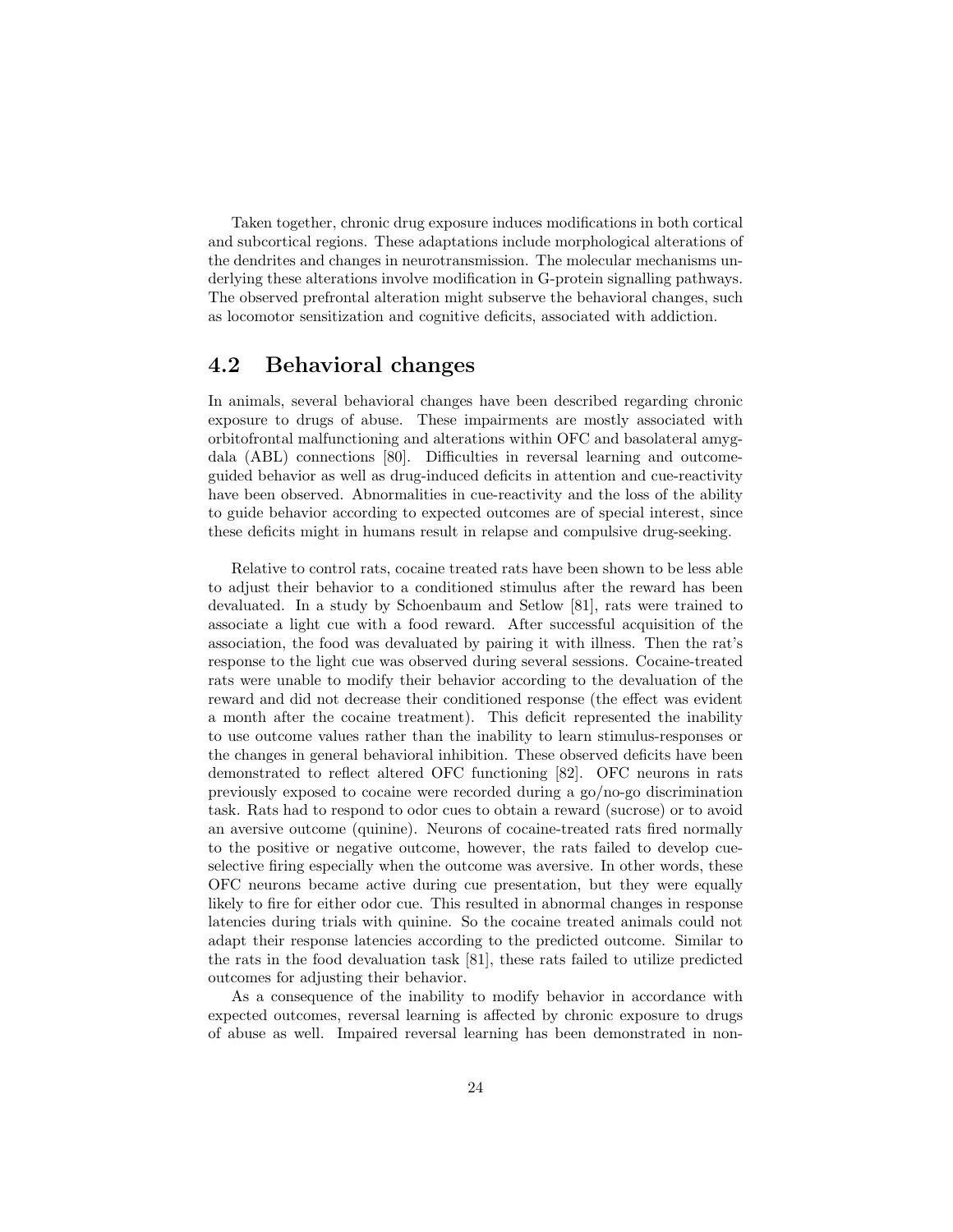Taken together, chronic drug exposure induces modifications in both cortical and subcortical regions. These adaptations include morphological alterations of the dendrites and changes in neurotransmission. The molecular mechanisms underlying these alterations involve modification in G-protein signalling pathways. The observed prefrontal alteration might subserve the behavioral changes, such as locomotor sensitization and cognitive deficits, associated with addiction.

## 4.2 Behavioral changes

In animals, several behavioral changes have been described regarding chronic exposure to drugs of abuse. These impairments are mostly associated with orbitofrontal malfunctioning and alterations within OFC and basolateral amygdala (ABL) connections [80]. Difficulties in reversal learning and outcome-guided behavior as well as drug-induced deficits in attention and cue-reactivity have been observed. Abnormalities in cue-reactivity and the loss of the ability to guide behavior according to expected outcomes are of special interest, since these deficits might in humans result in relapse and compulsive drug-seeking.

Relative to control rats, cocaine treated rats have been shown to be less able to adjust their behavior to a conditioned stimulus after the reward has been devaluated. In a study by Schoenbaum and Setlow [81], rats were trained to associate a light cue with a food reward. After successful acquisition of the association, the food was devaluated by pairing it with illness. Then the rat's response to the light cue was observed during several sessions. Cocaine-treated rats were unable to modify their behavior according to the devaluation of the reward and did not decrease their conditioned response (the effect was evident a month after the cocaine treatment). This deficit represented the inability to use outcome values rather than the inability to learn stimulus-responses or the changes in general behavioral inhibition. These observed deficits have been demonstrated to reflect altered OFC functioning [82]. OFC neurons in rats previously exposed to cocaine were recorded during a go/no-go discrimination task. Rats had to respond to odor cues to obtain a reward (sucrose) or to avoid an aversive outcome (quinine). Neurons of cocaine-treated rats fired normally to the positive or negative outcome, however, the rats failed to develop cue-selective firing especially when the outcome was aversive. In other words, these OFC neurons became active during cue presentation, but they were equally likely to fire for either odor cue. This resulted in abnormal changes in response latencies during trials with quinine. So the cocaine treated animals could not adapt their response latencies according to the predicted outcome. Similar to the rats in the food devaluation task [81], these rats failed to utilize predicted outcomes for adjusting their behavior.

As a consequence of the inability to modify behavior in accordance with expected outcomes, reversal learning is affected by chronic exposure to drugs of abuse as well. Impaired reversal learning has been demonstrated in non-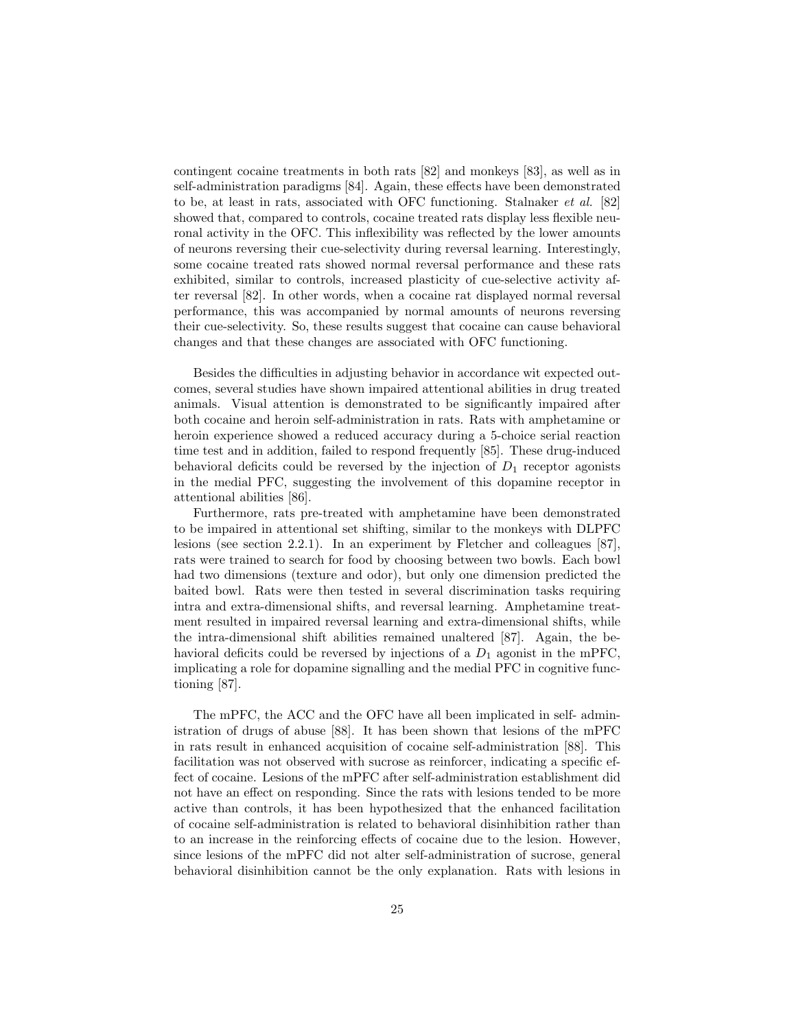contingent cocaine treatments in both rats [82] and monkeys [83], as well as in self-administration paradigms [84]. Again, these effects have been demonstrated to be, at least in rats, associated with OFC functioning. Stalnaker *et al.* [82] showed that, compared to controls, cocaine treated rats display less flexible neuronal activity in the OFC. This inflexibility was reflected by the lower amounts of neurons reversing their cue-selectivity during reversal learning. Interestingly, some cocaine treated rats showed normal reversal performance and these rats exhibited, similar to controls, increased plasticity of cue-selective activity after reversal [82]. In other words, when a cocaine rat displayed normal reversal performance, this was accompanied by normal amounts of neurons reversing their cue-selectivity. So, these results suggest that cocaine can cause behavioral changes and that these changes are associated with OFC functioning.

Besides the difficulties in adjusting behavior in accordance wit expected outcomes, several studies have shown impaired attentional abilities in drug treated animals. Visual attention is demonstrated to be significantly impaired after both cocaine and heroin self-administration in rats. Rats with amphetamine or heroin experience showed a reduced accuracy during a 5-choice serial reaction time test and in addition, failed to respond frequently [85]. These drug-induced behavioral deficits could be reversed by the injection of $D_1$ receptor agonists in the medial PFC, suggesting the involvement of this dopamine receptor in attentional abilities [86].

Furthermore, rats pre-treated with amphetamine have been demonstrated to be impaired in attentional set shifting, similar to the monkeys with DLPFC lesions (see section 2.2.1). In an experiment by Fletcher and colleagues [87], rats were trained to search for food by choosing between two bowls. Each bowl had two dimensions (texture and odor), but only one dimension predicted the baited bowl. Rats were then tested in several discrimination tasks requiring intra and extra-dimensional shifts, and reversal learning. Amphetamine treatment resulted in impaired reversal learning and extra-dimensional shifts, while the intra-dimensional shift abilities remained unaltered [87]. Again, the behavioral deficits could be reversed by injections of a $D_1$ agonist in the mPFC, implicating a role for dopamine signalling and the medial PFC in cognitive functioning [87].

The mPFC, the ACC and the OFC have all been implicated in self- administration of drugs of abuse [88]. It has been shown that lesions of the mPFC in rats result in enhanced acquisition of cocaine self-administration [88]. This facilitation was not observed with sucrose as reinforcer, indicating a specific effect of cocaine. Lesions of the mPFC after self-administration establishment did not have an effect on responding. Since the rats with lesions tended to be more active than controls, it has been hypothesized that the enhanced facilitation of cocaine self-administration is related to behavioral disinhibition rather than to an increase in the reinforcing effects of cocaine due to the lesion. However, since lesions of the mPFC did not alter self-administration of sucrose, general behavioral disinhibition cannot be the only explanation. Rats with lesions in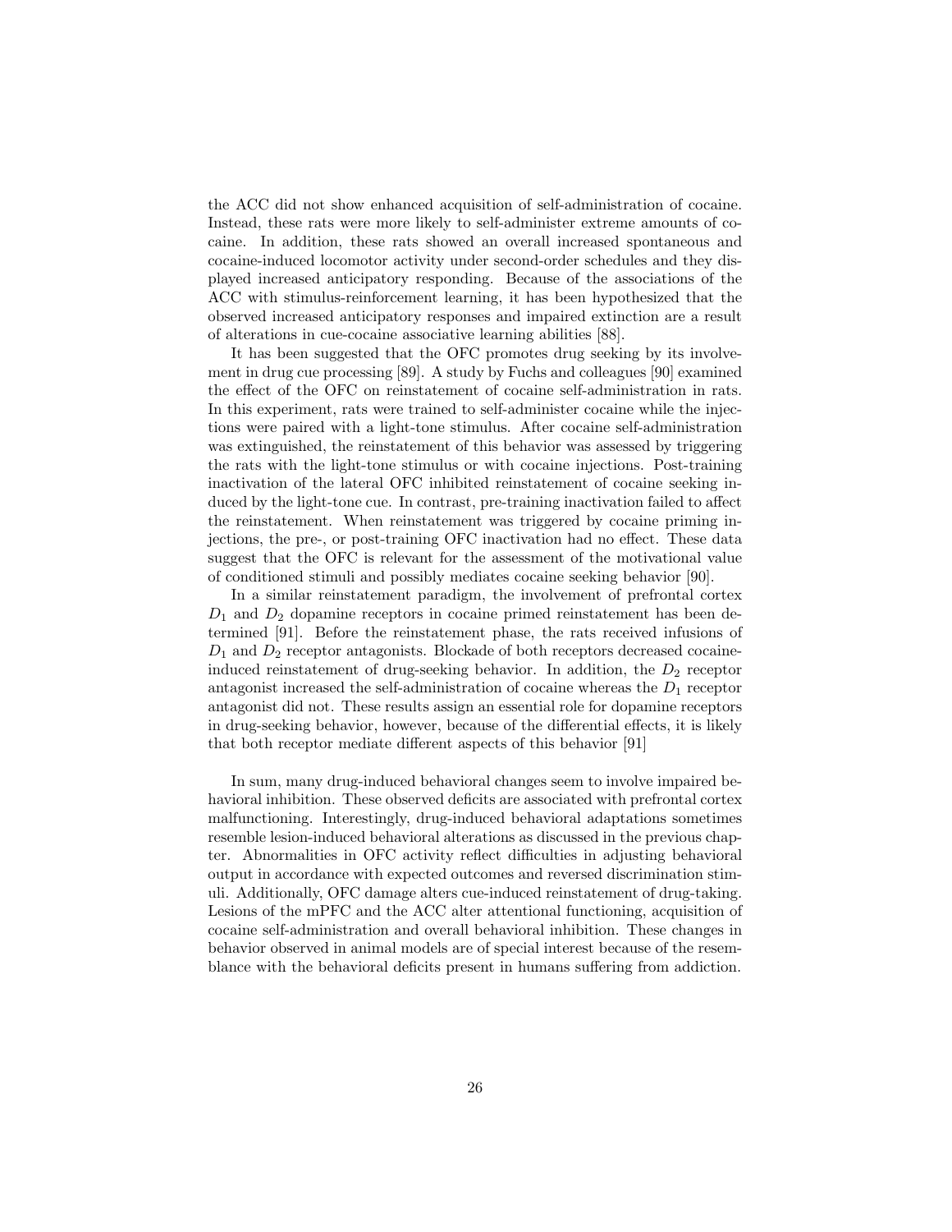the ACC did not show enhanced acquisition of self-administration of cocaine. Instead, these rats were more likely to self-administer extreme amounts of cocaine. In addition, these rats showed an overall increased spontaneous and cocaine-induced locomotor activity under second-order schedules and they displayed increased anticipatory responding. Because of the associations of the ACC with stimulus-reinforcement learning, it has been hypothesized that the observed increased anticipatory responses and impaired extinction are a result of alterations in cue-cocaine associative learning abilities [88].

It has been suggested that the OFC promotes drug seeking by its involvement in drug cue processing [89]. A study by Fuchs and colleagues [90] examined the effect of the OFC on reinstatement of cocaine self-administration in rats. In this experiment, rats were trained to self-administer cocaine while the injections were paired with a light-tone stimulus. After cocaine self-administration was extinguished, the reinstatement of this behavior was assessed by triggering the rats with the light-tone stimulus or with cocaine injections. Post-training inactivation of the lateral OFC inhibited reinstatement of cocaine seeking induced by the light-tone cue. In contrast, pre-training inactivation failed to affect the reinstatement. When reinstatement was triggered by cocaine priming injections, the pre-, or post-training OFC inactivation had no effect. These data suggest that the OFC is relevant for the assessment of the motivational value of conditioned stimuli and possibly mediates cocaine seeking behavior [90].

In a similar reinstatement paradigm, the involvement of prefrontal cortex $D_1$ and $D_2$ dopamine receptors in cocaine primed reinstatement has been determined [91]. Before the reinstatement phase, the rats received infusions of $D_1$ and $D_2$ receptor antagonists. Blockade of both receptors decreased cocaine-induced reinstatement of drug-seeking behavior. In addition, the $D_2$ receptor antagonist increased the self-administration of cocaine whereas the $D_1$ receptor antagonist did not. These results assign an essential role for dopamine receptors in drug-seeking behavior, however, because of the differential effects, it is likely that both receptor mediate different aspects of this behavior [91]

In sum, many drug-induced behavioral changes seem to involve impaired behavioral inhibition. These observed deficits are associated with prefrontal cortex malfunctioning. Interestingly, drug-induced behavioral adaptations sometimes resemble lesion-induced behavioral alterations as discussed in the previous chapter. Abnormalities in OFC activity reflect difficulties in adjusting behavioral output in accordance with expected outcomes and reversed discrimination stimuli. Additionally, OFC damage alters cue-induced reinstatement of drug-taking. Lesions of the mPFC and the ACC alter attentional functioning, acquisition of cocaine self-administration and overall behavioral inhibition. These changes in behavior observed in animal models are of special interest because of the resemblance with the behavioral deficits present in humans suffering from addiction.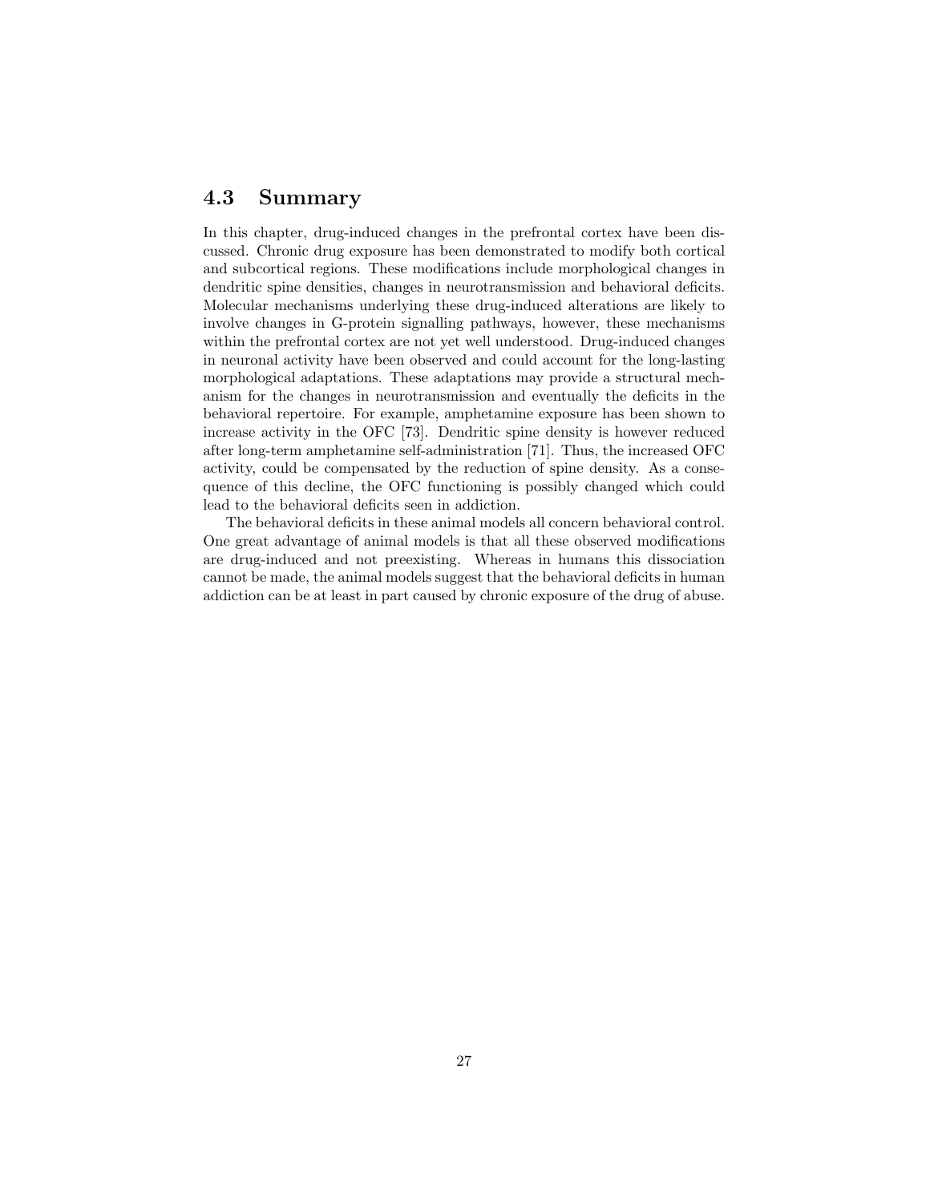## 4.3 Summary

In this chapter, drug-induced changes in the prefrontal cortex have been discussed. Chronic drug exposure has been demonstrated to modify both cortical and subcortical regions. These modifications include morphological changes in dendritic spine densities, changes in neurotransmission and behavioral deficits. Molecular mechanisms underlying these drug-induced alterations are likely to involve changes in G-protein signalling pathways, however, these mechanisms within the prefrontal cortex are not yet well understood. Drug-induced changes in neuronal activity have been observed and could account for the long-lasting morphological adaptations. These adaptations may provide a structural mechanism for the changes in neurotransmission and eventually the deficits in the behavioral repertoire. For example, amphetamine exposure has been shown to increase activity in the OFC [73]. Dendritic spine density is however reduced after long-term amphetamine self-administration [71]. Thus, the increased OFC activity, could be compensated by the reduction of spine density. As a consequence of this decline, the OFC functioning is possibly changed which could lead to the behavioral deficits seen in addiction.

The behavioral deficits in these animal models all concern behavioral control. One great advantage of animal models is that all these observed modifications are drug-induced and not preexisting. Whereas in humans this dissociation cannot be made, the animal models suggest that the behavioral deficits in human addiction can be at least in part caused by chronic exposure of the drug of abuse.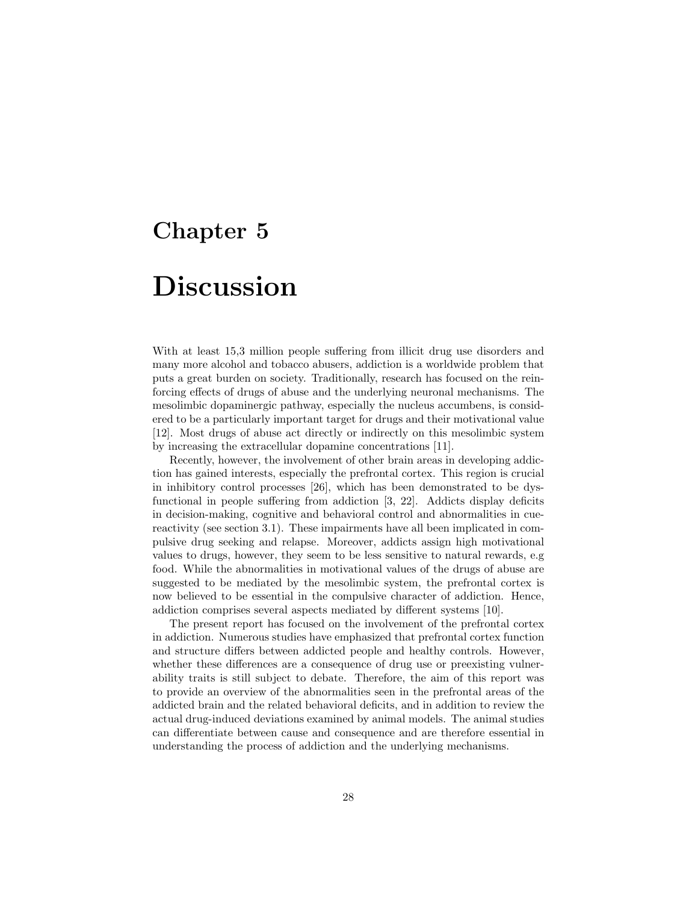# Chapter 5

# Discussion

With at least 15,3 million people suffering from illicit drug use disorders and many more alcohol and tobacco abusers, addiction is a worldwide problem that puts a great burden on society. Traditionally, research has focused on the reinforcing effects of drugs of abuse and the underlying neuronal mechanisms. The mesolimbic dopaminergic pathway, especially the nucleus accumbens, is considered to be a particularly important target for drugs and their motivational value [12]. Most drugs of abuse act directly or indirectly on this mesolimbic system by increasing the extracellular dopamine concentrations [11].

Recently, however, the involvement of other brain areas in developing addiction has gained interests, especially the prefrontal cortex. This region is crucial in inhibitory control processes [26], which has been demonstrated to be dysfunctional in people suffering from addiction [3, 22]. Addicts display deficits in decision-making, cognitive and behavioral control and abnormalities in cue-reactivity (see section 3.1). These impairments have all been implicated in compulsive drug seeking and relapse. Moreover, addicts assign high motivational values to drugs, however, they seem to be less sensitive to natural rewards, e.g food. While the abnormalities in motivational values of the drugs of abuse are suggested to be mediated by the mesolimbic system, the prefrontal cortex is now believed to be essential in the compulsive character of addiction. Hence, addiction comprises several aspects mediated by different systems [10].

The present report has focused on the involvement of the prefrontal cortex in addiction. Numerous studies have emphasized that prefrontal cortex function and structure differs between addicted people and healthy controls. However, whether these differences are a consequence of drug use or preexisting vulnerability traits is still subject to debate. Therefore, the aim of this report was to provide an overview of the abnormalities seen in the prefrontal areas of the addicted brain and the related behavioral deficits, and in addition to review the actual drug-induced deviations examined by animal models. The animal studies can differentiate between cause and consequence and are therefore essential in understanding the process of addiction and the underlying mechanisms.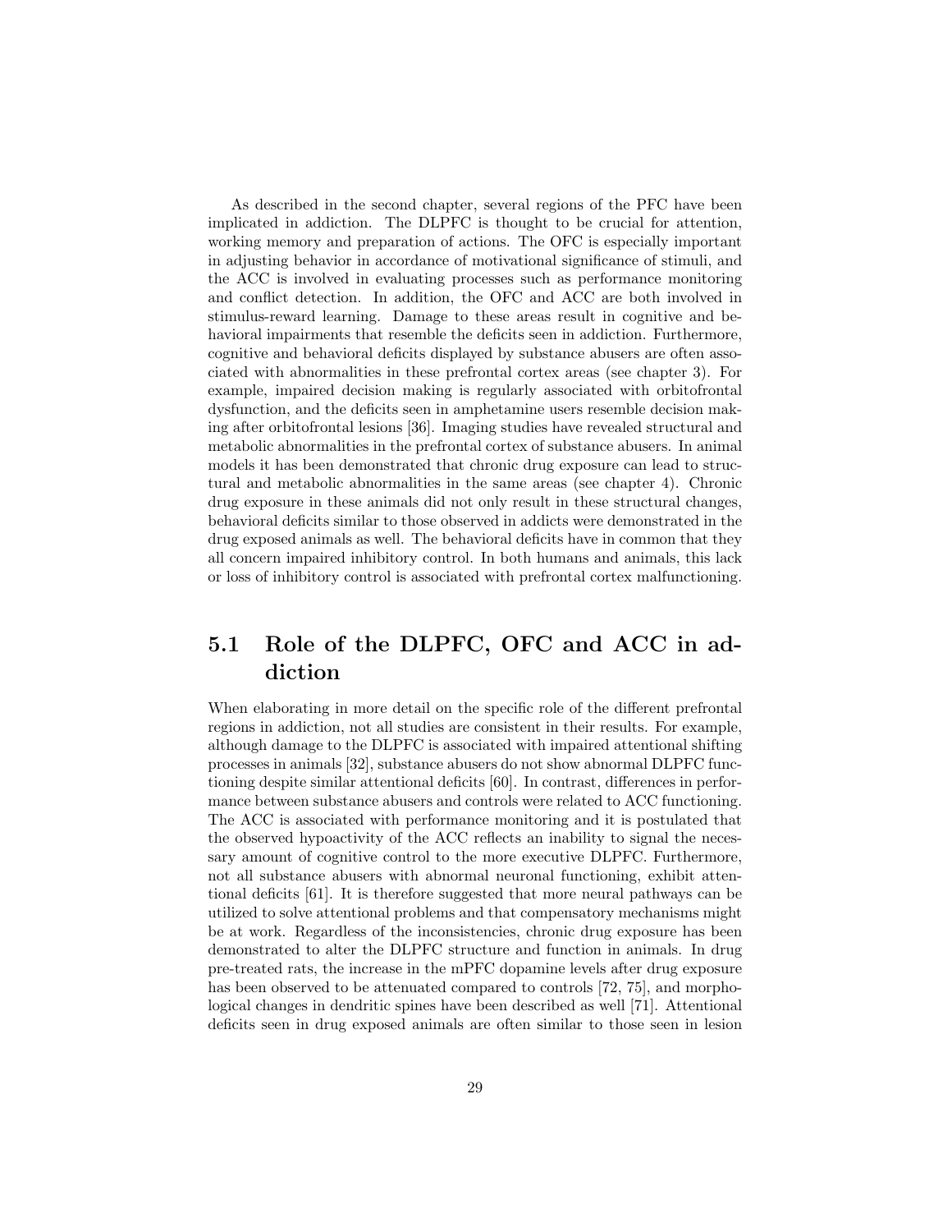As described in the second chapter, several regions of the PFC have been implicated in addiction. The DLPFC is thought to be crucial for attention, working memory and preparation of actions. The OFC is especially important in adjusting behavior in accordance of motivational significance of stimuli, and the ACC is involved in evaluating processes such as performance monitoring and conflict detection. In addition, the OFC and ACC are both involved in stimulus-reward learning. Damage to these areas result in cognitive and behavioral impairments that resemble the deficits seen in addiction. Furthermore, cognitive and behavioral deficits displayed by substance abusers are often associated with abnormalities in these prefrontal cortex areas (see chapter 3). For example, impaired decision making is regularly associated with orbitofrontal dysfunction, and the deficits seen in amphetamine users resemble decision making after orbitofrontal lesions [36]. Imaging studies have revealed structural and metabolic abnormalities in the prefrontal cortex of substance abusers. In animal models it has been demonstrated that chronic drug exposure can lead to structural and metabolic abnormalities in the same areas (see chapter 4). Chronic drug exposure in these animals did not only result in these structural changes, behavioral deficits similar to those observed in addicts were demonstrated in the drug exposed animals as well. The behavioral deficits have in common that they all concern impaired inhibitory control. In both humans and animals, this lack or loss of inhibitory control is associated with prefrontal cortex malfunctioning.

## 5.1 Role of the DLPFC, OFC and ACC in addiction

When elaborating in more detail on the specific role of the different prefrontal regions in addiction, not all studies are consistent in their results. For example, although damage to the DLPFC is associated with impaired attentional shifting processes in animals [32], substance abusers do not show abnormal DLPFC functioning despite similar attentional deficits [60]. In contrast, differences in performance between substance abusers and controls were related to ACC functioning. The ACC is associated with performance monitoring and it is postulated that the observed hypoactivity of the ACC reflects an inability to signal the necessary amount of cognitive control to the more executive DLPFC. Furthermore, not all substance abusers with abnormal neuronal functioning, exhibit attentional deficits [61]. It is therefore suggested that more neural pathways can be utilized to solve attentional problems and that compensatory mechanisms might be at work. Regardless of the inconsistencies, chronic drug exposure has been demonstrated to alter the DLPFC structure and function in animals. In drug pre-treated rats, the increase in the mPFC dopamine levels after drug exposure has been observed to be attenuated compared to controls [72, 75], and morphological changes in dendritic spines have been described as well [71]. Attentional deficits seen in drug exposed animals are often similar to those seen in lesion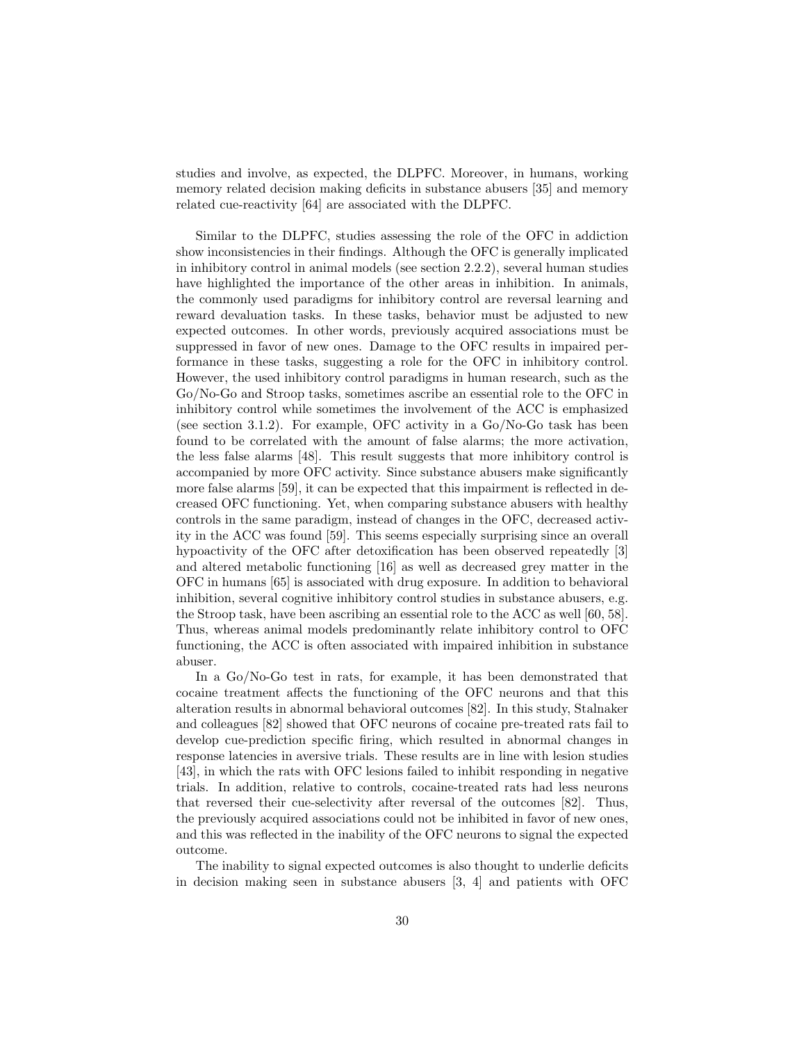studies and involve, as expected, the DLPFC. Moreover, in humans, working memory related decision making deficits in substance abusers [35] and memory related cue-reactivity [64] are associated with the DLPFC.

Similar to the DLPFC, studies assessing the role of the OFC in addiction show inconsistencies in their findings. Although the OFC is generally implicated in inhibitory control in animal models (see section 2.2.2), several human studies have highlighted the importance of the other areas in inhibition. In animals, the commonly used paradigms for inhibitory control are reversal learning and reward devaluation tasks. In these tasks, behavior must be adjusted to new expected outcomes. In other words, previously acquired associations must be suppressed in favor of new ones. Damage to the OFC results in impaired performance in these tasks, suggesting a role for the OFC in inhibitory control. However, the used inhibitory control paradigms in human research, such as the Go/No-Go and Stroop tasks, sometimes ascribe an essential role to the OFC in inhibitory control while sometimes the involvement of the ACC is emphasized (see section 3.1.2). For example, OFC activity in a Go/No-Go task has been found to be correlated with the amount of false alarms; the more activation, the less false alarms [48]. This result suggests that more inhibitory control is accompanied by more OFC activity. Since substance abusers make significantly more false alarms [59], it can be expected that this impairment is reflected in decreased OFC functioning. Yet, when comparing substance abusers with healthy controls in the same paradigm, instead of changes in the OFC, decreased activity in the ACC was found [59]. This seems especially surprising since an overall hypoactivity of the OFC after detoxification has been observed repeatedly [3] and altered metabolic functioning [16] as well as decreased grey matter in the OFC in humans [65] is associated with drug exposure. In addition to behavioral inhibition, several cognitive inhibitory control studies in substance abusers, e.g. the Stroop task, have been ascribing an essential role to the ACC as well [60, 58]. Thus, whereas animal models predominantly relate inhibitory control to OFC functioning, the ACC is often associated with impaired inhibition in substance abuser.

In a Go/No-Go test in rats, for example, it has been demonstrated that cocaine treatment affects the functioning of the OFC neurons and that this alteration results in abnormal behavioral outcomes [82]. In this study, Stalnaker and colleagues [82] showed that OFC neurons of cocaine pre-treated rats fail to develop cue-prediction specific firing, which resulted in abnormal changes in response latencies in aversive trials. These results are in line with lesion studies [43], in which the rats with OFC lesions failed to inhibit responding in negative trials. In addition, relative to controls, cocaine-treated rats had less neurons that reversed their cue-selectivity after reversal of the outcomes [82]. Thus, the previously acquired associations could not be inhibited in favor of new ones, and this was reflected in the inability of the OFC neurons to signal the expected outcome.

The inability to signal expected outcomes is also thought to underlie deficits in decision making seen in substance abusers [3, 4] and patients with OFC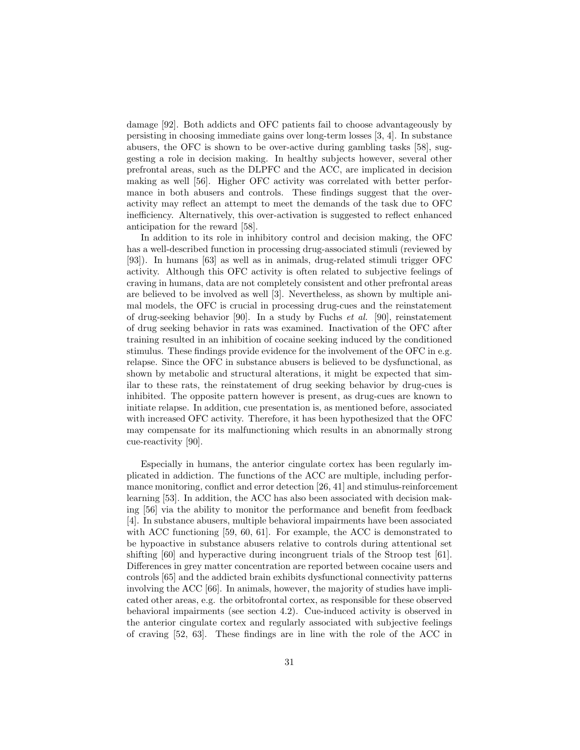damage [92]. Both addicts and OFC patients fail to choose advantageously by persisting in choosing immediate gains over long-term losses [3, 4]. In substance abusers, the OFC is shown to be over-active during gambling tasks [58], suggesting a role in decision making. In healthy subjects however, several other prefrontal areas, such as the DLPFC and the ACC, are implicated in decision making as well [56]. Higher OFC activity was correlated with better performance in both abusers and controls. These findings suggest that the over-activity may reflect an attempt to meet the demands of the task due to OFC inefficiency. Alternatively, this over-activation is suggested to reflect enhanced anticipation for the reward [58].

In addition to its role in inhibitory control and decision making, the OFC has a well-described function in processing drug-associated stimuli (reviewed by [93]). In humans [63] as well as in animals, drug-related stimuli trigger OFC activity. Although this OFC activity is often related to subjective feelings of craving in humans, data are not completely consistent and other prefrontal areas are believed to be involved as well [3]. Nevertheless, as shown by multiple animal models, the OFC is crucial in processing drug-cues and the reinstatement of drug-seeking behavior [90]. In a study by Fuchs *et al.* [90], reinstatement of drug seeking behavior in rats was examined. Inactivation of the OFC after training resulted in an inhibition of cocaine seeking induced by the conditioned stimulus. These findings provide evidence for the involvement of the OFC in e.g. relapse. Since the OFC in substance abusers is believed to be dysfunctional, as shown by metabolic and structural alterations, it might be expected that similar to these rats, the reinstatement of drug seeking behavior by drug-cues is inhibited. The opposite pattern however is present, as drug-cues are known to initiate relapse. In addition, cue presentation is, as mentioned before, associated with increased OFC activity. Therefore, it has been hypothesized that the OFC may compensate for its malfunctioning which results in an abnormally strong cue-reactivity [90].

Especially in humans, the anterior cingulate cortex has been regularly implicated in addiction. The functions of the ACC are multiple, including performance monitoring, conflict and error detection [26, 41] and stimulus-reinforcement learning [53]. In addition, the ACC has also been associated with decision making [56] via the ability to monitor the performance and benefit from feedback [4]. In substance abusers, multiple behavioral impairments have been associated with ACC functioning [59, 60, 61]. For example, the ACC is demonstrated to be hypoactive in substance abusers relative to controls during attentional set shifting [60] and hyperactive during incongruent trials of the Stroop test [61]. Differences in grey matter concentration are reported between cocaine users and controls [65] and the addicted brain exhibits dysfunctional connectivity patterns involving the ACC [66]. In animals, however, the majority of studies have implicated other areas, e.g. the orbitofrontal cortex, as responsible for these observed behavioral impairments (see section 4.2). Cue-induced activity is observed in the anterior cingulate cortex and regularly associated with subjective feelings of craving [52, 63]. These findings are in line with the role of the ACC in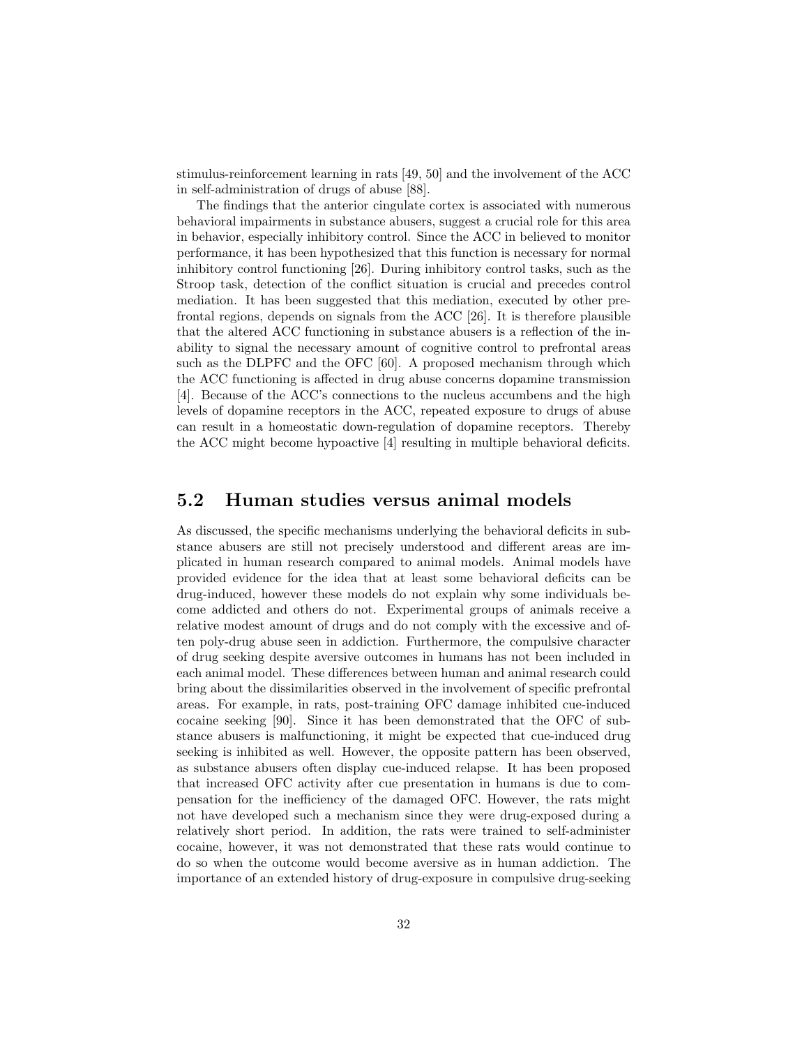stimulus-reinforcement learning in rats [49, 50] and the involvement of the ACC in self-administration of drugs of abuse [88].

The findings that the anterior cingulate cortex is associated with numerous behavioral impairments in substance abusers, suggest a crucial role for this area in behavior, especially inhibitory control. Since the ACC in believed to monitor performance, it has been hypothesized that this function is necessary for normal inhibitory control functioning [26]. During inhibitory control tasks, such as the Stroop task, detection of the conflict situation is crucial and precedes control mediation. It has been suggested that this mediation, executed by other prefrontal regions, depends on signals from the ACC [26]. It is therefore plausible that the altered ACC functioning in substance abusers is a reflection of the inability to signal the necessary amount of cognitive control to prefrontal areas such as the DLPFC and the OFC [60]. A proposed mechanism through which the ACC functioning is affected in drug abuse concerns dopamine transmission [4]. Because of the ACC's connections to the nucleus accumbens and the high levels of dopamine receptors in the ACC, repeated exposure to drugs of abuse can result in a homeostatic down-regulation of dopamine receptors. Thereby the ACC might become hypoactive [4] resulting in multiple behavioral deficits.

## 5.2 Human studies versus animal models

As discussed, the specific mechanisms underlying the behavioral deficits in substance abusers are still not precisely understood and different areas are implicated in human research compared to animal models. Animal models have provided evidence for the idea that at least some behavioral deficits can be drug-induced, however these models do not explain why some individuals become addicted and others do not. Experimental groups of animals receive a relative modest amount of drugs and do not comply with the excessive and often poly-drug abuse seen in addiction. Furthermore, the compulsive character of drug seeking despite aversive outcomes in humans has not been included in each animal model. These differences between human and animal research could bring about the dissimilarities observed in the involvement of specific prefrontal areas. For example, in rats, post-training OFC damage inhibited cue-induced cocaine seeking [90]. Since it has been demonstrated that the OFC of substance abusers is malfunctioning, it might be expected that cue-induced drug seeking is inhibited as well. However, the opposite pattern has been observed, as substance abusers often display cue-induced relapse. It has been proposed that increased OFC activity after cue presentation in humans is due to compensation for the inefficiency of the damaged OFC. However, the rats might not have developed such a mechanism since they were drug-exposed during a relatively short period. In addition, the rats were trained to self-administer cocaine, however, it was not demonstrated that these rats would continue to do so when the outcome would become aversive as in human addiction. The importance of an extended history of drug-exposure in compulsive drug-seeking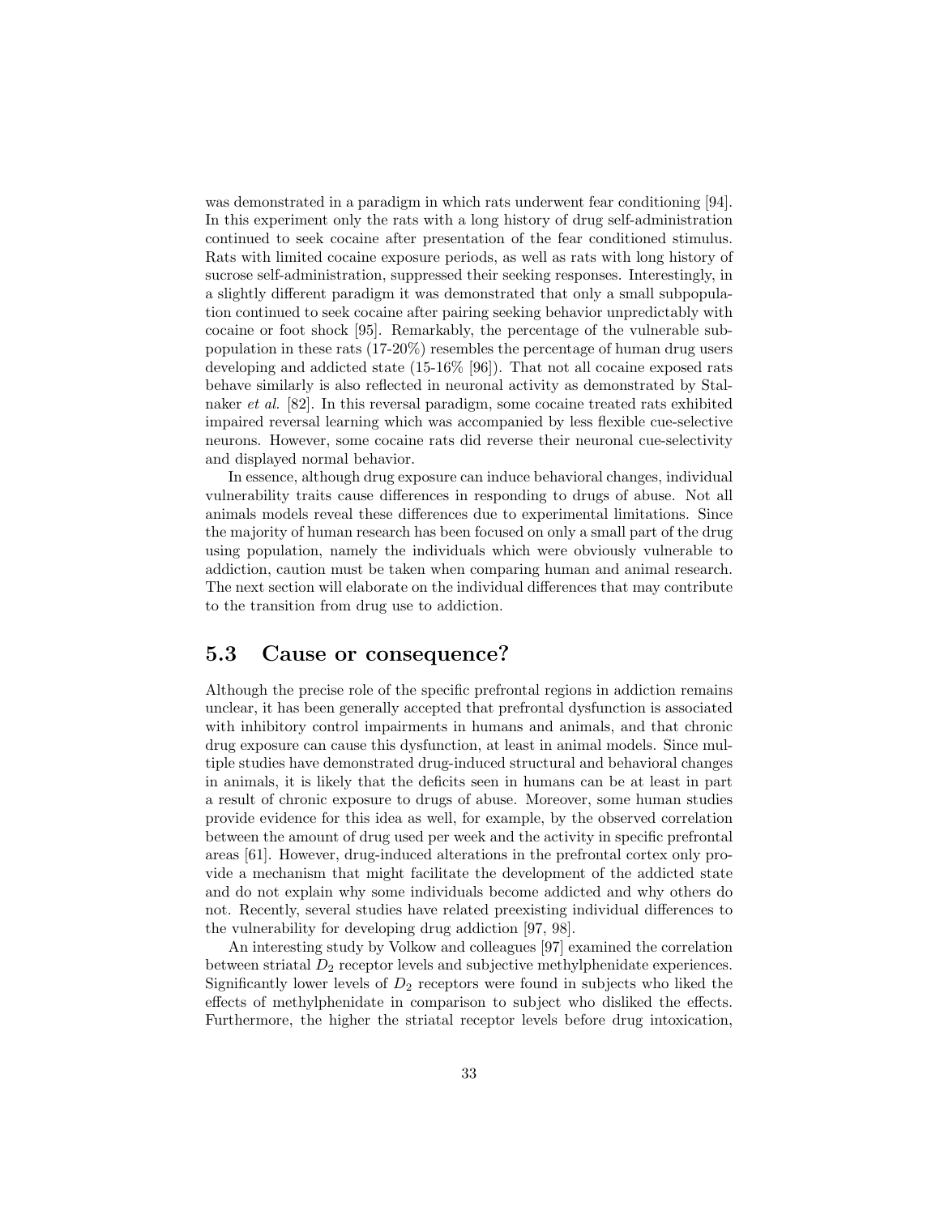was demonstrated in a paradigm in which rats underwent fear conditioning [94]. In this experiment only the rats with a long history of drug self-administration continued to seek cocaine after presentation of the fear conditioned stimulus. Rats with limited cocaine exposure periods, as well as rats with long history of sucrose self-administration, suppressed their seeking responses. Interestingly, in a slightly different paradigm it was demonstrated that only a small subpopulation continued to seek cocaine after pairing seeking behavior unpredictably with cocaine or foot shock [95]. Remarkably, the percentage of the vulnerable subpopulation in these rats (17-20%) resembles the percentage of human drug users developing and addicted state (15-16% [96]). That not all cocaine exposed rats behave similarly is also reflected in neuronal activity as demonstrated by Stalnaker *et al.* [82]. In this reversal paradigm, some cocaine treated rats exhibited impaired reversal learning which was accompanied by less flexible cue-selective neurons. However, some cocaine rats did reverse their neuronal cue-selectivity and displayed normal behavior.

In essence, although drug exposure can induce behavioral changes, individual vulnerability traits cause differences in responding to drugs of abuse. Not all animals models reveal these differences due to experimental limitations. Since the majority of human research has been focused on only a small part of the drug using population, namely the individuals which were obviously vulnerable to addiction, caution must be taken when comparing human and animal research. The next section will elaborate on the individual differences that may contribute to the transition from drug use to addiction.

## 5.3 Cause or consequence?

Although the precise role of the specific prefrontal regions in addiction remains unclear, it has been generally accepted that prefrontal dysfunction is associated with inhibitory control impairments in humans and animals, and that chronic drug exposure can cause this dysfunction, at least in animal models. Since multiple studies have demonstrated drug-induced structural and behavioral changes in animals, it is likely that the deficits seen in humans can be at least in part a result of chronic exposure to drugs of abuse. Moreover, some human studies provide evidence for this idea as well, for example, by the observed correlation between the amount of drug used per week and the activity in specific prefrontal areas [61]. However, drug-induced alterations in the prefrontal cortex only provide a mechanism that might facilitate the development of the addicted state and do not explain why some individuals become addicted and why others do not. Recently, several studies have related preexisting individual differences to the vulnerability for developing drug addiction [97, 98].

An interesting study by Volkow and colleagues [97] examined the correlation between striatal $D_2$ receptor levels and subjective methylphenidate experiences. Significantly lower levels of $D_2$ receptors were found in subjects who liked the effects of methylphenidate in comparison to subject who disliked the effects. Furthermore, the higher the striatal receptor levels before drug intoxication,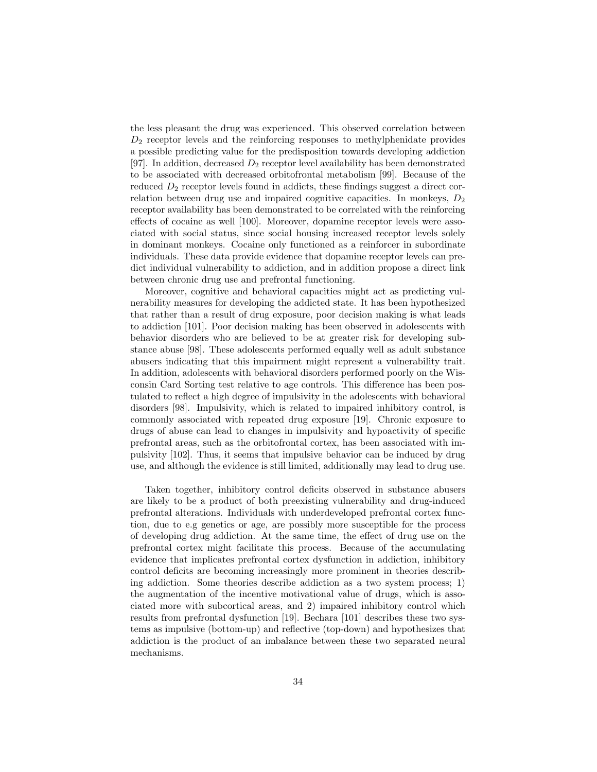the less pleasant the drug was experienced. This observed correlation between $D_2$ receptor levels and the reinforcing responses to methylphenidate provides a possible predicting value for the predisposition towards developing addiction [97]. In addition, decreased $D_2$ receptor level availability has been demonstrated to be associated with decreased orbitofrontal metabolism [99]. Because of the reduced $D_2$ receptor levels found in addicts, these findings suggest a direct correlation between drug use and impaired cognitive capacities. In monkeys, $D_2$ receptor availability has been demonstrated to be correlated with the reinforcing effects of cocaine as well [100]. Moreover, dopamine receptor levels were associated with social status, since social housing increased receptor levels solely in dominant monkeys. Cocaine only functioned as a reinforcer in subordinate individuals. These data provide evidence that dopamine receptor levels can predict individual vulnerability to addiction, and in addition propose a direct link between chronic drug use and prefrontal functioning.

Moreover, cognitive and behavioral capacities might act as predicting vulnerability measures for developing the addicted state. It has been hypothesized that rather than a result of drug exposure, poor decision making is what leads to addiction [101]. Poor decision making has been observed in adolescents with behavior disorders who are believed to be at greater risk for developing substance abuse [98]. These adolescents performed equally well as adult substance abusers indicating that this impairment might represent a vulnerability trait. In addition, adolescents with behavioral disorders performed poorly on the Wisconsin Card Sorting test relative to age controls. This difference has been postulated to reflect a high degree of impulsivity in the adolescents with behavioral disorders [98]. Impulsivity, which is related to impaired inhibitory control, is commonly associated with repeated drug exposure [19]. Chronic exposure to drugs of abuse can lead to changes in impulsivity and hypoactivity of specific prefrontal areas, such as the orbitofrontal cortex, has been associated with impulsivity [102]. Thus, it seems that impulsive behavior can be induced by drug use, and although the evidence is still limited, additionally may lead to drug use.

Taken together, inhibitory control deficits observed in substance abusers are likely to be a product of both preexisting vulnerability and drug-induced prefrontal alterations. Individuals with underdeveloped prefrontal cortex function, due to e.g genetics or age, are possibly more susceptible for the process of developing drug addiction. At the same time, the effect of drug use on the prefrontal cortex might facilitate this process. Because of the accumulating evidence that implicates prefrontal cortex dysfunction in addiction, inhibitory control deficits are becoming increasingly more prominent in theories describing addiction. Some theories describe addiction as a two system process; 1) the augmentation of the incentive motivational value of drugs, which is associated more with subcortical areas, and 2) impaired inhibitory control which results from prefrontal dysfunction [19]. Bechara [101] describes these two systems as impulsive (bottom-up) and reflective (top-down) and hypothesizes that addiction is the product of an imbalance between these two separated neural mechanisms.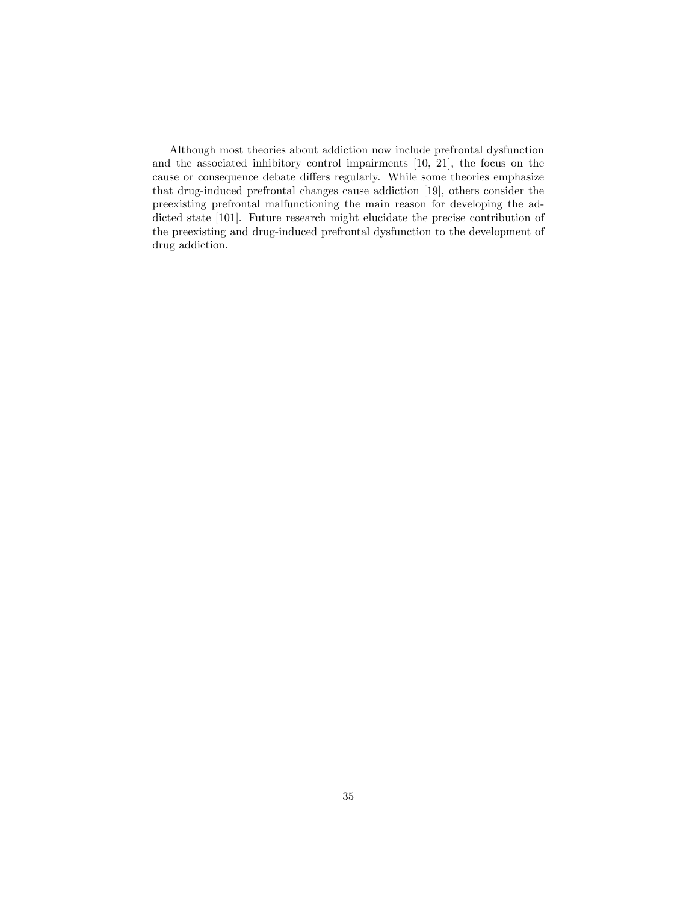Although most theories about addiction now include prefrontal dysfunction and the associated inhibitory control impairments [10, 21], the focus on the cause or consequence debate differs regularly. While some theories emphasize that drug-induced prefrontal changes cause addiction [19], others consider the preexisting prefrontal malfunctioning the main reason for developing the addicted state [101]. Future research might elucidate the precise contribution of the preexisting and drug-induced prefrontal dysfunction to the development of drug addiction.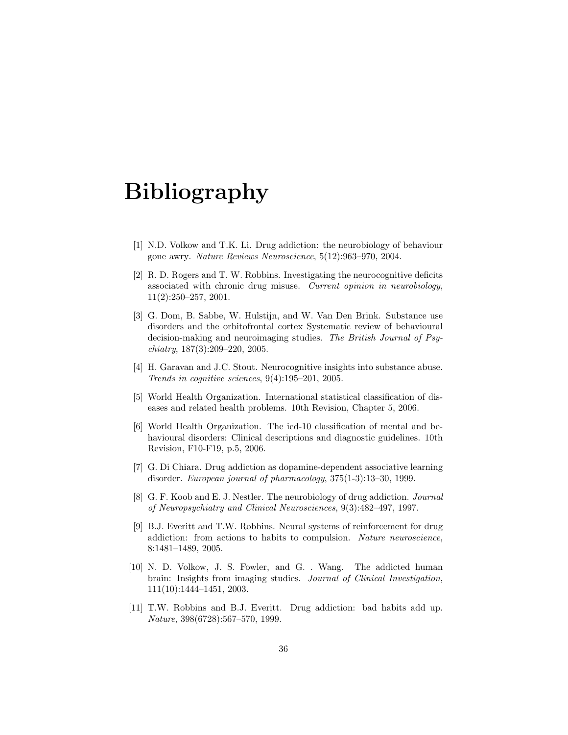# Bibliography

[1] N.D. Volkow and T.K. Li. Drug addiction: the neurobiology of behaviour gone awry. *Nature Reviews Neuroscience*, 5(12):963–970, 2004.

[2] R. D. Rogers and T. W. Robbins. Investigating the neurocognitive deficits associated with chronic drug misuse. *Current opinion in neurobiology*, 11(2):250–257, 2001.

[3] G. Dom, B. Sabbe, W. Hulstijn, and W. Van Den Brink. Substance use disorders and the orbitofrontal cortex Systematic review of behavioural decision-making and neuroimaging studies. *The British Journal of Psychiatry*, 187(3):209–220, 2005.

[4] H. Garavan and J.C. Stout. Neurocognitive insights into substance abuse. *Trends in cognitive sciences*, 9(4):195–201, 2005.

[5] World Health Organization. International statistical classification of diseases and related health problems. 10th Revision, Chapter 5, 2006.

[6] World Health Organization. The icd-10 classification of mental and behavioural disorders: Clinical descriptions and diagnostic guidelines. 10th Revision, F10-F19, p.5, 2006.

[7] G. Di Chiara. Drug addiction as dopamine-dependent associative learning disorder. *European journal of pharmacology*, 375(1-3):13–30, 1999.

[8] G. F. Koob and E. J. Nestler. The neurobiology of drug addiction. *Journal of Neuropsychiatry and Clinical Neurosciences*, 9(3):482–497, 1997.

[9] B.J. Everitt and T.W. Robbins. Neural systems of reinforcement for drug addiction: from actions to habits to compulsion. *Nature neuroscience*, 8:1481–1489, 2005.

[10] N. D. Volkow, J. S. Fowler, and G. . Wang. The addicted human brain: Insights from imaging studies. *Journal of Clinical Investigation*, 111(10):1444–1451, 2003.

[11] T.W. Robbins and B.J. Everitt. Drug addiction: bad habits add up. *Nature*, 398(6728):567–570, 1999.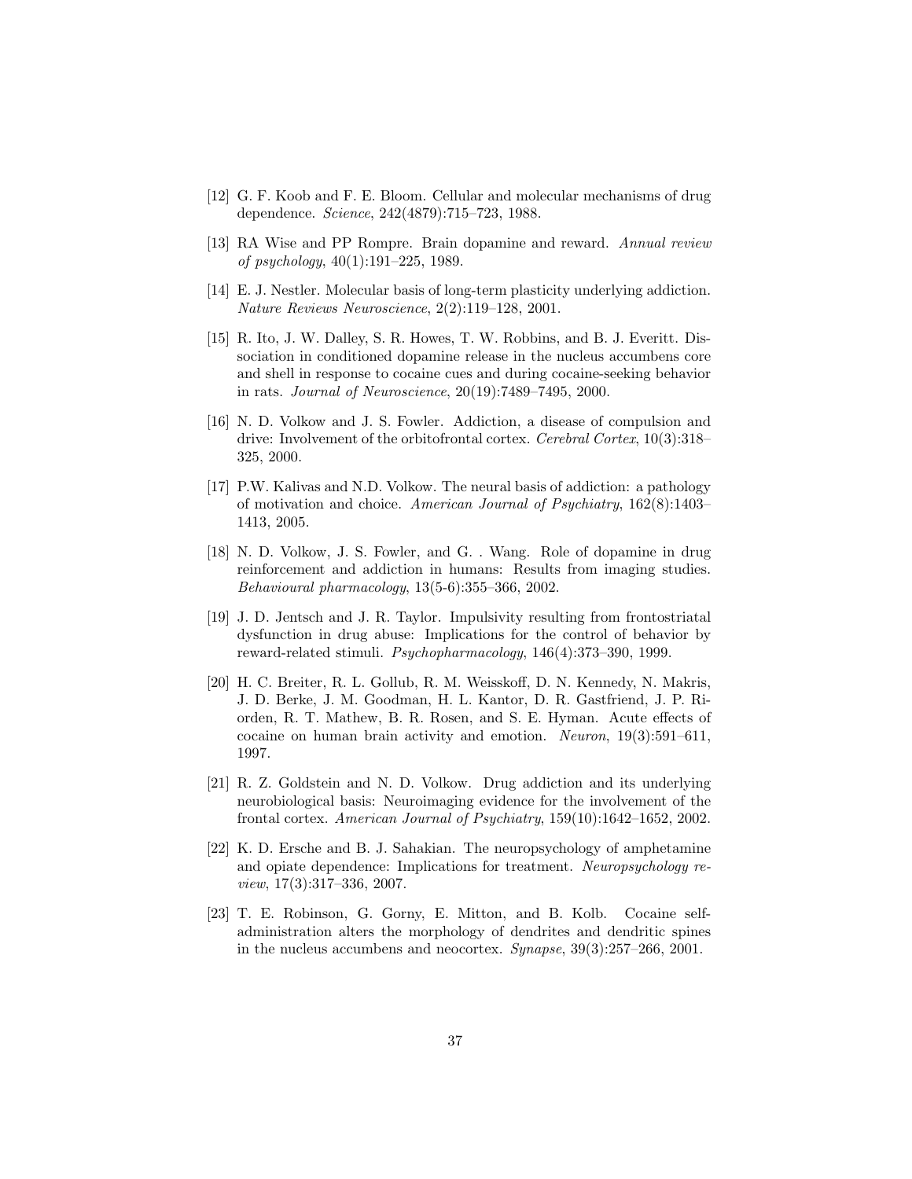[12] G. F. Koob and F. E. Bloom. Cellular and molecular mechanisms of drug dependence. *Science*, 242(4879):715–723, 1988.

[13] RA Wise and PP Rompre. Brain dopamine and reward. *Annual review of psychology*, 40(1):191–225, 1989.

[14] E. J. Nestler. Molecular basis of long-term plasticity underlying addiction. *Nature Reviews Neuroscience*, 2(2):119–128, 2001.

[15] R. Ito, J. W. Dalley, S. R. Howes, T. W. Robbins, and B. J. Everitt. Dissociation in conditioned dopamine release in the nucleus accumbens core and shell in response to cocaine cues and during cocaine-seeking behavior in rats. *Journal of Neuroscience*, 20(19):7489–7495, 2000.

[16] N. D. Volkow and J. S. Fowler. Addiction, a disease of compulsion and drive: Involvement of the orbitofrontal cortex. *Cerebral Cortex*, 10(3):318–325, 2000.

[17] P.W. Kalivas and N.D. Volkow. The neural basis of addiction: a pathology of motivation and choice. *American Journal of Psychiatry*, 162(8):1403–1413, 2005.

[18] N. D. Volkow, J. S. Fowler, and G. . Wang. Role of dopamine in drug reinforcement and addiction in humans: Results from imaging studies. *Behavioural pharmacology*, 13(5-6):355–366, 2002.

[19] J. D. Jentsch and J. R. Taylor. Impulsivity resulting from frontostriatal dysfunction in drug abuse: Implications for the control of behavior by reward-related stimuli. *Psychopharmacology*, 146(4):373–390, 1999.

[20] H. C. Breiter, R. L. Gollub, R. M. Weisskoff, D. N. Kennedy, N. Makris, J. D. Berke, J. M. Goodman, H. L. Kantor, D. R. Gastfriend, J. P. Riorden, R. T. Mathew, B. R. Rosen, and S. E. Hyman. Acute effects of cocaine on human brain activity and emotion. *Neuron*, 19(3):591–611, 1997.

[21] R. Z. Goldstein and N. D. Volkow. Drug addiction and its underlying neurobiological basis: Neuroimaging evidence for the involvement of the frontal cortex. *American Journal of Psychiatry*, 159(10):1642–1652, 2002.

[22] K. D. Ersche and B. J. Sahakian. The neuropsychology of amphetamine and opiate dependence: Implications for treatment. *Neuropsychology review*, 17(3):317–336, 2007.

[23] T. E. Robinson, G. Gorny, E. Mitton, and B. Kolb. Cocaine self-administration alters the morphology of dendrites and dendritic spines in the nucleus accumbens and neocortex. *Synapse*, 39(3):257–266, 2001.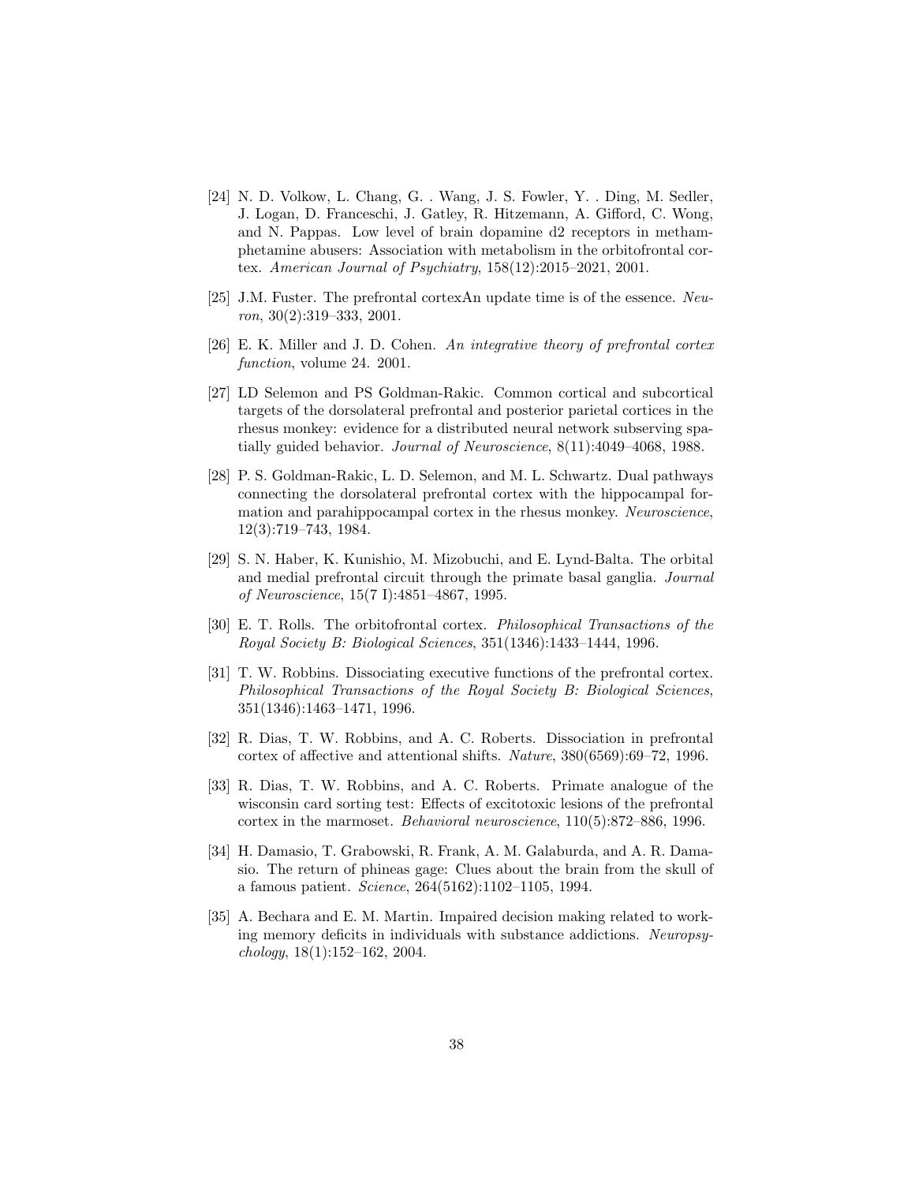[24] N. D. Volkow, L. Chang, G. . Wang, J. S. Fowler, Y. . Ding, M. Sedler, J. Logan, D. Franceschi, J. Gatley, R. Hitzemann, A. Gifford, C. Wong, and N. Pappas. Low level of brain dopamine d2 receptors in methamphetamine abusers: Association with metabolism in the orbitofrontal cortex. *American Journal of Psychiatry*, 158(12):2015–2021, 2001.

[25] J.M. Fuster. The prefrontal cortexAn update time is of the essence. *Neuron*, 30(2):319–333, 2001.

[26] E. K. Miller and J. D. Cohen. *An integrative theory of prefrontal cortex function*, volume 24. 2001.

[27] LD Selemon and PS Goldman-Rakic. Common cortical and subcortical targets of the dorsolateral prefrontal and posterior parietal cortices in the rhesus monkey: evidence for a distributed neural network subserving spatially guided behavior. *Journal of Neuroscience*, 8(11):4049–4068, 1988.

[28] P. S. Goldman-Rakic, L. D. Selemon, and M. L. Schwartz. Dual pathways connecting the dorsolateral prefrontal cortex with the hippocampal formation and parahippocampal cortex in the rhesus monkey. *Neuroscience*, 12(3):719–743, 1984.

[29] S. N. Haber, K. Kunishio, M. Mizobuchi, and E. Lynd-Balta. The orbital and medial prefrontal circuit through the primate basal ganglia. *Journal of Neuroscience*, 15(7 I):4851–4867, 1995.

[30] E. T. Rolls. The orbitofrontal cortex. *Philosophical Transactions of the Royal Society B: Biological Sciences*, 351(1346):1433–1444, 1996.

[31] T. W. Robbins. Dissociating executive functions of the prefrontal cortex. *Philosophical Transactions of the Royal Society B: Biological Sciences*, 351(1346):1463–1471, 1996.

[32] R. Dias, T. W. Robbins, and A. C. Roberts. Dissociation in prefrontal cortex of affective and attentional shifts. *Nature*, 380(6569):69–72, 1996.

[33] R. Dias, T. W. Robbins, and A. C. Roberts. Primate analogue of the wisconsin card sorting test: Effects of excitotoxic lesions of the prefrontal cortex in the marmoset. *Behavioral neuroscience*, 110(5):872–886, 1996.

[34] H. Damasio, T. Grabowski, R. Frank, A. M. Galaburda, and A. R. Damasio. The return of phineas gage: Clues about the brain from the skull of a famous patient. *Science*, 264(5162):1102–1105, 1994.

[35] A. Bechara and E. M. Martin. Impaired decision making related to working memory deficits in individuals with substance addictions. *Neuropsychology*, 18(1):152–162, 2004.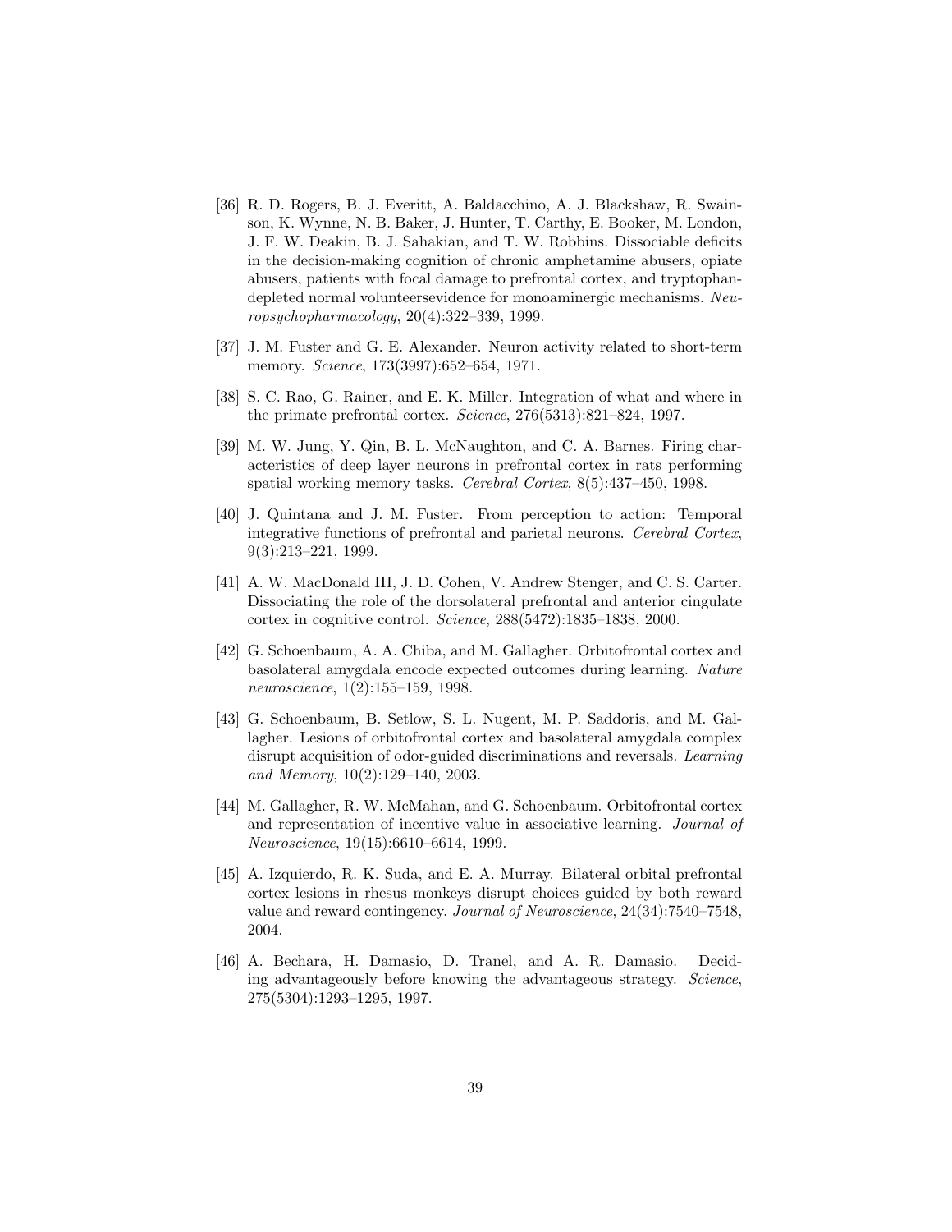[36] R. D. Rogers, B. J. Everitt, A. Baldacchino, A. J. Blackshaw, R. Swainson, K. Wynne, N. B. Baker, J. Hunter, T. Carthy, E. Booker, M. London, J. F. W. Deakin, B. J. Sahakian, and T. W. Robbins. Dissociable deficits in the decision-making cognition of chronic amphetamine abusers, opiate abusers, patients with focal damage to prefrontal cortex, and tryptophan-depleted normal volunteersevidence for monoaminergic mechanisms. *Neuropsychopharmacology*, 20(4):322–339, 1999.

[37] J. M. Fuster and G. E. Alexander. Neuron activity related to short-term memory. *Science*, 173(3997):652–654, 1971.

[38] S. C. Rao, G. Rainer, and E. K. Miller. Integration of what and where in the primate prefrontal cortex. *Science*, 276(5313):821–824, 1997.

[39] M. W. Jung, Y. Qin, B. L. McNaughton, and C. A. Barnes. Firing characteristics of deep layer neurons in prefrontal cortex in rats performing spatial working memory tasks. *Cerebral Cortex*, 8(5):437–450, 1998.

[40] J. Quintana and J. M. Fuster. From perception to action: Temporal integrative functions of prefrontal and parietal neurons. *Cerebral Cortex*, 9(3):213–221, 1999.

[41] A. W. MacDonald III, J. D. Cohen, V. Andrew Stenger, and C. S. Carter. Dissociating the role of the dorsolateral prefrontal and anterior cingulate cortex in cognitive control. *Science*, 288(5472):1835–1838, 2000.

[42] G. Schoenbaum, A. A. Chiba, and M. Gallagher. Orbitofrontal cortex and basolateral amygdala encode expected outcomes during learning. *Nature neuroscience*, 1(2):155–159, 1998.

[43] G. Schoenbaum, B. Setlow, S. L. Nugent, M. P. Saddoris, and M. Gallagher. Lesions of orbitofrontal cortex and basolateral amygdala complex disrupt acquisition of odor-guided discriminations and reversals. *Learning and Memory*, 10(2):129–140, 2003.

[44] M. Gallagher, R. W. McMahan, and G. Schoenbaum. Orbitofrontal cortex and representation of incentive value in associative learning. *Journal of Neuroscience*, 19(15):6610–6614, 1999.

[45] A. Izquierdo, R. K. Suda, and E. A. Murray. Bilateral orbital prefrontal cortex lesions in rhesus monkeys disrupt choices guided by both reward value and reward contingency. *Journal of Neuroscience*, 24(34):7540–7548, 2004.

[46] A. Bechara, H. Damasio, D. Tranel, and A. R. Damasio. Deciding advantageously before knowing the advantageous strategy. *Science*, 275(5304):1293–1295, 1997.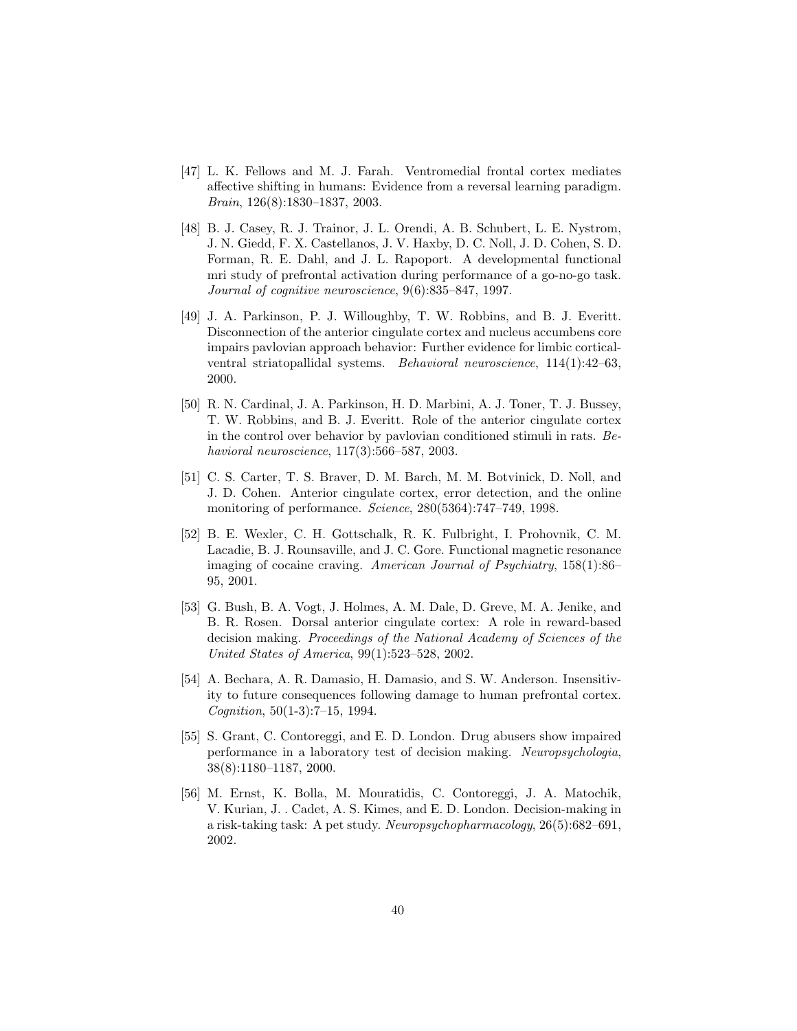[47] L. K. Fellows and M. J. Farah. Ventromedial frontal cortex mediates affective shifting in humans: Evidence from a reversal learning paradigm. *Brain*, 126(8):1830–1837, 2003.

[48] B. J. Casey, R. J. Trainor, J. L. Orendi, A. B. Schubert, L. E. Nystrom, J. N. Giedd, F. X. Castellanos, J. V. Haxby, D. C. Noll, J. D. Cohen, S. D. Forman, R. E. Dahl, and J. L. Rapoport. A developmental functional mri study of prefrontal activation during performance of a go-no-go task. *Journal of cognitive neuroscience*, 9(6):835–847, 1997.

[49] J. A. Parkinson, P. J. Willoughby, T. W. Robbins, and B. J. Everitt. Disconnection of the anterior cingulate cortex and nucleus accumbens core impairs pavlovian approach behavior: Further evidence for limbic cortical-ventral striatopallidal systems. *Behavioral neuroscience*, 114(1):42–63, 2000.

[50] R. N. Cardinal, J. A. Parkinson, H. D. Marbini, A. J. Toner, T. J. Bussey, T. W. Robbins, and B. J. Everitt. Role of the anterior cingulate cortex in the control over behavior by pavlovian conditioned stimuli in rats. *Behavioral neuroscience*, 117(3):566–587, 2003.

[51] C. S. Carter, T. S. Braver, D. M. Barch, M. M. Botvinick, D. Noll, and J. D. Cohen. Anterior cingulate cortex, error detection, and the online monitoring of performance. *Science*, 280(5364):747–749, 1998.

[52] B. E. Wexler, C. H. Gottschalk, R. K. Fulbright, I. Prohovnik, C. M. Lacadie, B. J. Rounsaville, and J. C. Gore. Functional magnetic resonance imaging of cocaine craving. *American Journal of Psychiatry*, 158(1):86–95, 2001.

[53] G. Bush, B. A. Vogt, J. Holmes, A. M. Dale, D. Greve, M. A. Jenike, and B. R. Rosen. Dorsal anterior cingulate cortex: A role in reward-based decision making. *Proceedings of the National Academy of Sciences of the United States of America*, 99(1):523–528, 2002.

[54] A. Bechara, A. R. Damasio, H. Damasio, and S. W. Anderson. Insensitivity to future consequences following damage to human prefrontal cortex. *Cognition*, 50(1-3):7–15, 1994.

[55] S. Grant, C. Contoreggi, and E. D. London. Drug abusers show impaired performance in a laboratory test of decision making. *Neuropsychologia*, 38(8):1180–1187, 2000.

[56] M. Ernst, K. Bolla, M. Mouratidis, C. Contoreggi, J. A. Matochik, V. Kurian, J. . Cadet, A. S. Kimes, and E. D. London. Decision-making in a risk-taking task: A pet study. *Neuropsychopharmacology*, 26(5):682–691, 2002.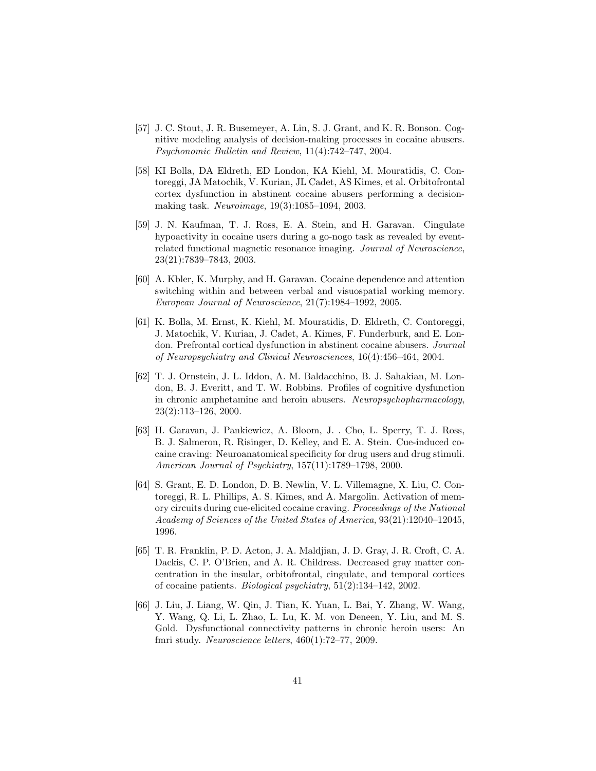[57] J. C. Stout, J. R. Busemeyer, A. Lin, S. J. Grant, and K. R. Bonson. Cognitive modeling analysis of decision-making processes in cocaine abusers. *Psychonomic Bulletin and Review*, 11(4):742–747, 2004.

[58] KI Bolla, DA Eldreth, ED London, KA Kiehl, M. Mouratidis, C. Contoreggi, JA Matochik, V. Kurian, JL Cadet, AS Kimes, et al. Orbitofrontal cortex dysfunction in abstinent cocaine abusers performing a decision-making task. *Neuroimage*, 19(3):1085–1094, 2003.

[59] J. N. Kaufman, T. J. Ross, E. A. Stein, and H. Garavan. Cingulate hypoactivity in cocaine users during a go-nogo task as revealed by event-related functional magnetic resonance imaging. *Journal of Neuroscience*, 23(21):7839–7843, 2003.

[60] A. Kbler, K. Murphy, and H. Garavan. Cocaine dependence and attention switching within and between verbal and visuospatial working memory. *European Journal of Neuroscience*, 21(7):1984–1992, 2005.

[61] K. Bolla, M. Ernst, K. Kiehl, M. Mouratidis, D. Eldreth, C. Contoreggi, J. Matochik, V. Kurian, J. Cadet, A. Kimes, F. Funderburk, and E. London. Prefrontal cortical dysfunction in abstinent cocaine abusers. *Journal of Neuropsychiatry and Clinical Neurosciences*, 16(4):456–464, 2004.

[62] T. J. Ornstein, J. L. Iddon, A. M. Baldacchino, B. J. Sahakian, M. London, B. J. Everitt, and T. W. Robbins. Profiles of cognitive dysfunction in chronic amphetamine and heroin abusers. *Neuropsychopharmacology*, 23(2):113–126, 2000.

[63] H. Garavan, J. Pankiewicz, A. Bloom, J. . Cho, L. Sperry, T. J. Ross, B. J. Salmeron, R. Risinger, D. Kelley, and E. A. Stein. Cue-induced cocaine craving: Neuroanatomical specificity for drug users and drug stimuli. *American Journal of Psychiatry*, 157(11):1789–1798, 2000.

[64] S. Grant, E. D. London, D. B. Newlin, V. L. Villemagne, X. Liu, C. Contoreggi, R. L. Phillips, A. S. Kimes, and A. Margolin. Activation of memory circuits during cue-elicited cocaine craving. *Proceedings of the National Academy of Sciences of the United States of America*, 93(21):12040–12045, 1996.

[65] T. R. Franklin, P. D. Acton, J. A. Maldjian, J. D. Gray, J. R. Croft, C. A. Dackis, C. P. O'Brien, and A. R. Childress. Decreased gray matter concentration in the insular, orbitofrontal, cingulate, and temporal cortices of cocaine patients. *Biological psychiatry*, 51(2):134–142, 2002.

[66] J. Liu, J. Liang, W. Qin, J. Tian, K. Yuan, L. Bai, Y. Zhang, W. Wang, Y. Wang, Q. Li, L. Zhao, L. Lu, K. M. von Deneen, Y. Liu, and M. S. Gold. Dysfunctional connectivity patterns in chronic heroin users: An fmri study. *Neuroscience letters*, 460(1):72–77, 2009.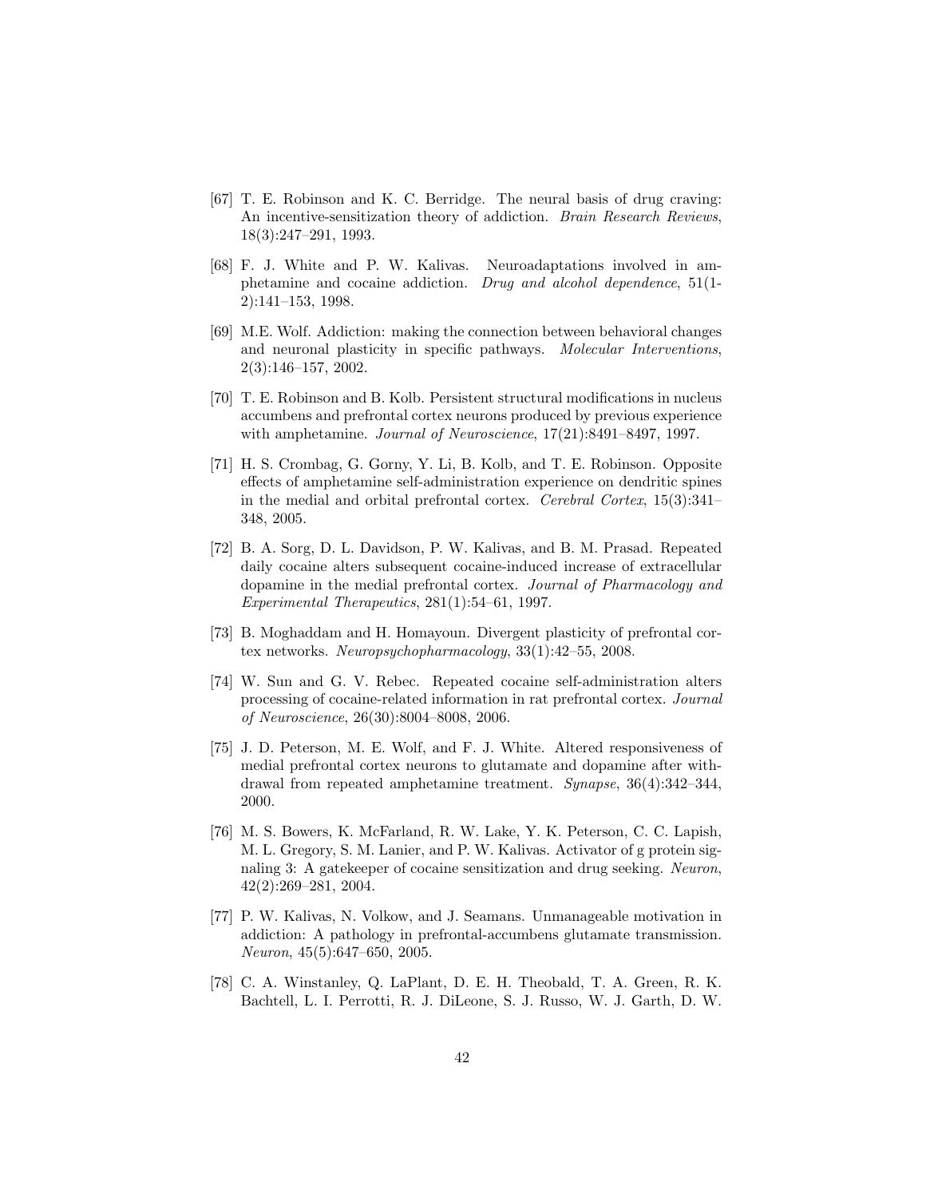[67] T. E. Robinson and K. C. Berridge. The neural basis of drug craving: An incentive-sensitization theory of addiction. *Brain Research Reviews*, 18(3):247–291, 1993.

[68] F. J. White and P. W. Kalivas. Neuroadaptations involved in amphetamine and cocaine addiction. *Drug and alcohol dependence*, 51(1-2):141–153, 1998.

[69] M.E. Wolf. Addiction: making the connection between behavioral changes and neuronal plasticity in specific pathways. *Molecular Interventions*, 2(3):146–157, 2002.

[70] T. E. Robinson and B. Kolb. Persistent structural modifications in nucleus accumbens and prefrontal cortex neurons produced by previous experience with amphetamine. *Journal of Neuroscience*, 17(21):8491–8497, 1997.

[71] H. S. Crombag, G. Gorny, Y. Li, B. Kolb, and T. E. Robinson. Opposite effects of amphetamine self-administration experience on dendritic spines in the medial and orbital prefrontal cortex. *Cerebral Cortex*, 15(3):341–348, 2005.

[72] B. A. Sorg, D. L. Davidson, P. W. Kalivas, and B. M. Prasad. Repeated daily cocaine alters subsequent cocaine-induced increase of extracellular dopamine in the medial prefrontal cortex. *Journal of Pharmacology and Experimental Therapeutics*, 281(1):54–61, 1997.

[73] B. Moghaddam and H. Homayoun. Divergent plasticity of prefrontal cortex networks. *Neuropsychopharmacology*, 33(1):42–55, 2008.

[74] W. Sun and G. V. Rebec. Repeated cocaine self-administration alters processing of cocaine-related information in rat prefrontal cortex. *Journal of Neuroscience*, 26(30):8004–8008, 2006.

[75] J. D. Peterson, M. E. Wolf, and F. J. White. Altered responsiveness of medial prefrontal cortex neurons to glutamate and dopamine after withdrawal from repeated amphetamine treatment. *Synapse*, 36(4):342–344, 2000.

[76] M. S. Bowers, K. McFarland, R. W. Lake, Y. K. Peterson, C. C. Lapish, M. L. Gregory, S. M. Lanier, and P. W. Kalivas. Activator of g protein signaling 3: A gatekeeper of cocaine sensitization and drug seeking. *Neuron*, 42(2):269–281, 2004.

[77] P. W. Kalivas, N. Volkow, and J. Seamans. Unmanageable motivation in addiction: A pathology in prefrontal-accumbens glutamate transmission. *Neuron*, 45(5):647–650, 2005.

[78] C. A. Winstanley, Q. LaPlant, D. E. H. Theobald, T. A. Green, R. K. Bachtell, L. I. Perrotti, R. J. DiLeone, S. J. Russo, W. J. Garth, D. W.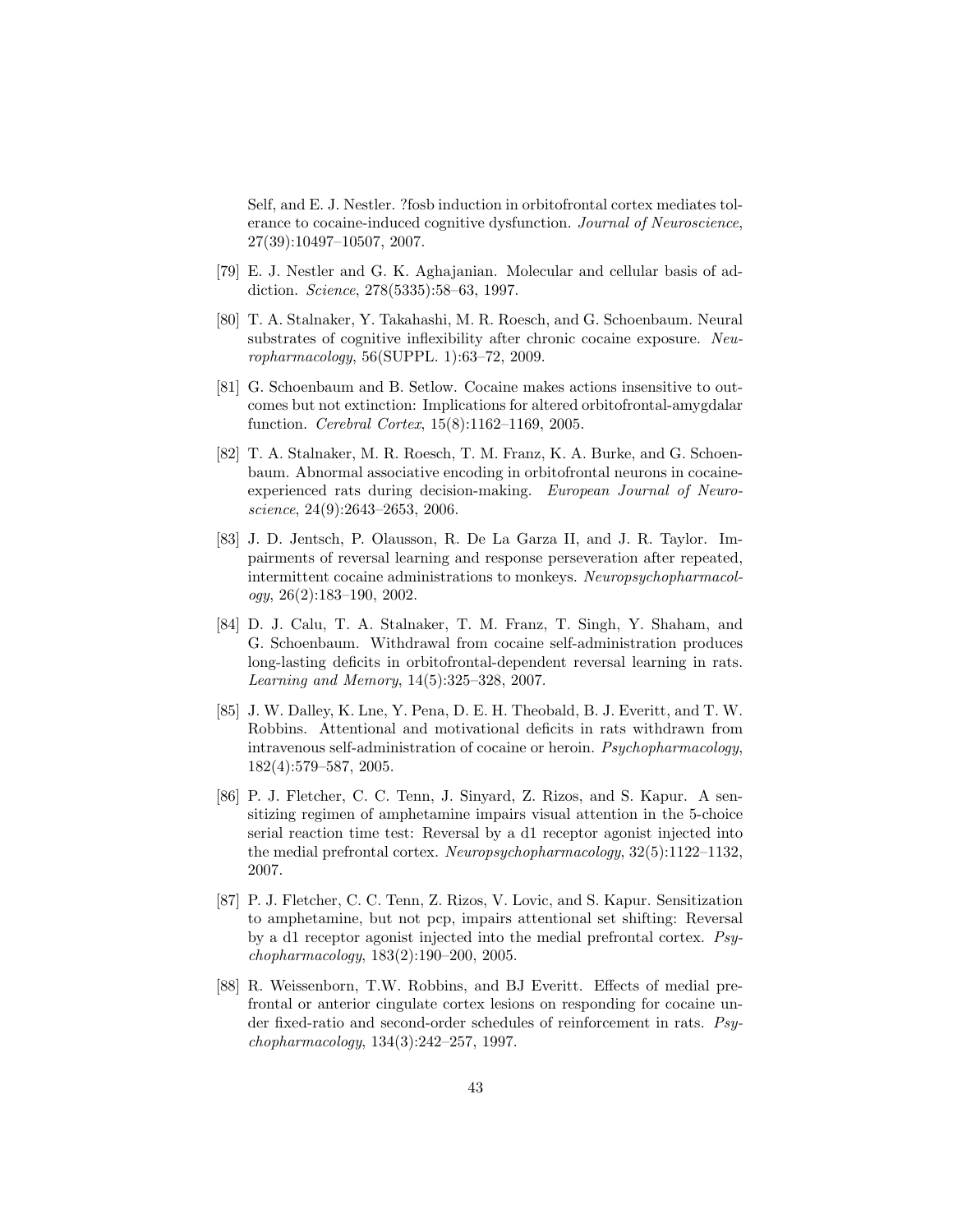Self, and E. J. Nestler. ?fosb induction in orbitofrontal cortex mediates tolerance to cocaine-induced cognitive dysfunction. *Journal of Neuroscience*, 27(39):10497–10507, 2007.

[79] E. J. Nestler and G. K. Aghajanian. Molecular and cellular basis of addiction. *Science*, 278(5335):58–63, 1997.

[80] T. A. Stalnaker, Y. Takahashi, M. R. Roesch, and G. Schoenbaum. Neural substrates of cognitive inflexibility after chronic cocaine exposure. *Neuropharmacology*, 56(SUPPL. 1):63–72, 2009.

[81] G. Schoenbaum and B. Setlow. Cocaine makes actions insensitive to outcomes but not extinction: Implications for altered orbitofrontal-amygdalar function. *Cerebral Cortex*, 15(8):1162–1169, 2005.

[82] T. A. Stalnaker, M. R. Roesch, T. M. Franz, K. A. Burke, and G. Schoenbaum. Abnormal associative encoding in orbitofrontal neurons in cocaine-experienced rats during decision-making. *European Journal of Neuroscience*, 24(9):2643–2653, 2006.

[83] J. D. Jentsch, P. Olausson, R. De La Garza II, and J. R. Taylor. Impairments of reversal learning and response perseveration after repeated, intermittent cocaine administrations to monkeys. *Neuropsychopharmacology*, 26(2):183–190, 2002.

[84] D. J. Calu, T. A. Stalnaker, T. M. Franz, T. Singh, Y. Shaham, and G. Schoenbaum. Withdrawal from cocaine self-administration produces long-lasting deficits in orbitofrontal-dependent reversal learning in rats. *Learning and Memory*, 14(5):325–328, 2007.

[85] J. W. Dalley, K. Lne, Y. Pena, D. E. H. Theobald, B. J. Everitt, and T. W. Robbins. Attentional and motivational deficits in rats withdrawn from intravenous self-administration of cocaine or heroin. *Psychopharmacology*, 182(4):579–587, 2005.

[86] P. J. Fletcher, C. C. Tenn, J. Sinyard, Z. Rizos, and S. Kapur. A sensitizing regimen of amphetamine impairs visual attention in the 5-choice serial reaction time test: Reversal by a d1 receptor agonist injected into the medial prefrontal cortex. *Neuropsychopharmacology*, 32(5):1122–1132, 2007.

[87] P. J. Fletcher, C. C. Tenn, Z. Rizos, V. Lovic, and S. Kapur. Sensitization to amphetamine, but not pcp, impairs attentional set shifting: Reversal by a d1 receptor agonist injected into the medial prefrontal cortex. *Psychopharmacology*, 183(2):190–200, 2005.

[88] R. Weissenborn, T.W. Robbins, and BJ Everitt. Effects of medial prefrontal or anterior cingulate cortex lesions on responding for cocaine under fixed-ratio and second-order schedules of reinforcement in rats. *Psychopharmacology*, 134(3):242–257, 1997.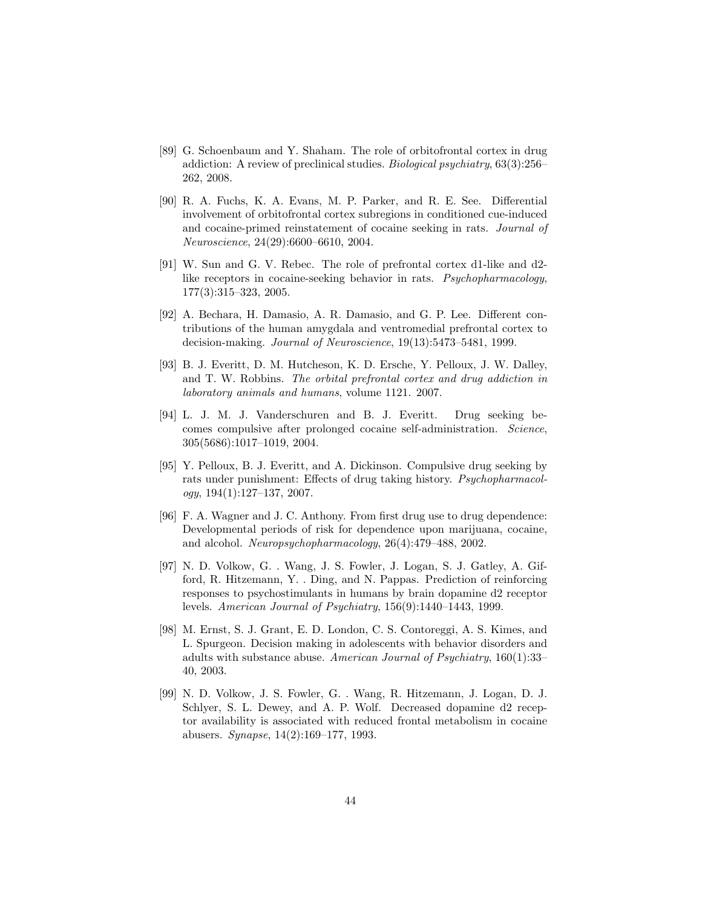[89] G. Schoenbaum and Y. Shaham. The role of orbitofrontal cortex in drug addiction: A review of preclinical studies. *Biological psychiatry*, 63(3):256–262, 2008.

[90] R. A. Fuchs, K. A. Evans, M. P. Parker, and R. E. See. Differential involvement of orbitofrontal cortex subregions in conditioned cue-induced and cocaine-primed reinstatement of cocaine seeking in rats. *Journal of Neuroscience*, 24(29):6600–6610, 2004.

[91] W. Sun and G. V. Rebec. The role of prefrontal cortex d1-like and d2-like receptors in cocaine-seeking behavior in rats. *Psychopharmacology*, 177(3):315–323, 2005.

[92] A. Bechara, H. Damasio, A. R. Damasio, and G. P. Lee. Different contributions of the human amygdala and ventromedial prefrontal cortex to decision-making. *Journal of Neuroscience*, 19(13):5473–5481, 1999.

[93] B. J. Everitt, D. M. Hutcheson, K. D. Ersche, Y. Pelloux, J. W. Dalley, and T. W. Robbins. *The orbital prefrontal cortex and drug addiction in laboratory animals and humans*, volume 1121. 2007.

[94] L. J. M. J. Vanderschuren and B. J. Everitt. Drug seeking becomes compulsive after prolonged cocaine self-administration. *Science*, 305(5686):1017–1019, 2004.

[95] Y. Pelloux, B. J. Everitt, and A. Dickinson. Compulsive drug seeking by rats under punishment: Effects of drug taking history. *Psychopharmacology*, 194(1):127–137, 2007.

[96] F. A. Wagner and J. C. Anthony. From first drug use to drug dependence: Developmental periods of risk for dependence upon marijuana, cocaine, and alcohol. *Neuropsychopharmacology*, 26(4):479–488, 2002.

[97] N. D. Volkow, G. . Wang, J. S. Fowler, J. Logan, S. J. Gatley, A. Gifford, R. Hitzemann, Y. . Ding, and N. Pappas. Prediction of reinforcing responses to psychostimulants in humans by brain dopamine d2 receptor levels. *American Journal of Psychiatry*, 156(9):1440–1443, 1999.

[98] M. Ernst, S. J. Grant, E. D. London, C. S. Contoreggi, A. S. Kimes, and L. Spurgeon. Decision making in adolescents with behavior disorders and adults with substance abuse. *American Journal of Psychiatry*, 160(1):33–40, 2003.

[99] N. D. Volkow, J. S. Fowler, G. . Wang, R. Hitzemann, J. Logan, D. J. Schlyer, S. L. Dewey, and A. P. Wolf. Decreased dopamine d2 receptor availability is associated with reduced frontal metabolism in cocaine abusers. *Synapse*, 14(2):169–177, 1993.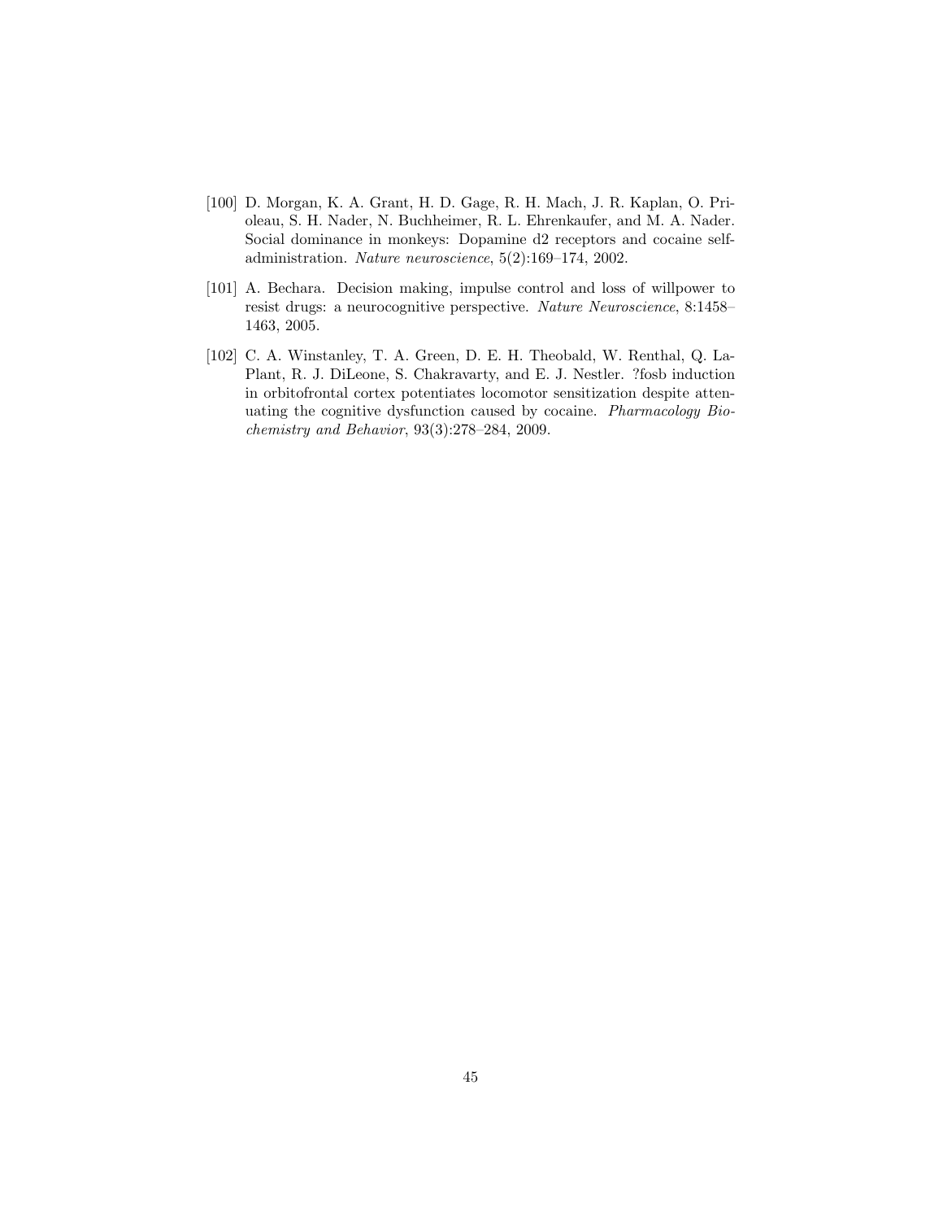[100] D. Morgan, K. A. Grant, H. D. Gage, R. H. Mach, J. R. Kaplan, O. Prioleau, S. H. Nader, N. Buchheimer, R. L. Ehrenkaufer, and M. A. Nader. Social dominance in monkeys: Dopamine d2 receptors and cocaine self-administration. *Nature neuroscience*, 5(2):169–174, 2002.

[101] A. Bechara. Decision making, impulse control and loss of willpower to resist drugs: a neurocognitive perspective. *Nature Neuroscience*, 8:1458–1463, 2005.

[102] C. A. Winstanley, T. A. Green, D. E. H. Theobald, W. Renthal, Q. LaPlant, R. J. DiLeone, S. Chakravarty, and E. J. Nestler. ?fosb induction in orbitofrontal cortex potentiates locomotor sensitization despite attenuating the cognitive dysfunction caused by cocaine. *Pharmacology Biochemistry and Behavior*, 93(3):278–284, 2009.